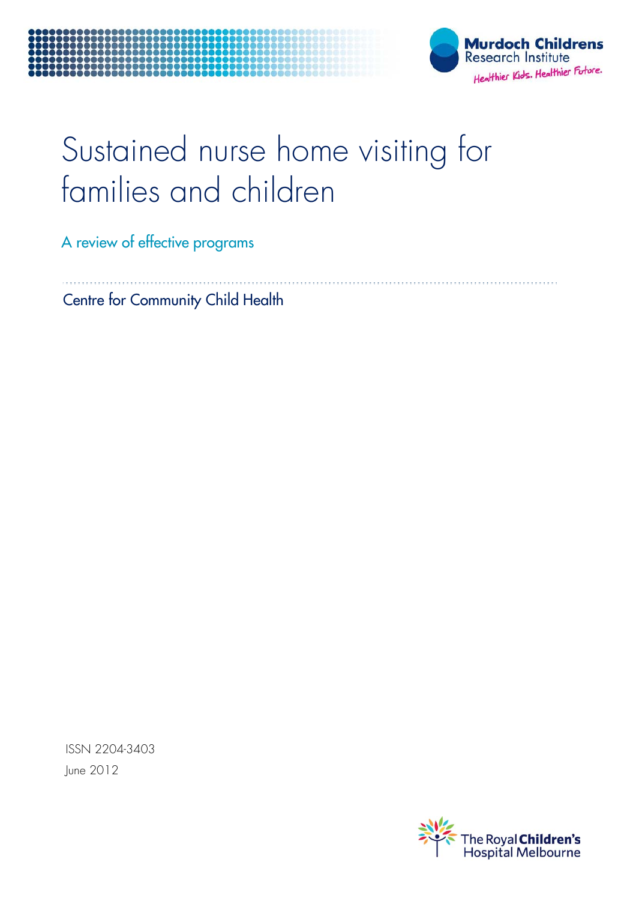Murdoch Childrens Research Institute

Healthier Kids. Healthier Future.

# Sustained nurse home visiting for families and children

## A review of effective programs

Centre for Community Child Health

ISSN 2204-3403

June 2012

The Royal Children's Hospital Melbourne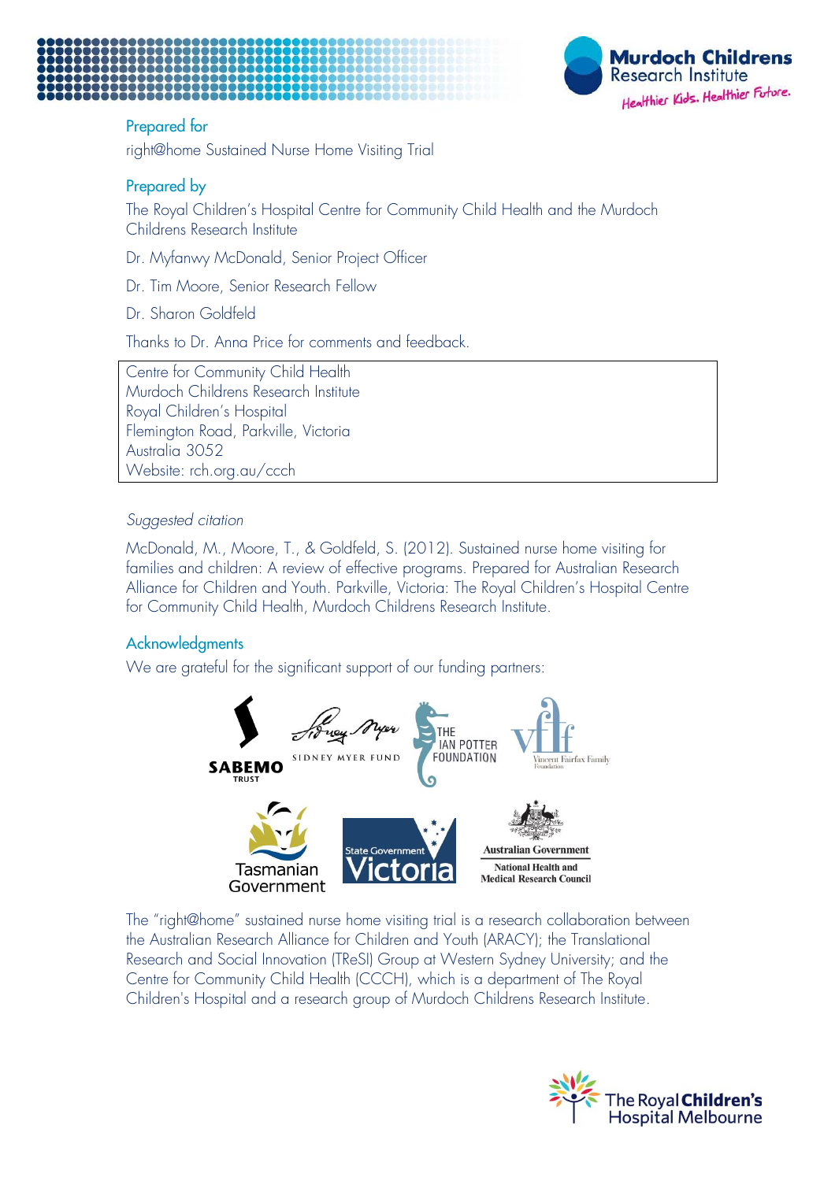## Prepared for

right@home Sustained Nurse Home Visiting Trial

## Prepared by

The Royal Children's Hospital Centre for Community Child Health and the Murdoch Childrens Research Institute

Dr. Myfanwy McDonald, Senior Project Officer

Dr. Tim Moore, Senior Research Fellow

Dr. Sharon Goldfeld

Thanks to Dr. Anna Price for comments and feedback.

Centre for Community Child Health
Murdoch Childrens Research Institute
Royal Children's Hospital
Flemington Road, Parkville, Victoria
Australia 3052
Website: rch.org.au/ccch

*Suggested citation*

McDonald, M., Moore, T., & Goldfeld, S. (2012). Sustained nurse home visiting for families and children: A review of effective programs. Prepared for Australian Research Alliance for Children and Youth. Parkville, Victoria: The Royal Children's Hospital Centre for Community Child Health, Murdoch Childrens Research Institute.

## Acknowledgments

We are grateful for the significant support of our funding partners:

The "right@home" sustained nurse home visiting trial is a research collaboration between the Australian Research Alliance for Children and Youth (ARACY); the Translational Research and Social Innovation (TReSI) Group at Western Sydney University; and the Centre for Community Child Health (CCCH), which is a department of The Royal Children's Hospital and a research group of Murdoch Childrens Research Institute.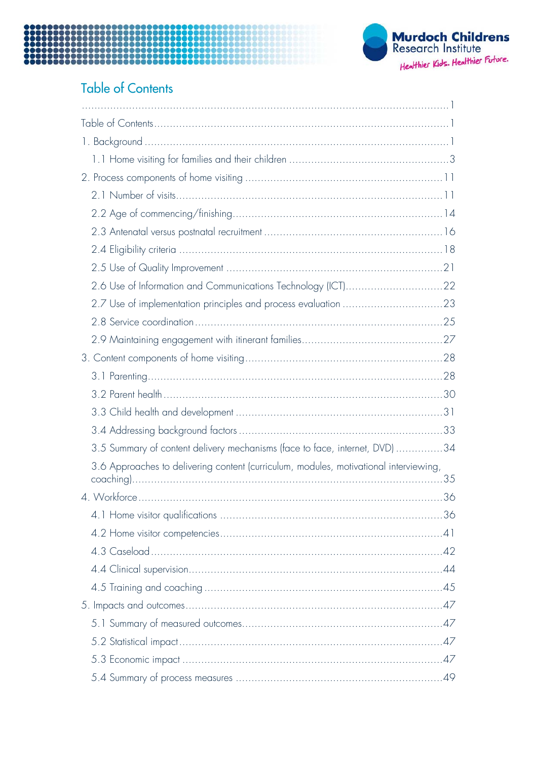## Table of Contents

........................................................................................................................1

Table of Contents ........................................................................................1

1. Background ..............................................................................................1

   1.1 Home visiting for families and their children ..........................................3

2. Process components of home visiting .......................................................11

   2.1 Number of visits.................................................................................11

   2.2 Age of commencing/finishing...............................................................14

   2.3 Antenatal versus postnatal recruitment .................................................16

   2.4 Eligibility criteria ...............................................................................18

   2.5 Use of Quality Improvement ................................................................21

   2.6 Use of Information and Communications Technology (ICT)........................22

   2.7 Use of implementation principles and process evaluation .........................23

   2.8 Service coordination ...........................................................................25

   2.9 Maintaining engagement with itinerant families.......................................27

3. Content components of home visiting ........................................................28

   3.1 Parenting...........................................................................................28

   3.2 Parent health .....................................................................................30

   3.3 Child health and development .............................................................31

   3.4 Addressing background factors ............................................................33

   3.5 Summary of content delivery mechanisms (face to face, internet, DVD) ...............34

   3.6 Approaches to delivering content (curriculum, modules, motivational interviewing, coaching)...........................................................................................35

4. Workforce..................................................................................................36

   4.1 Home visitor qualifications ..................................................................36

   4.2 Home visitor competencies...................................................................41

   4.3 Caseload............................................................................................42

   4.4 Clinical supervision.............................................................................44

   4.5 Training and coaching ........................................................................45

5. Impacts and outcomes.................................................................................47

   5.1 Summary of measured outcomes............................................................47

   5.2 Statistical impact................................................................................47

   5.3 Economic impact ...............................................................................47

   5.4 Summary of process measures ..............................................................49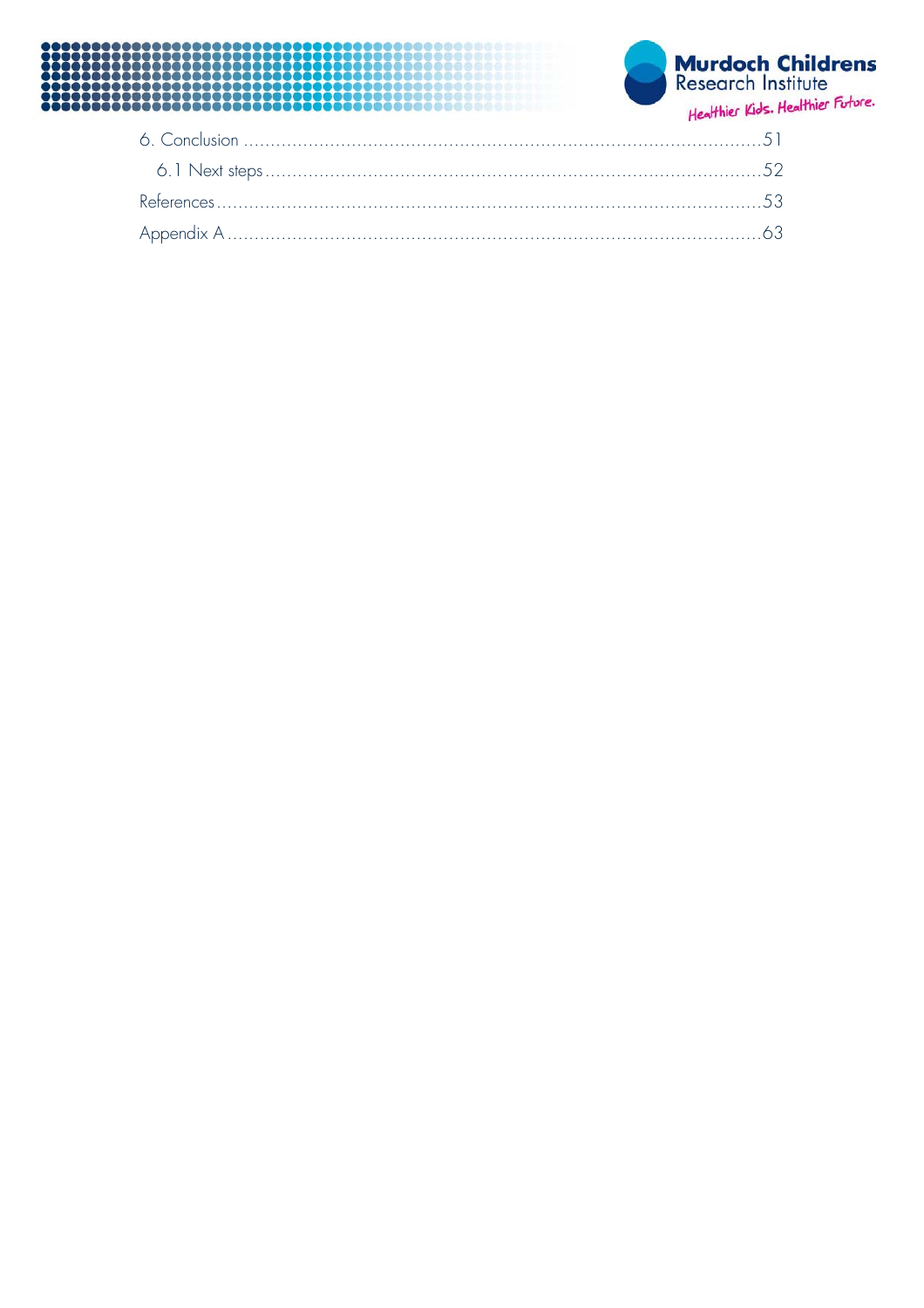6. Conclusion ...........................................................................................51

6.1 Next steps .......................................................................................52

References ...............................................................................................53

Appendix A ..............................................................................................63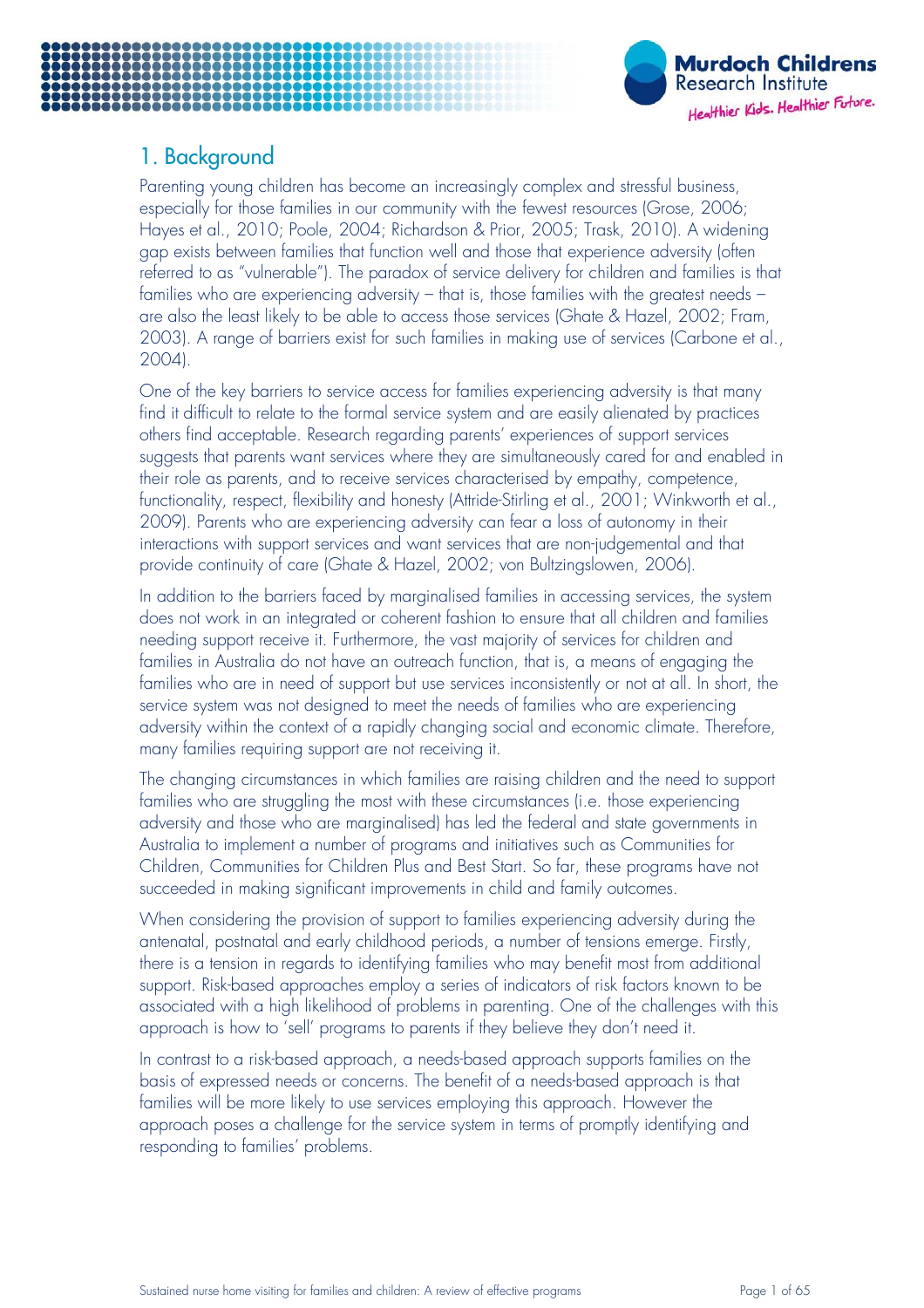## 1. Background

Parenting young children has become an increasingly complex and stressful business, especially for those families in our community with the fewest resources (Grose, 2006; Hayes et al., 2010; Poole, 2004; Richardson & Prior, 2005; Trask, 2010). A widening gap exists between families that function well and those that experience adversity (often referred to as "vulnerable"). The paradox of service delivery for children and families is that families who are experiencing adversity – that is, those families with the greatest needs – are also the least likely to be able to access those services (Ghate & Hazel, 2002; Fram, 2003). A range of barriers exist for such families in making use of services (Carbone et al., 2004).

One of the key barriers to service access for families experiencing adversity is that many find it difficult to relate to the formal service system and are easily alienated by practices others find acceptable. Research regarding parents' experiences of support services suggests that parents want services where they are simultaneously cared for and enabled in their role as parents, and to receive services characterised by empathy, competence, functionality, respect, flexibility and honesty (Attride-Stirling et al., 2001; Winkworth et al., 2009). Parents who are experiencing adversity can fear a loss of autonomy in their interactions with support services and want services that are non-judgemental and that provide continuity of care (Ghate & Hazel, 2002; von Bultzingslowen, 2006).

In addition to the barriers faced by marginalised families in accessing services, the system does not work in an integrated or coherent fashion to ensure that all children and families needing support receive it. Furthermore, the vast majority of services for children and families in Australia do not have an outreach function, that is, a means of engaging the families who are in need of support but use services inconsistently or not at all. In short, the service system was not designed to meet the needs of families who are experiencing adversity within the context of a rapidly changing social and economic climate. Therefore, many families requiring support are not receiving it.

The changing circumstances in which families are raising children and the need to support families who are struggling the most with these circumstances (i.e. those experiencing adversity and those who are marginalised) has led the federal and state governments in Australia to implement a number of programs and initiatives such as Communities for Children, Communities for Children Plus and Best Start. So far, these programs have not succeeded in making significant improvements in child and family outcomes.

When considering the provision of support to families experiencing adversity during the antenatal, postnatal and early childhood periods, a number of tensions emerge. Firstly, there is a tension in regards to identifying families who may benefit most from additional support. Risk-based approaches employ a series of indicators of risk factors known to be associated with a high likelihood of problems in parenting. One of the challenges with this approach is how to 'sell' programs to parents if they believe they don't need it.

In contrast to a risk-based approach, a needs-based approach supports families on the basis of expressed needs or concerns. The benefit of a needs-based approach is that families will be more likely to use services employing this approach. However the approach poses a challenge for the service system in terms of promptly identifying and responding to families' problems.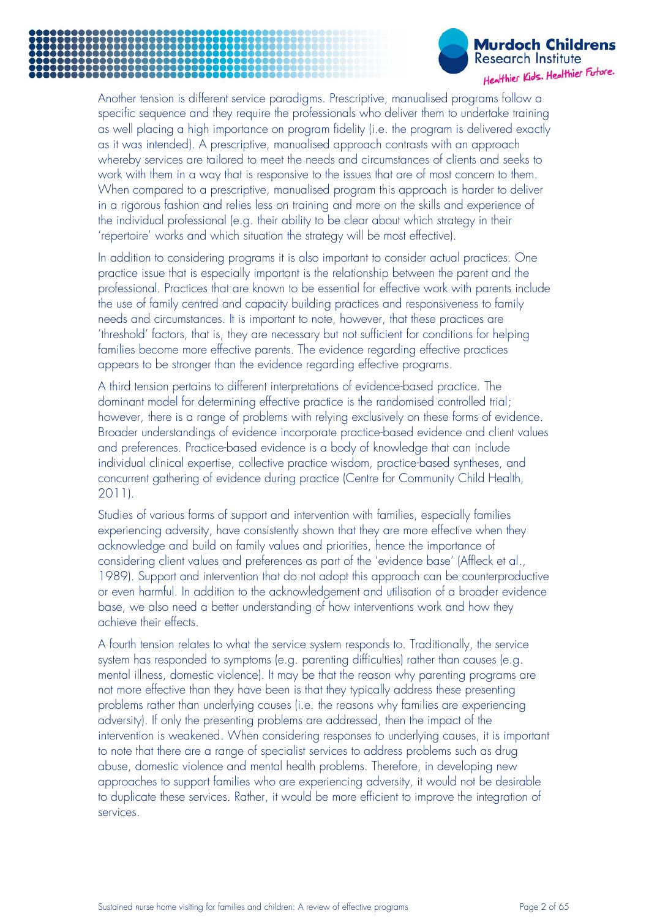Another tension is different service paradigms. Prescriptive, manualised programs follow a specific sequence and they require the professionals who deliver them to undertake training as well placing a high importance on program fidelity (i.e. the program is delivered exactly as it was intended). A prescriptive, manualised approach contrasts with an approach whereby services are tailored to meet the needs and circumstances of clients and seeks to work with them in a way that is responsive to the issues that are of most concern to them. When compared to a prescriptive, manualised program this approach is harder to deliver in a rigorous fashion and relies less on training and more on the skills and experience of the individual professional (e.g. their ability to be clear about which strategy in their 'repertoire' works and which situation the strategy will be most effective).

In addition to considering programs it is also important to consider actual practices. One practice issue that is especially important is the relationship between the parent and the professional. Practices that are known to be essential for effective work with parents include the use of family centred and capacity building practices and responsiveness to family needs and circumstances. It is important to note, however, that these practices are 'threshold' factors, that is, they are necessary but not sufficient for conditions for helping families become more effective parents. The evidence regarding effective practices appears to be stronger than the evidence regarding effective programs.

A third tension pertains to different interpretations of evidence-based practice. The dominant model for determining effective practice is the randomised controlled trial; however, there is a range of problems with relying exclusively on these forms of evidence. Broader understandings of evidence incorporate practice-based evidence and client values and preferences. Practice-based evidence is a body of knowledge that can include individual clinical expertise, collective practice wisdom, practice-based syntheses, and concurrent gathering of evidence during practice (Centre for Community Child Health, 2011).

Studies of various forms of support and intervention with families, especially families experiencing adversity, have consistently shown that they are more effective when they acknowledge and build on family values and priorities, hence the importance of considering client values and preferences as part of the 'evidence base' (Affleck et al., 1989). Support and intervention that do not adopt this approach can be counterproductive or even harmful. In addition to the acknowledgement and utilisation of a broader evidence base, we also need a better understanding of how interventions work and how they achieve their effects.

A fourth tension relates to what the service system responds to. Traditionally, the service system has responded to symptoms (e.g. parenting difficulties) rather than causes (e.g. mental illness, domestic violence). It may be that the reason why parenting programs are not more effective than they have been is that they typically address these presenting problems rather than underlying causes (i.e. the reasons why families are experiencing adversity). If only the presenting problems are addressed, then the impact of the intervention is weakened. When considering responses to underlying causes, it is important to note that there are a range of specialist services to address problems such as drug abuse, domestic violence and mental health problems. Therefore, in developing new approaches to support families who are experiencing adversity, it would not be desirable to duplicate these services. Rather, it would be more efficient to improve the integration of services.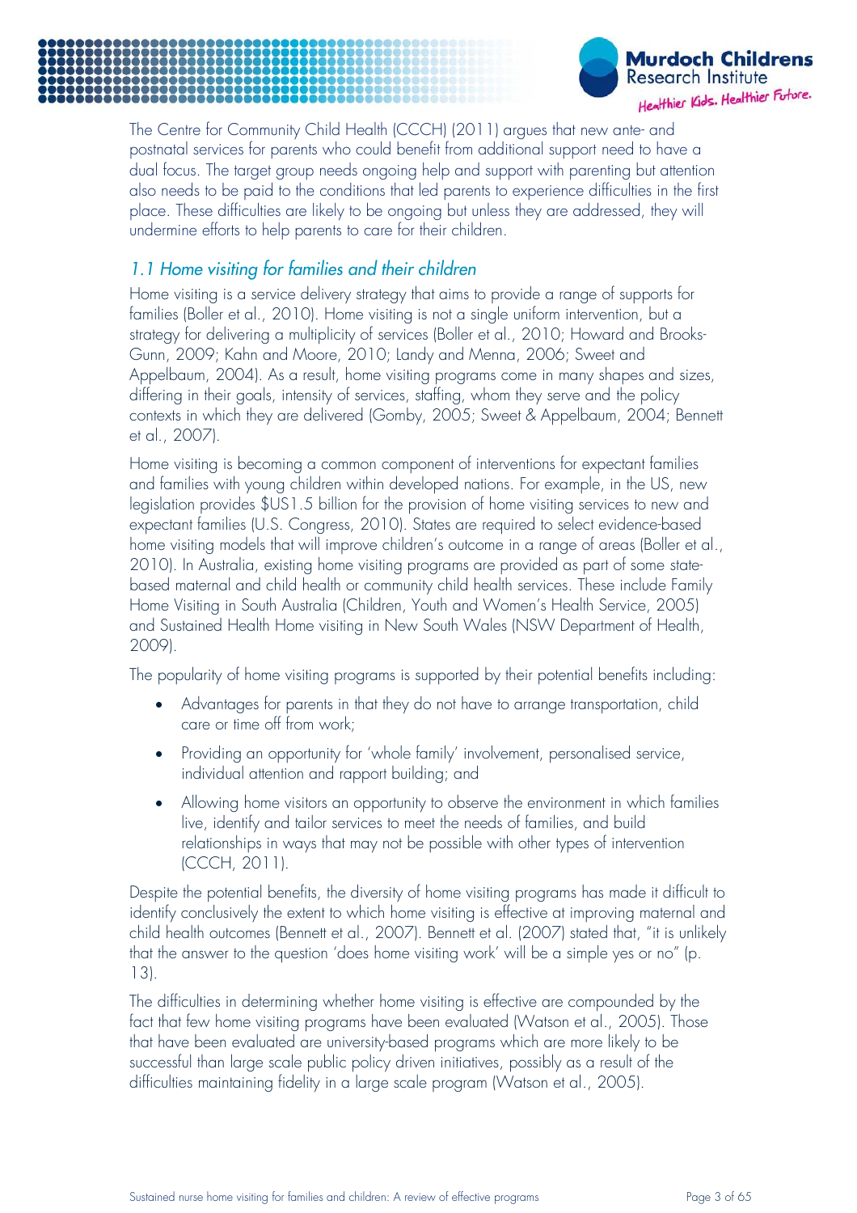The Centre for Community Child Health (CCCH) (2011) argues that new ante- and postnatal services for parents who could benefit from additional support need to have a dual focus. The target group needs ongoing help and support with parenting but attention also needs to be paid to the conditions that led parents to experience difficulties in the first place. These difficulties are likely to be ongoing but unless they are addressed, they will undermine efforts to help parents to care for their children.

### *1.1 Home visiting for families and their children*

Home visiting is a service delivery strategy that aims to provide a range of supports for families (Boller et al., 2010). Home visiting is not a single uniform intervention, but a strategy for delivering a multiplicity of services (Boller et al., 2010; Howard and Brooks-Gunn, 2009; Kahn and Moore, 2010; Landy and Menna, 2006; Sweet and Appelbaum, 2004). As a result, home visiting programs come in many shapes and sizes, differing in their goals, intensity of services, staffing, whom they serve and the policy contexts in which they are delivered (Gomby, 2005; Sweet & Appelbaum, 2004; Bennett et al., 2007).

Home visiting is becoming a common component of interventions for expectant families and families with young children within developed nations. For example, in the US, new legislation provides $US1.5 billion for the provision of home visiting services to new and expectant families (U.S. Congress, 2010). States are required to select evidence-based home visiting models that will improve children's outcome in a range of areas (Boller et al., 2010). In Australia, existing home visiting programs are provided as part of some state-based maternal and child health or community child health services. These include Family Home Visiting in South Australia (Children, Youth and Women's Health Service, 2005) and Sustained Health Home visiting in New South Wales (NSW Department of Health, 2009).

The popularity of home visiting programs is supported by their potential benefits including:

- Advantages for parents in that they do not have to arrange transportation, child care or time off from work;
- Providing an opportunity for 'whole family' involvement, personalised service, individual attention and rapport building; and
- Allowing home visitors an opportunity to observe the environment in which families live, identify and tailor services to meet the needs of families, and build relationships in ways that may not be possible with other types of intervention (CCCH, 2011).

Despite the potential benefits, the diversity of home visiting programs has made it difficult to identify conclusively the extent to which home visiting is effective at improving maternal and child health outcomes (Bennett et al., 2007). Bennett et al. (2007) stated that, "it is unlikely that the answer to the question 'does home visiting work' will be a simple yes or no" (p. 13).

The difficulties in determining whether home visiting is effective are compounded by the fact that few home visiting programs have been evaluated (Watson et al., 2005). Those that have been evaluated are university-based programs which are more likely to be successful than large scale public policy driven initiatives, possibly as a result of the difficulties maintaining fidelity in a large scale program (Watson et al., 2005).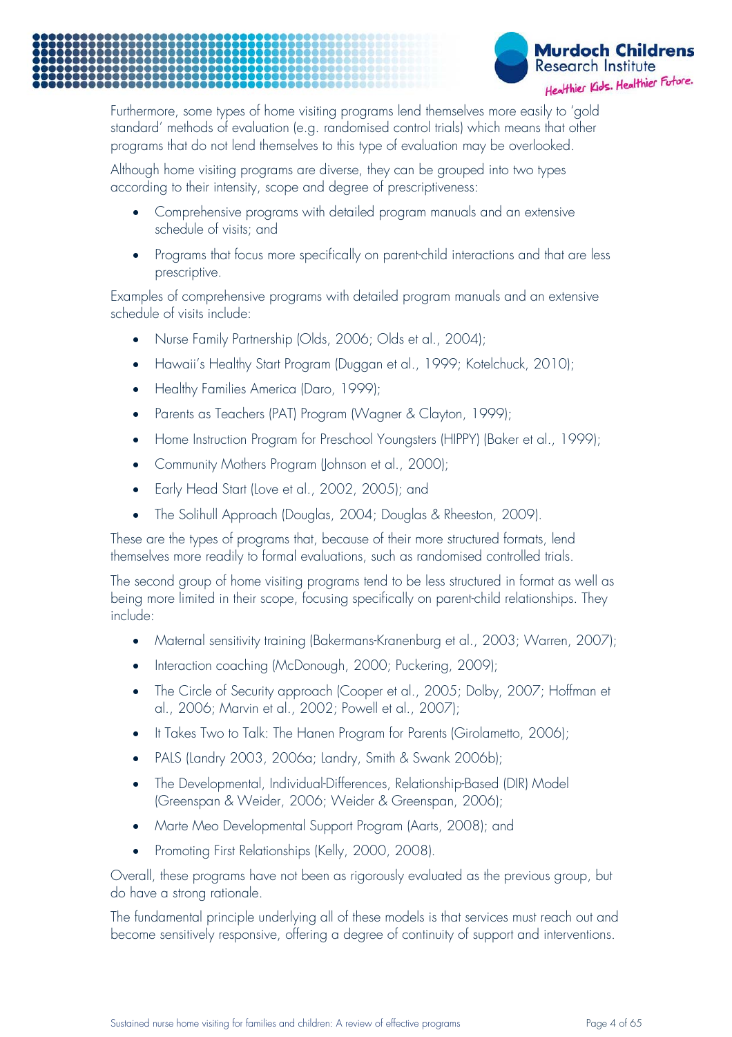Furthermore, some types of home visiting programs lend themselves more easily to 'gold standard' methods of evaluation (e.g. randomised control trials) which means that other programs that do not lend themselves to this type of evaluation may be overlooked.

Although home visiting programs are diverse, they can be grouped into two types according to their intensity, scope and degree of prescriptiveness:

- Comprehensive programs with detailed program manuals and an extensive schedule of visits; and
- Programs that focus more specifically on parent-child interactions and that are less prescriptive.

Examples of comprehensive programs with detailed program manuals and an extensive schedule of visits include:

- Nurse Family Partnership (Olds, 2006; Olds et al., 2004);
- Hawaii's Healthy Start Program (Duggan et al., 1999; Kotelchuck, 2010);
- Healthy Families America (Daro, 1999);
- Parents as Teachers (PAT) Program (Wagner & Clayton, 1999);
- Home Instruction Program for Preschool Youngsters (HIPPY) (Baker et al., 1999);
- Community Mothers Program (Johnson et al., 2000);
- Early Head Start (Love et al., 2002, 2005); and
- The Solihull Approach (Douglas, 2004; Douglas & Rheeston, 2009).

These are the types of programs that, because of their more structured formats, lend themselves more readily to formal evaluations, such as randomised controlled trials.

The second group of home visiting programs tend to be less structured in format as well as being more limited in their scope, focusing specifically on parent-child relationships. They include:

- Maternal sensitivity training (Bakermans-Kranenburg et al., 2003; Warren, 2007);
- Interaction coaching (McDonough, 2000; Puckering, 2009);
- The Circle of Security approach (Cooper et al., 2005; Dolby, 2007; Hoffman et al., 2006; Marvin et al., 2002; Powell et al., 2007);
- It Takes Two to Talk: The Hanen Program for Parents (Girolametto, 2006);
- PALS (Landry 2003, 2006a; Landry, Smith & Swank 2006b);
- The Developmental, Individual-Differences, Relationship-Based (DIR) Model (Greenspan & Weider, 2006; Weider & Greenspan, 2006);
- Marte Meo Developmental Support Program (Aarts, 2008); and
- Promoting First Relationships (Kelly, 2000, 2008).

Overall, these programs have not been as rigorously evaluated as the previous group, but do have a strong rationale.

The fundamental principle underlying all of these models is that services must reach out and become sensitively responsive, offering a degree of continuity of support and interventions.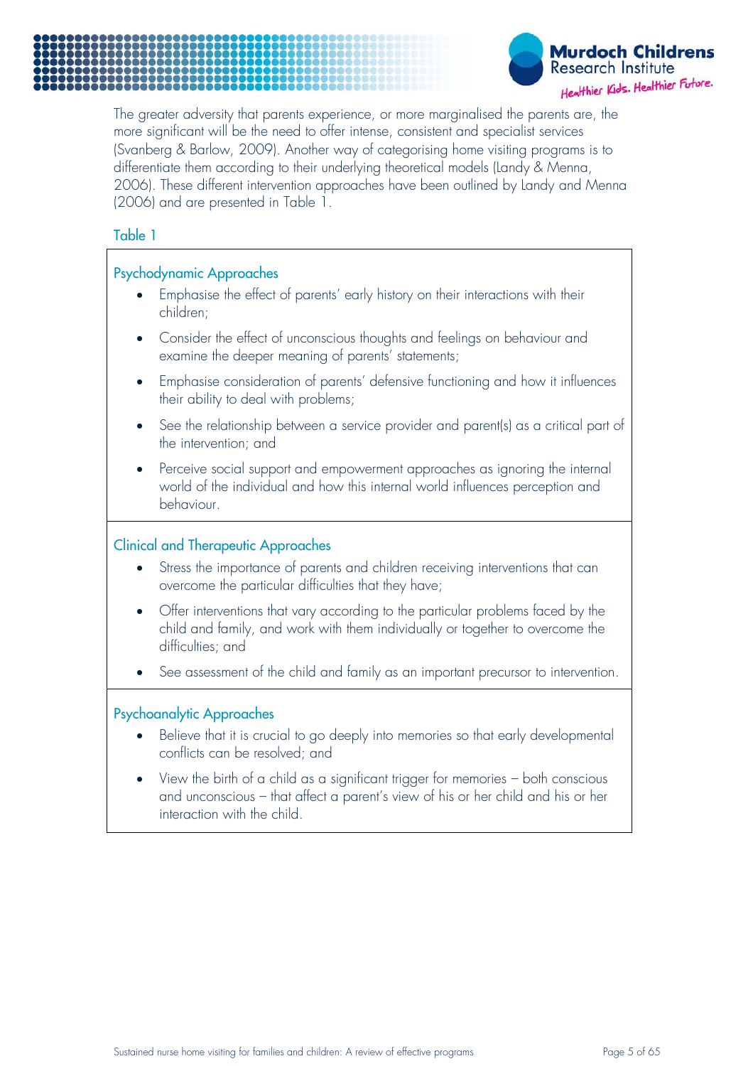The greater adversity that parents experience, or more marginalised the parents are, the more significant will be the need to offer intense, consistent and specialist services (Svanberg & Barlow, 2009). Another way of categorising home visiting programs is to differentiate them according to their underlying theoretical models (Landy & Menna, 2006). These different intervention approaches have been outlined by Landy and Menna (2006) and are presented in Table 1.

### Table 1

#### Psychodynamic Approaches

- Emphasise the effect of parents' early history on their interactions with their children;
- Consider the effect of unconscious thoughts and feelings on behaviour and examine the deeper meaning of parents' statements;
- Emphasise consideration of parents' defensive functioning and how it influences their ability to deal with problems;
- See the relationship between a service provider and parent(s) as a critical part of the intervention; and
- Perceive social support and empowerment approaches as ignoring the internal world of the individual and how this internal world influences perception and behaviour.

#### Clinical and Therapeutic Approaches

- Stress the importance of parents and children receiving interventions that can overcome the particular difficulties that they have;
- Offer interventions that vary according to the particular problems faced by the child and family, and work with them individually or together to overcome the difficulties; and
- See assessment of the child and family as an important precursor to intervention.

#### Psychoanalytic Approaches

- Believe that it is crucial to go deeply into memories so that early developmental conflicts can be resolved; and
- View the birth of a child as a significant trigger for memories – both conscious and unconscious – that affect a parent's view of his or her child and his or her interaction with the child.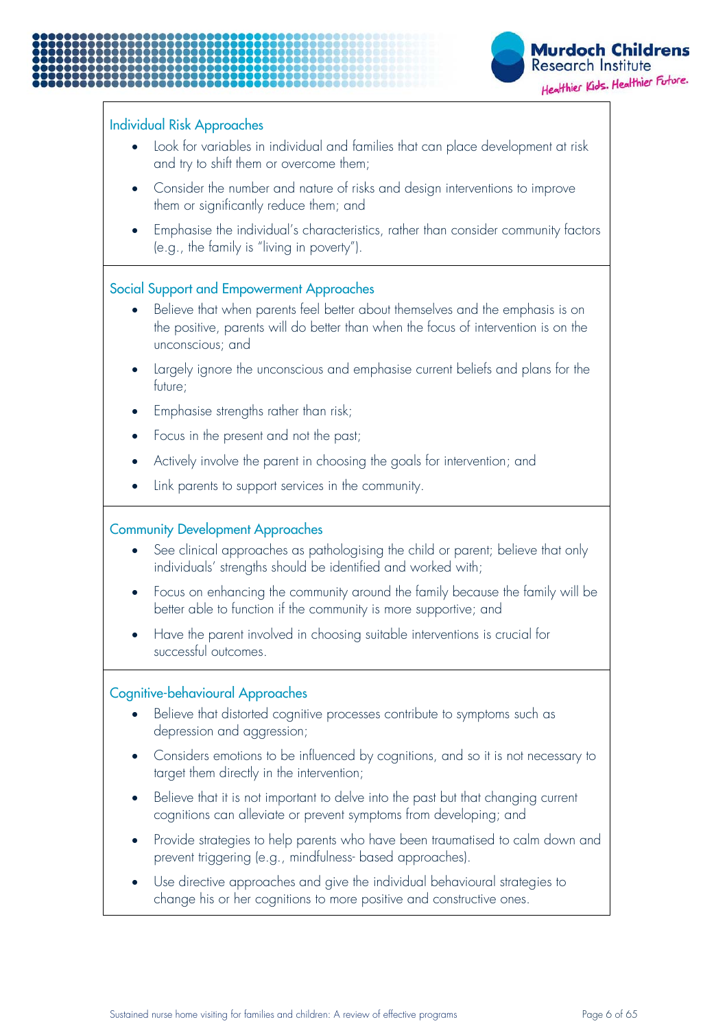### Individual Risk Approaches

- Look for variables in individual and families that can place development at risk and try to shift them or overcome them;
- Consider the number and nature of risks and design interventions to improve them or significantly reduce them; and
- Emphasise the individual's characteristics, rather than consider community factors (e.g., the family is "living in poverty").

### Social Support and Empowerment Approaches

- Believe that when parents feel better about themselves and the emphasis is on the positive, parents will do better than when the focus of intervention is on the unconscious; and
- Largely ignore the unconscious and emphasise current beliefs and plans for the future;
- Emphasise strengths rather than risk;
- Focus in the present and not the past;
- Actively involve the parent in choosing the goals for intervention; and
- Link parents to support services in the community.

### Community Development Approaches

- See clinical approaches as pathologising the child or parent; believe that only individuals' strengths should be identified and worked with;
- Focus on enhancing the community around the family because the family will be better able to function if the community is more supportive; and
- Have the parent involved in choosing suitable interventions is crucial for successful outcomes.

### Cognitive-behavioural Approaches

- Believe that distorted cognitive processes contribute to symptoms such as depression and aggression;
- Considers emotions to be influenced by cognitions, and so it is not necessary to target them directly in the intervention;
- Believe that it is not important to delve into the past but that changing current cognitions can alleviate or prevent symptoms from developing; and
- Provide strategies to help parents who have been traumatised to calm down and prevent triggering (e.g., mindfulness- based approaches).
- Use directive approaches and give the individual behavioural strategies to change his or her cognitions to more positive and constructive ones.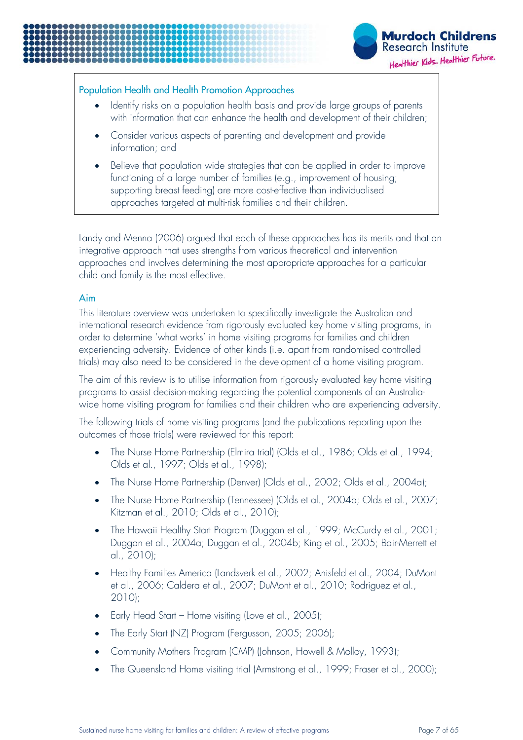### Population Health and Health Promotion Approaches

- Identify risks on a population health basis and provide large groups of parents with information that can enhance the health and development of their children;
- Consider various aspects of parenting and development and provide information; and
- Believe that population wide strategies that can be applied in order to improve functioning of a large number of families (e.g., improvement of housing; supporting breast feeding) are more cost-effective than individualised approaches targeted at multi-risk families and their children.

Landy and Menna (2006) argued that each of these approaches has its merits and that an integrative approach that uses strengths from various theoretical and intervention approaches and involves determining the most appropriate approaches for a particular child and family is the most effective.

## Aim

This literature overview was undertaken to specifically investigate the Australian and international research evidence from rigorously evaluated key home visiting programs, in order to determine 'what works' in home visiting programs for families and children experiencing adversity. Evidence of other kinds (i.e. apart from randomised controlled trials) may also need to be considered in the development of a home visiting program.

The aim of this review is to utilise information from rigorously evaluated key home visiting programs to assist decision-making regarding the potential components of an Australia-wide home visiting program for families and their children who are experiencing adversity.

The following trials of home visiting programs (and the publications reporting upon the outcomes of those trials) were reviewed for this report:

- The Nurse Home Partnership (Elmira trial) (Olds et al., 1986; Olds et al., 1994; Olds et al., 1997; Olds et al., 1998);
- The Nurse Home Partnership (Denver) (Olds et al., 2002; Olds et al., 2004a);
- The Nurse Home Partnership (Tennessee) (Olds et al., 2004b; Olds et al., 2007; Kitzman et al., 2010; Olds et al., 2010);
- The Hawaii Healthy Start Program (Duggan et al., 1999; McCurdy et al., 2001; Duggan et al., 2004a; Duggan et al., 2004b; King et al., 2005; Bair-Merrett et al., 2010);
- Healthy Families America (Landsverk et al., 2002; Anisfeld et al., 2004; DuMont et al., 2006; Caldera et al., 2007; DuMont et al., 2010; Rodriguez et al., 2010);
- Early Head Start – Home visiting (Love et al., 2005);
- The Early Start (NZ) Program (Fergusson, 2005; 2006);
- Community Mothers Program (CMP) (Johnson, Howell & Molloy, 1993);
- The Queensland Home visiting trial (Armstrong et al., 1999; Fraser et al., 2000);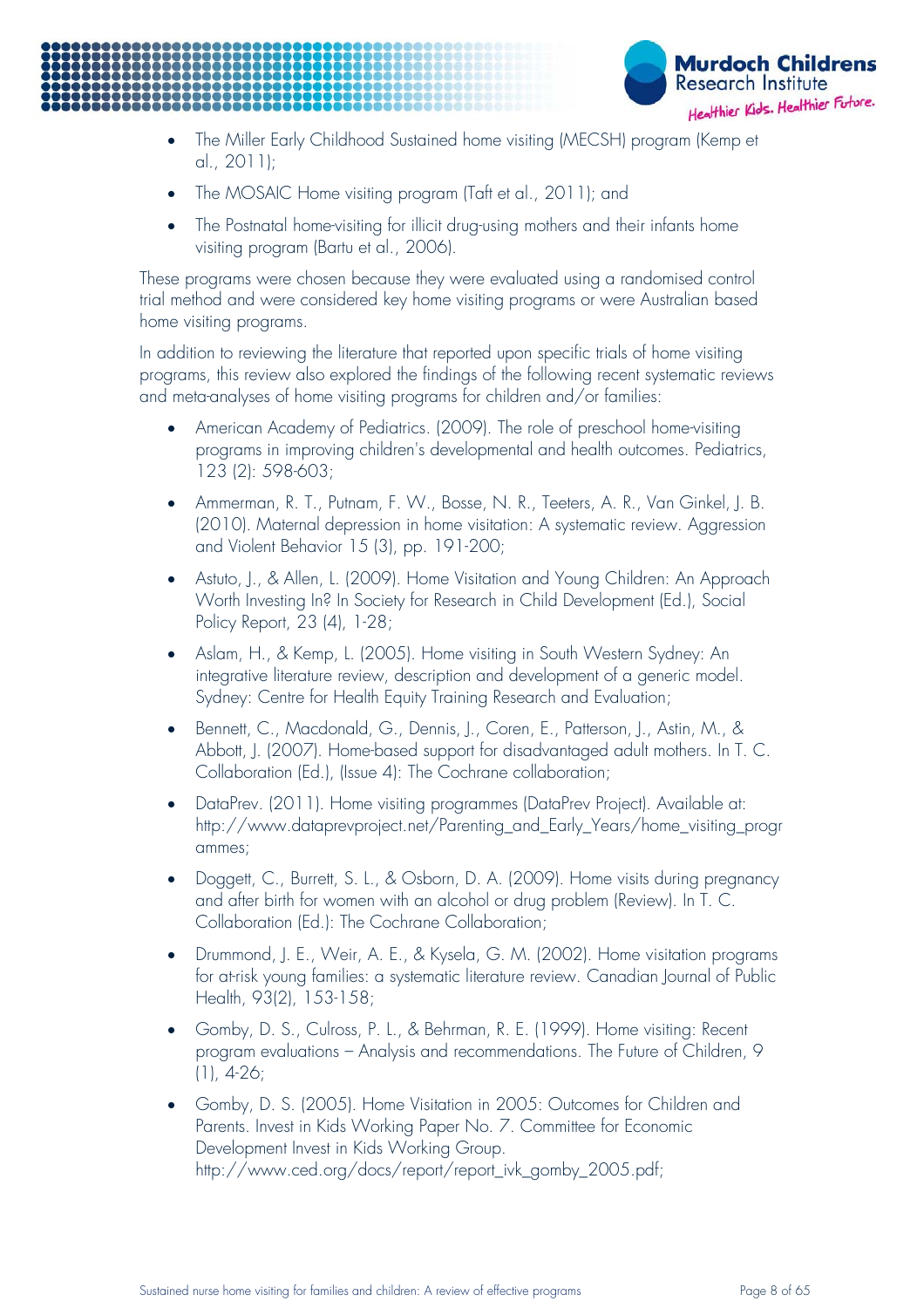- The Miller Early Childhood Sustained home visiting (MECSH) program (Kemp et al., 2011);
- The MOSAIC Home visiting program (Taft et al., 2011); and
- The Postnatal home-visiting for illicit drug-using mothers and their infants home visiting program (Bartu et al., 2006).

These programs were chosen because they were evaluated using a randomised control trial method and were considered key home visiting programs or were Australian based home visiting programs.

In addition to reviewing the literature that reported upon specific trials of home visiting programs, this review also explored the findings of the following recent systematic reviews and meta-analyses of home visiting programs for children and/or families:

- American Academy of Pediatrics. (2009). The role of preschool home-visiting programs in improving children's developmental and health outcomes. Pediatrics, 123 (2): 598-603;
- Ammerman, R. T., Putnam, F. W., Bosse, N. R., Teeters, A. R., Van Ginkel, J. B. (2010). Maternal depression in home visitation: A systematic review. Aggression and Violent Behavior 15 (3), pp. 191-200;
- Astuto, J., & Allen, L. (2009). Home Visitation and Young Children: An Approach Worth Investing In? In Society for Research in Child Development (Ed.), Social Policy Report, 23 (4), 1-28;
- Aslam, H., & Kemp, L. (2005). Home visiting in South Western Sydney: An integrative literature review, description and development of a generic model. Sydney: Centre for Health Equity Training Research and Evaluation;
- Bennett, C., Macdonald, G., Dennis, J., Coren, E., Patterson, J., Astin, M., & Abbott, J. (2007). Home-based support for disadvantaged adult mothers. In T. C. Collaboration (Ed.), (Issue 4): The Cochrane collaboration;
- DataPrev. (2011). Home visiting programmes (DataPrev Project). Available at: http://www.dataprevproject.net/Parenting_and_Early_Years/home_visiting_programmes;
- Doggett, C., Burrett, S. L., & Osborn, D. A. (2009). Home visits during pregnancy and after birth for women with an alcohol or drug problem (Review). In T. C. Collaboration (Ed.): The Cochrane Collaboration;
- Drummond, J. E., Weir, A. E., & Kysela, G. M. (2002). Home visitation programs for at-risk young families: a systematic literature review. Canadian Journal of Public Health, 93(2), 153-158;
- Gomby, D. S., Culross, P. L., & Behrman, R. E. (1999). Home visiting: Recent program evaluations – Analysis and recommendations. The Future of Children, 9 (1), 4-26;
- Gomby, D. S. (2005). Home Visitation in 2005: Outcomes for Children and Parents. Invest in Kids Working Paper No. 7. Committee for Economic Development Invest in Kids Working Group. http://www.ced.org/docs/report/report_ivk_gomby_2005.pdf;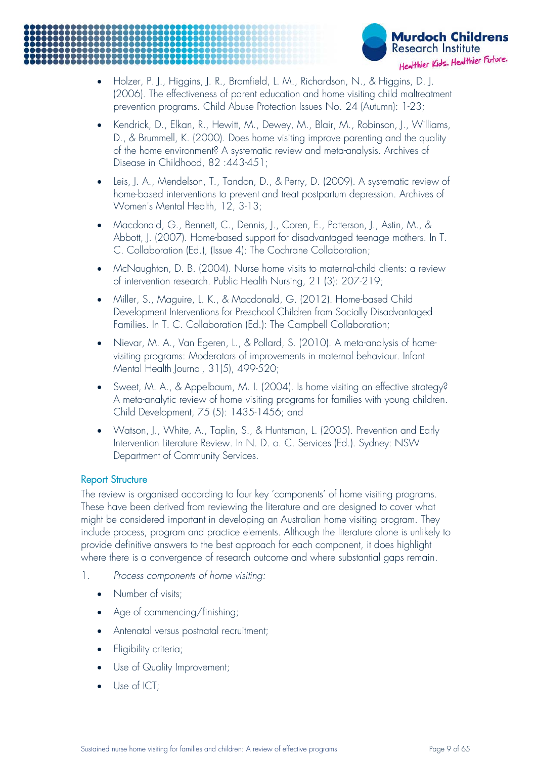- Holzer, P. J., Higgins, J. R., Bromfield, L. M., Richardson, N., & Higgins, D. J. (2006). The effectiveness of parent education and home visiting child maltreatment prevention programs. Child Abuse Protection Issues No. 24 (Autumn): 1-23;
- Kendrick, D., Elkan, R., Hewitt, M., Dewey, M., Blair, M., Robinson, J., Williams, D., & Brummell, K. (2000). Does home visiting improve parenting and the quality of the home environment? A systematic review and meta-analysis. Archives of Disease in Childhood, 82 :443-451;
- Leis, J. A., Mendelson, T., Tandon, D., & Perry, D. (2009). A systematic review of home-based interventions to prevent and treat postpartum depression. Archives of Women's Mental Health, 12, 3-13;
- Macdonald, G., Bennett, C., Dennis, J., Coren, E., Patterson, J., Astin, M., & Abbott, J. (2007). Home-based support for disadvantaged teenage mothers. In T. C. Collaboration (Ed.), (Issue 4): The Cochrane Collaboration;
- McNaughton, D. B. (2004). Nurse home visits to maternal-child clients: a review of intervention research. Public Health Nursing, 21 (3): 207-219;
- Miller, S., Maguire, L. K., & Macdonald, G. (2012). Home-based Child Development Interventions for Preschool Children from Socially Disadvantaged Families. In T. C. Collaboration (Ed.): The Campbell Collaboration;
- Nievar, M. A., Van Egeren, L., & Pollard, S. (2010). A meta-analysis of home-visiting programs: Moderators of improvements in maternal behaviour. Infant Mental Health Journal, 31(5), 499-520;
- Sweet, M. A., & Appelbaum, M. I. (2004). Is home visiting an effective strategy? A meta-analytic review of home visiting programs for families with young children. Child Development, 75 (5): 1435-1456; and
- Watson, J., White, A., Taplin, S., & Huntsman, L. (2005). Prevention and Early Intervention Literature Review. In N. D. o. C. Services (Ed.). Sydney: NSW Department of Community Services.

## Report Structure

The review is organised according to four key 'components' of home visiting programs. These have been derived from reviewing the literature and are designed to cover what might be considered important in developing an Australian home visiting program. They include process, program and practice elements. Although the literature alone is unlikely to provide definitive answers to the best approach for each component, it does highlight where there is a convergence of research outcome and where substantial gaps remain.

1. *Process components of home visiting:*
   - Number of visits;
   - Age of commencing/finishing;
   - Antenatal versus postnatal recruitment;
   - Eligibility criteria;
   - Use of Quality Improvement;
   - Use of ICT;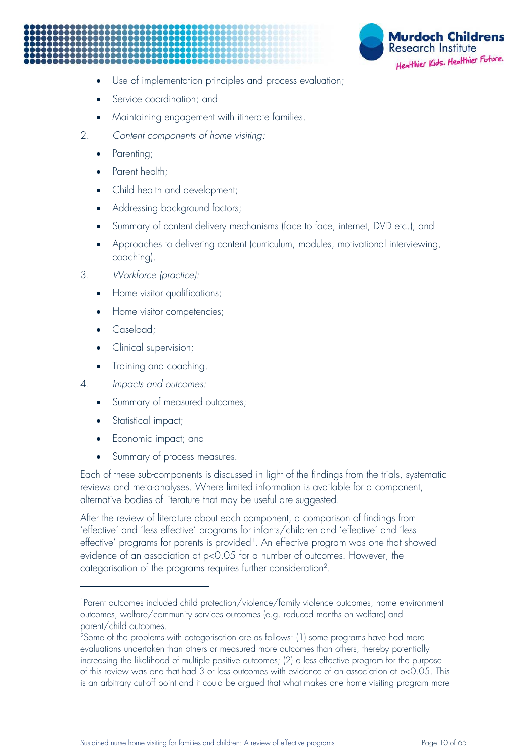- Use of implementation principles and process evaluation;
- Service coordination; and
- Maintaining engagement with itinerate families.

2. *Content components of home visiting:*
   - Parenting;
   - Parent health;
   - Child health and development;
   - Addressing background factors;
   - Summary of content delivery mechanisms (face to face, internet, DVD etc.); and
   - Approaches to delivering content (curriculum, modules, motivational interviewing, coaching).
3. *Workforce (practice):*
   - Home visitor qualifications;
   - Home visitor competencies;
   - Caseload;
   - Clinical supervision;
   - Training and coaching.
4. *Impacts and outcomes:*
   - Summary of measured outcomes;
   - Statistical impact;
   - Economic impact; and
   - Summary of process measures.

Each of these sub-components is discussed in light of the findings from the trials, systematic reviews and meta-analyses. Where limited information is available for a component, alternative bodies of literature that may be useful are suggested.

After the review of literature about each component, a comparison of findings from 'effective' and 'less effective' programs for infants/children and 'effective' and 'less effective' programs for parents is provided[1]. An effective program was one that showed evidence of an association at $p<0.05$ for a number of outcomes. However, the categorisation of the programs requires further consideration[2].

---

[1]Parent outcomes included child protection/violence/family violence outcomes, home environment outcomes, welfare/community services outcomes (e.g. reduced months on welfare) and parent/child outcomes.

[2]Some of the problems with categorisation are as follows: (1) some programs have had more evaluations undertaken than others or measured more outcomes than others, thereby potentially increasing the likelihood of multiple positive outcomes; (2) a less effective program for the purpose of this review was one that had 3 or less outcomes with evidence of an association at $p<0.05$. This is an arbitrary cut-off point and it could be argued that what makes one home visiting program more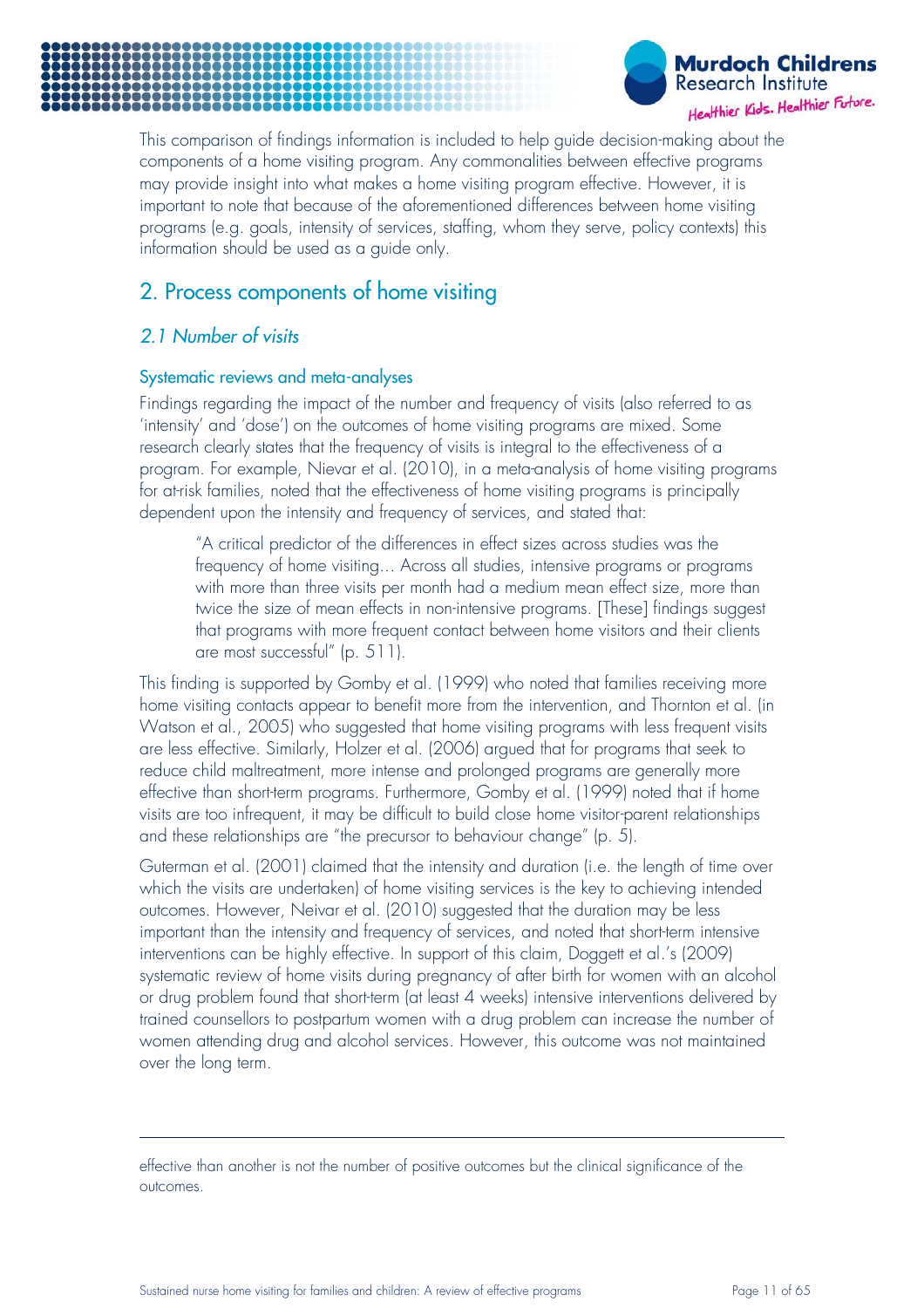This comparison of findings information is included to help guide decision-making about the components of a home visiting program. Any commonalities between effective programs may provide insight into what makes a home visiting program effective. However, it is important to note that because of the aforementioned differences between home visiting programs (e.g. goals, intensity of services, staffing, whom they serve, policy contexts) this information should be used as a guide only.

## 2. Process components of home visiting

### *2.1 Number of visits*

#### Systematic reviews and meta-analyses

Findings regarding the impact of the number and frequency of visits (also referred to as 'intensity' and 'dose') on the outcomes of home visiting programs are mixed. Some research clearly states that the frequency of visits is integral to the effectiveness of a program. For example, Nievar et al. (2010), in a meta-analysis of home visiting programs for at-risk families, noted that the effectiveness of home visiting programs is principally dependent upon the intensity and frequency of services, and stated that:

> "A critical predictor of the differences in effect sizes across studies was the frequency of home visiting… Across all studies, intensive programs or programs with more than three visits per month had a medium mean effect size, more than twice the size of mean effects in non-intensive programs. [These] findings suggest that programs with more frequent contact between home visitors and their clients are most successful" (p. 511).

This finding is supported by Gomby et al. (1999) who noted that families receiving more home visiting contacts appear to benefit more from the intervention, and Thornton et al. (in Watson et al., 2005) who suggested that home visiting programs with less frequent visits are less effective. Similarly, Holzer et al. (2006) argued that for programs that seek to reduce child maltreatment, more intense and prolonged programs are generally more effective than short-term programs. Furthermore, Gomby et al. (1999) noted that if home visits are too infrequent, it may be difficult to build close home visitor-parent relationships and these relationships are "the precursor to behaviour change" (p. 5).

Guterman et al. (2001) claimed that the intensity and duration (i.e. the length of time over which the visits are undertaken) of home visiting services is the key to achieving intended outcomes. However, Neivar et al. (2010) suggested that the duration may be less important than the intensity and frequency of services, and noted that short-term intensive interventions can be highly effective. In support of this claim, Doggett et al.'s (2009) systematic review of home visits during pregnancy of after birth for women with an alcohol or drug problem found that short-term (at least 4 weeks) intensive interventions delivered by trained counsellors to postpartum women with a drug problem can increase the number of women attending drug and alcohol services. However, this outcome was not maintained over the long term.

---

effective than another is not the number of positive outcomes but the clinical significance of the outcomes.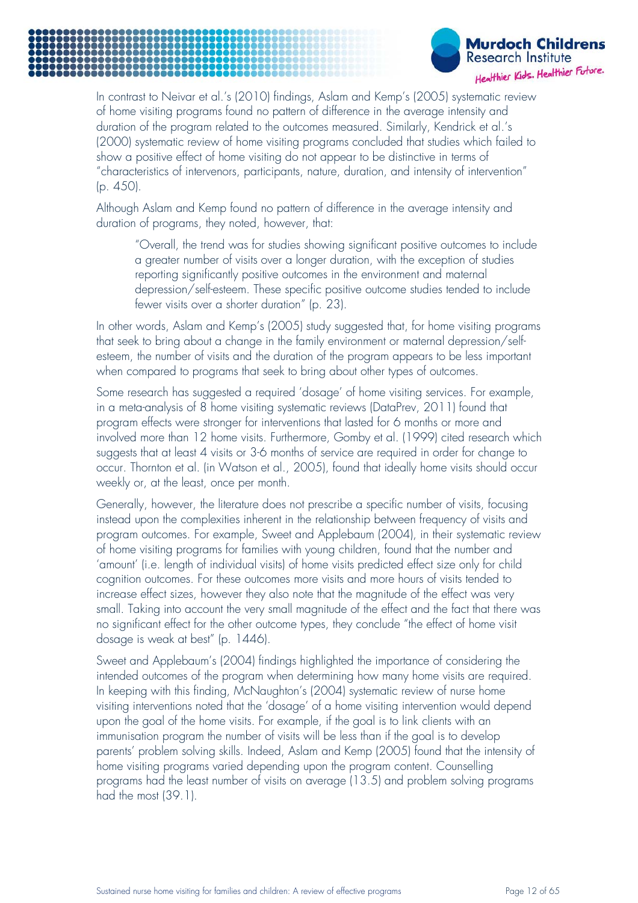In contrast to Neivar et al.'s (2010) findings, Aslam and Kemp's (2005) systematic review of home visiting programs found no pattern of difference in the average intensity and duration of the program related to the outcomes measured. Similarly, Kendrick et al.'s (2000) systematic review of home visiting programs concluded that studies which failed to show a positive effect of home visiting do not appear to be distinctive in terms of "characteristics of intervenors, participants, nature, duration, and intensity of intervention" (p. 450).

Although Aslam and Kemp found no pattern of difference in the average intensity and duration of programs, they noted, however, that:

> "Overall, the trend was for studies showing significant positive outcomes to include a greater number of visits over a longer duration, with the exception of studies reporting significantly positive outcomes in the environment and maternal depression/self-esteem. These specific positive outcome studies tended to include fewer visits over a shorter duration" (p. 23).

In other words, Aslam and Kemp's (2005) study suggested that, for home visiting programs that seek to bring about a change in the family environment or maternal depression/self-esteem, the number of visits and the duration of the program appears to be less important when compared to programs that seek to bring about other types of outcomes.

Some research has suggested a required 'dosage' of home visiting services. For example, in a meta-analysis of 8 home visiting systematic reviews (DataPrev, 2011) found that program effects were stronger for interventions that lasted for 6 months or more and involved more than 12 home visits. Furthermore, Gomby et al. (1999) cited research which suggests that at least 4 visits or 3-6 months of service are required in order for change to occur. Thornton et al. (in Watson et al., 2005), found that ideally home visits should occur weekly or, at the least, once per month.

Generally, however, the literature does not prescribe a specific number of visits, focusing instead upon the complexities inherent in the relationship between frequency of visits and program outcomes. For example, Sweet and Applebaum (2004), in their systematic review of home visiting programs for families with young children, found that the number and 'amount' (i.e. length of individual visits) of home visits predicted effect size only for child cognition outcomes. For these outcomes more visits and more hours of visits tended to increase effect sizes, however they also note that the magnitude of the effect was very small. Taking into account the very small magnitude of the effect and the fact that there was no significant effect for the other outcome types, they conclude "the effect of home visit dosage is weak at best" (p. 1446).

Sweet and Applebaum's (2004) findings highlighted the importance of considering the intended outcomes of the program when determining how many home visits are required. In keeping with this finding, McNaughton's (2004) systematic review of nurse home visiting interventions noted that the 'dosage' of a home visiting intervention would depend upon the goal of the home visits. For example, if the goal is to link clients with an immunisation program the number of visits will be less than if the goal is to develop parents' problem solving skills. Indeed, Aslam and Kemp (2005) found that the intensity of home visiting programs varied depending upon the program content. Counselling programs had the least number of visits on average (13.5) and problem solving programs had the most (39.1).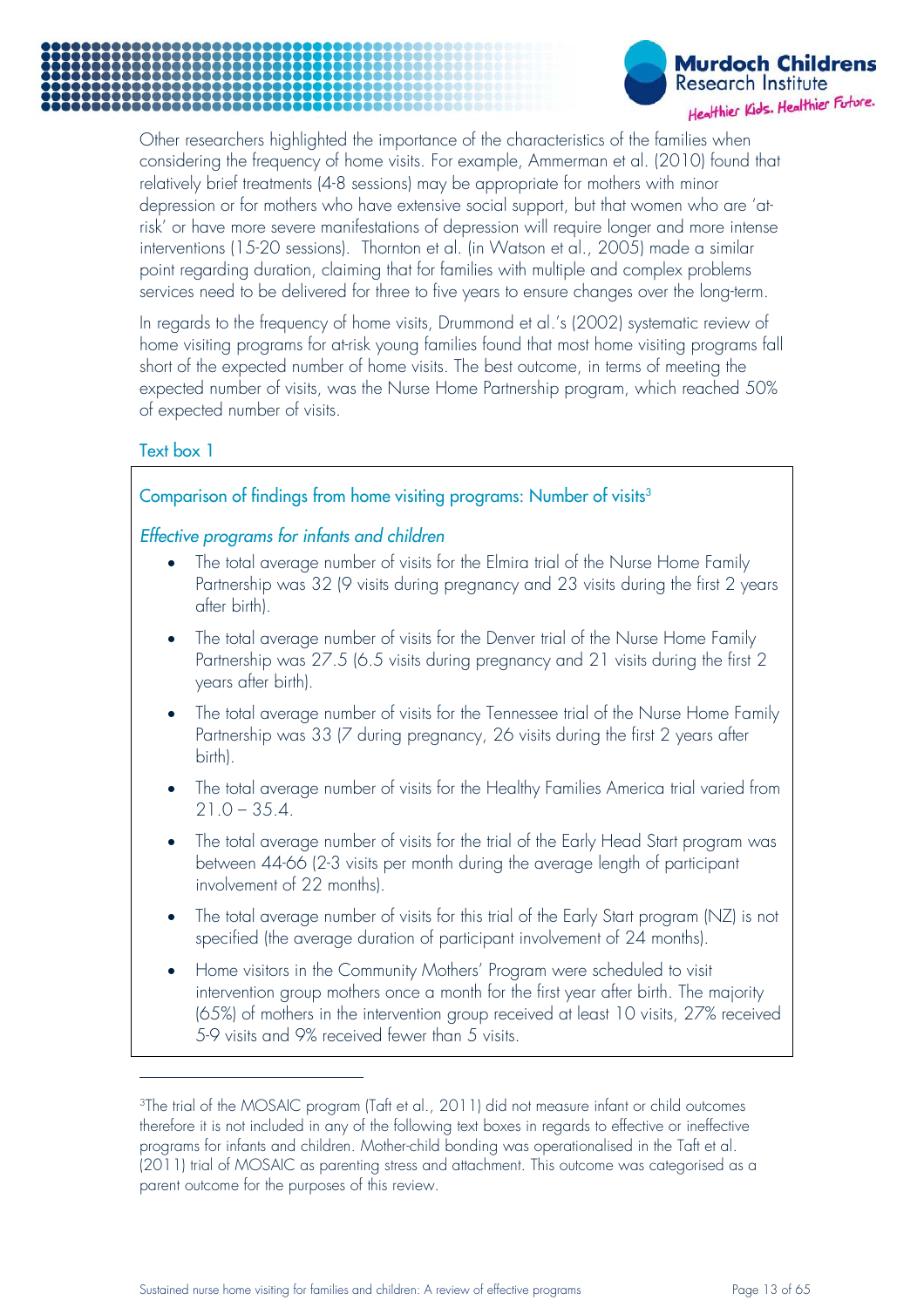Other researchers highlighted the importance of the characteristics of the families when considering the frequency of home visits. For example, Ammerman et al. (2010) found that relatively brief treatments (4-8 sessions) may be appropriate for mothers with minor depression or for mothers who have extensive social support, but that women who are 'at-risk' or have more severe manifestations of depression will require longer and more intense interventions (15-20 sessions). Thornton et al. (in Watson et al., 2005) made a similar point regarding duration, claiming that for families with multiple and complex problems services need to be delivered for three to five years to ensure changes over the long-term.

In regards to the frequency of home visits, Drummond et al.'s (2002) systematic review of home visiting programs for at-risk young families found that most home visiting programs fall short of the expected number of home visits. The best outcome, in terms of meeting the expected number of visits, was the Nurse Home Partnership program, which reached 50% of expected number of visits.

### Text box 1

#### Comparison of findings from home visiting programs: Number of visits[3]

*Effective programs for infants and children*

- The total average number of visits for the Elmira trial of the Nurse Home Family Partnership was 32 (9 visits during pregnancy and 23 visits during the first 2 years after birth).
- The total average number of visits for the Denver trial of the Nurse Home Family Partnership was 27.5 (6.5 visits during pregnancy and 21 visits during the first 2 years after birth).
- The total average number of visits for the Tennessee trial of the Nurse Home Family Partnership was 33 (7 during pregnancy, 26 visits during the first 2 years after birth).
- The total average number of visits for the Healthy Families America trial varied from 21.0 – 35.4.
- The total average number of visits for the trial of the Early Head Start program was between 44-66 (2-3 visits per month during the average length of participant involvement of 22 months).
- The total average number of visits for this trial of the Early Start program (NZ) is not specified (the average duration of participant involvement of 24 months).
- Home visitors in the Community Mothers' Program were scheduled to visit intervention group mothers once a month for the first year after birth. The majority (65%) of mothers in the intervention group received at least 10 visits, 27% received 5-9 visits and 9% received fewer than 5 visits.

---

[3]The trial of the MOSAIC program (Taft et al., 2011) did not measure infant or child outcomes therefore it is not included in any of the following text boxes in regards to effective or ineffective programs for infants and children. Mother-child bonding was operationalised in the Taft et al. (2011) trial of MOSAIC as parenting stress and attachment. This outcome was categorised as a parent outcome for the purposes of this review.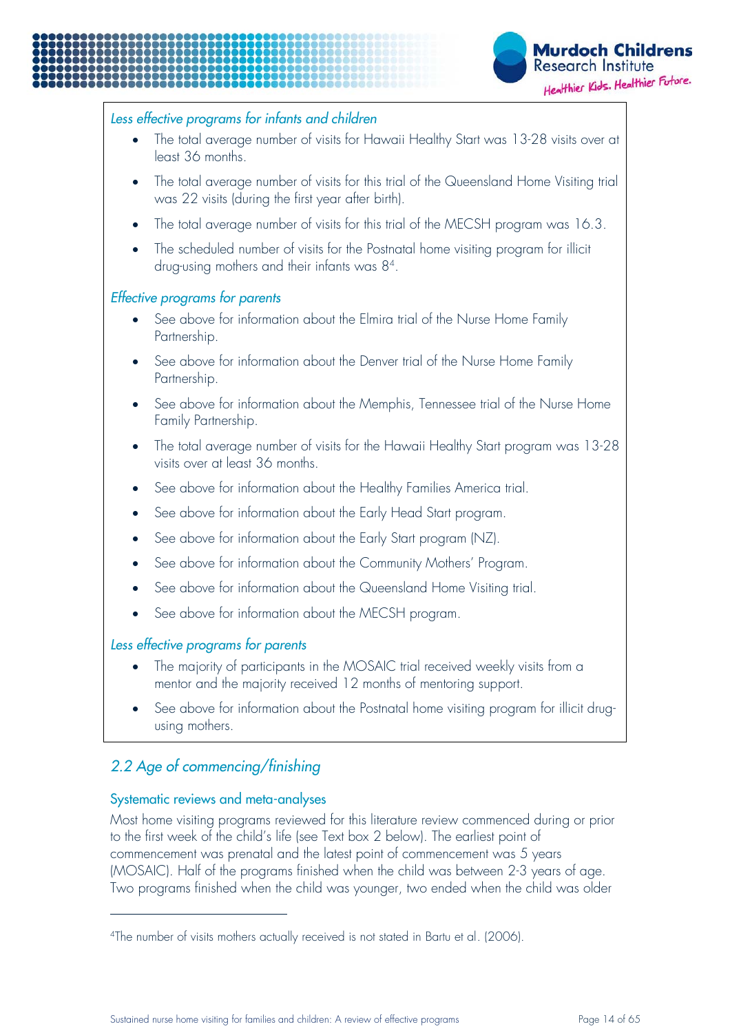*Less effective programs for infants and children*

- The total average number of visits for Hawaii Healthy Start was 13-28 visits over at least 36 months.
- The total average number of visits for this trial of the Queensland Home Visiting trial was 22 visits (during the first year after birth).
- The total average number of visits for this trial of the MECSH program was 16.3.
- The scheduled number of visits for the Postnatal home visiting program for illicit drug-using mothers and their infants was 8[4].

*Effective programs for parents*

- See above for information about the Elmira trial of the Nurse Home Family Partnership.
- See above for information about the Denver trial of the Nurse Home Family Partnership.
- See above for information about the Memphis, Tennessee trial of the Nurse Home Family Partnership.
- The total average number of visits for the Hawaii Healthy Start program was 13-28 visits over at least 36 months.
- See above for information about the Healthy Families America trial.
- See above for information about the Early Head Start program.
- See above for information about the Early Start program (NZ).
- See above for information about the Community Mothers' Program.
- See above for information about the Queensland Home Visiting trial.
- See above for information about the MECSH program.

*Less effective programs for parents*

- The majority of participants in the MOSAIC trial received weekly visits from a mentor and the majority received 12 months of mentoring support.
- See above for information about the Postnatal home visiting program for illicit drug-using mothers.

## *2.2 Age of commencing/finishing*

### Systematic reviews and meta-analyses

Most home visiting programs reviewed for this literature review commenced during or prior to the first week of the child's life (see Text box 2 below). The earliest point of commencement was prenatal and the latest point of commencement was 5 years (MOSAIC). Half of the programs finished when the child was between 2-3 years of age. Two programs finished when the child was younger, two ended when the child was older

[4]The number of visits mothers actually received is not stated in Bartu et al. (2006).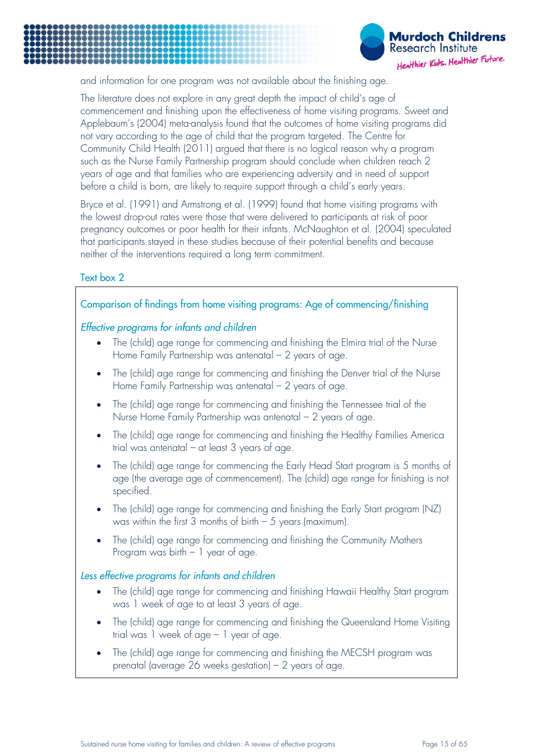and information for one program was not available about the finishing age.

The literature does not explore in any great depth the impact of child's age of commencement and finishing upon the effectiveness of home visiting programs. Sweet and Applebaum's (2004) meta-analysis found that the outcomes of home visiting programs did not vary according to the age of child that the program targeted. The Centre for Community Child Health (2011) argued that there is no logical reason why a program such as the Nurse Family Partnership program should conclude when children reach 2 years of age and that families who are experiencing adversity and in need of support before a child is born, are likely to require support through a child's early years.

Bryce et al. (1991) and Armstrong et al. (1999) found that home visiting programs with the lowest drop-out rates were those that were delivered to participants at risk of poor pregnancy outcomes or poor health for their infants. McNaughton et al. (2004) speculated that participants stayed in these studies because of their potential benefits and because neither of the interventions required a long term commitment.

Text box 2

### Comparison of findings from home visiting programs: Age of commencing/finishing

*Effective programs for infants and children*

- The (child) age range for commencing and finishing the Elmira trial of the Nurse Home Family Partnership was antenatal – 2 years of age.
- The (child) age range for commencing and finishing the Denver trial of the Nurse Home Family Partnership was antenatal – 2 years of age.
- The (child) age range for commencing and finishing the Tennessee trial of the Nurse Home Family Partnership was antenatal – 2 years of age.
- The (child) age range for commencing and finishing the Healthy Families America trial was antenatal – at least 3 years of age.
- The (child) age range for commencing the Early Head Start program is 5 months of age (the average age of commencement). The (child) age range for finishing is not specified.
- The (child) age range for commencing and finishing the Early Start program (NZ) was within the first 3 months of birth – 5 years (maximum).
- The (child) age range for commencing and finishing the Community Mothers Program was birth – 1 year of age.

*Less effective programs for infants and children*

- The (child) age range for commencing and finishing Hawaii Healthy Start program was 1 week of age to at least 3 years of age.
- The (child) age range for commencing and finishing the Queensland Home Visiting trial was 1 week of age – 1 year of age.
- The (child) age range for commencing and finishing the MECSH program was prenatal (average 26 weeks gestation) – 2 years of age.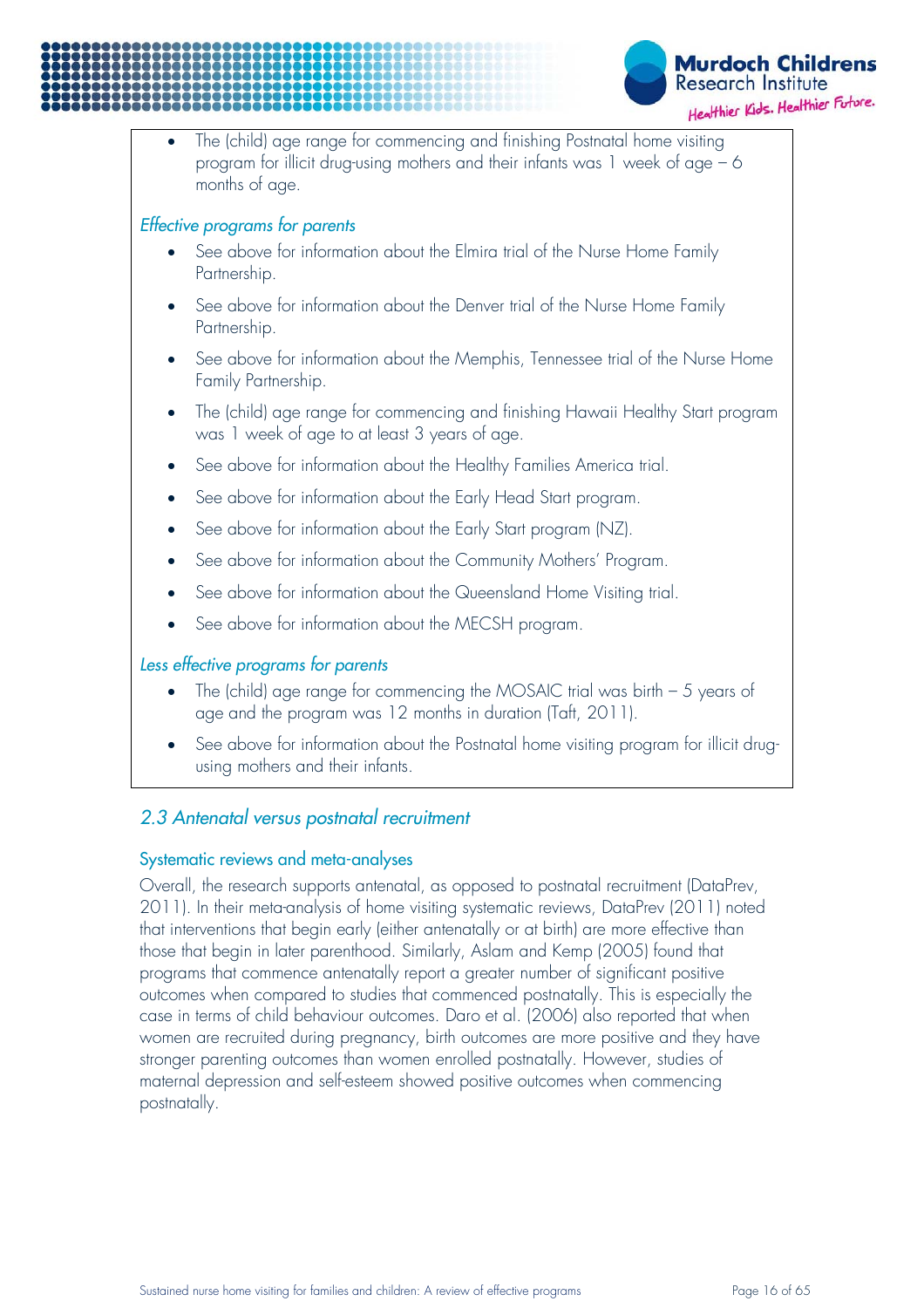- The (child) age range for commencing and finishing Postnatal home visiting program for illicit drug-using mothers and their infants was 1 week of age – 6 months of age.

*Effective programs for parents*

- See above for information about the Elmira trial of the Nurse Home Family Partnership.
- See above for information about the Denver trial of the Nurse Home Family Partnership.
- See above for information about the Memphis, Tennessee trial of the Nurse Home Family Partnership.
- The (child) age range for commencing and finishing Hawaii Healthy Start program was 1 week of age to at least 3 years of age.
- See above for information about the Healthy Families America trial.
- See above for information about the Early Head Start program.
- See above for information about the Early Start program (NZ).
- See above for information about the Community Mothers' Program.
- See above for information about the Queensland Home Visiting trial.
- See above for information about the MECSH program.

*Less effective programs for parents*

- The (child) age range for commencing the MOSAIC trial was birth – 5 years of age and the program was 12 months in duration (Taft, 2011).
- See above for information about the Postnatal home visiting program for illicit drug-using mothers and their infants.

## *2.3 Antenatal versus postnatal recruitment*

### Systematic reviews and meta-analyses

Overall, the research supports antenatal, as opposed to postnatal recruitment (DataPrev, 2011). In their meta-analysis of home visiting systematic reviews, DataPrev (2011) noted that interventions that begin early (either antenatally or at birth) are more effective than those that begin in later parenthood. Similarly, Aslam and Kemp (2005) found that programs that commence antenatally report a greater number of significant positive outcomes when compared to studies that commenced postnatally. This is especially the case in terms of child behaviour outcomes. Daro et al. (2006) also reported that when women are recruited during pregnancy, birth outcomes are more positive and they have stronger parenting outcomes than women enrolled postnatally. However, studies of maternal depression and self-esteem showed positive outcomes when commencing postnatally.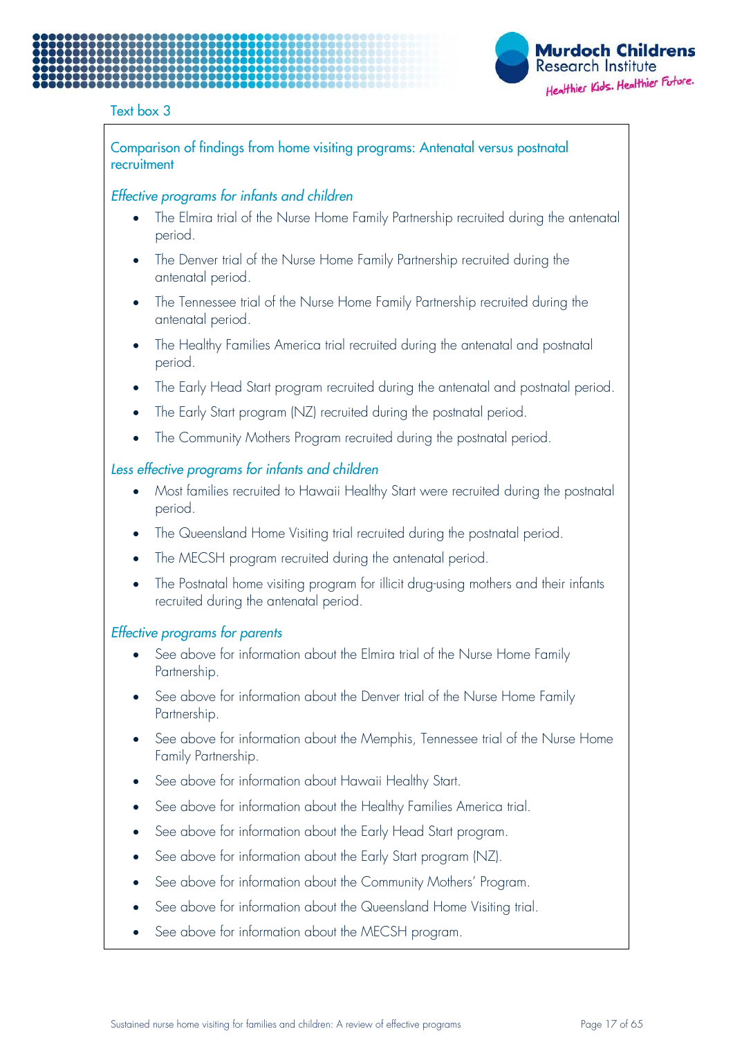Text box 3

## Comparison of findings from home visiting programs: Antenatal versus postnatal recruitment

### *Effective programs for infants and children*

- The Elmira trial of the Nurse Home Family Partnership recruited during the antenatal period.
- The Denver trial of the Nurse Home Family Partnership recruited during the antenatal period.
- The Tennessee trial of the Nurse Home Family Partnership recruited during the antenatal period.
- The Healthy Families America trial recruited during the antenatal and postnatal period.
- The Early Head Start program recruited during the antenatal and postnatal period.
- The Early Start program (NZ) recruited during the postnatal period.
- The Community Mothers Program recruited during the postnatal period.

### *Less effective programs for infants and children*

- Most families recruited to Hawaii Healthy Start were recruited during the postnatal period.
- The Queensland Home Visiting trial recruited during the postnatal period.
- The MECSH program recruited during the antenatal period.
- The Postnatal home visiting program for illicit drug-using mothers and their infants recruited during the antenatal period.

### *Effective programs for parents*

- See above for information about the Elmira trial of the Nurse Home Family Partnership.
- See above for information about the Denver trial of the Nurse Home Family Partnership.
- See above for information about the Memphis, Tennessee trial of the Nurse Home Family Partnership.
- See above for information about Hawaii Healthy Start.
- See above for information about the Healthy Families America trial.
- See above for information about the Early Head Start program.
- See above for information about the Early Start program (NZ).
- See above for information about the Community Mothers' Program.
- See above for information about the Queensland Home Visiting trial.
- See above for information about the MECSH program.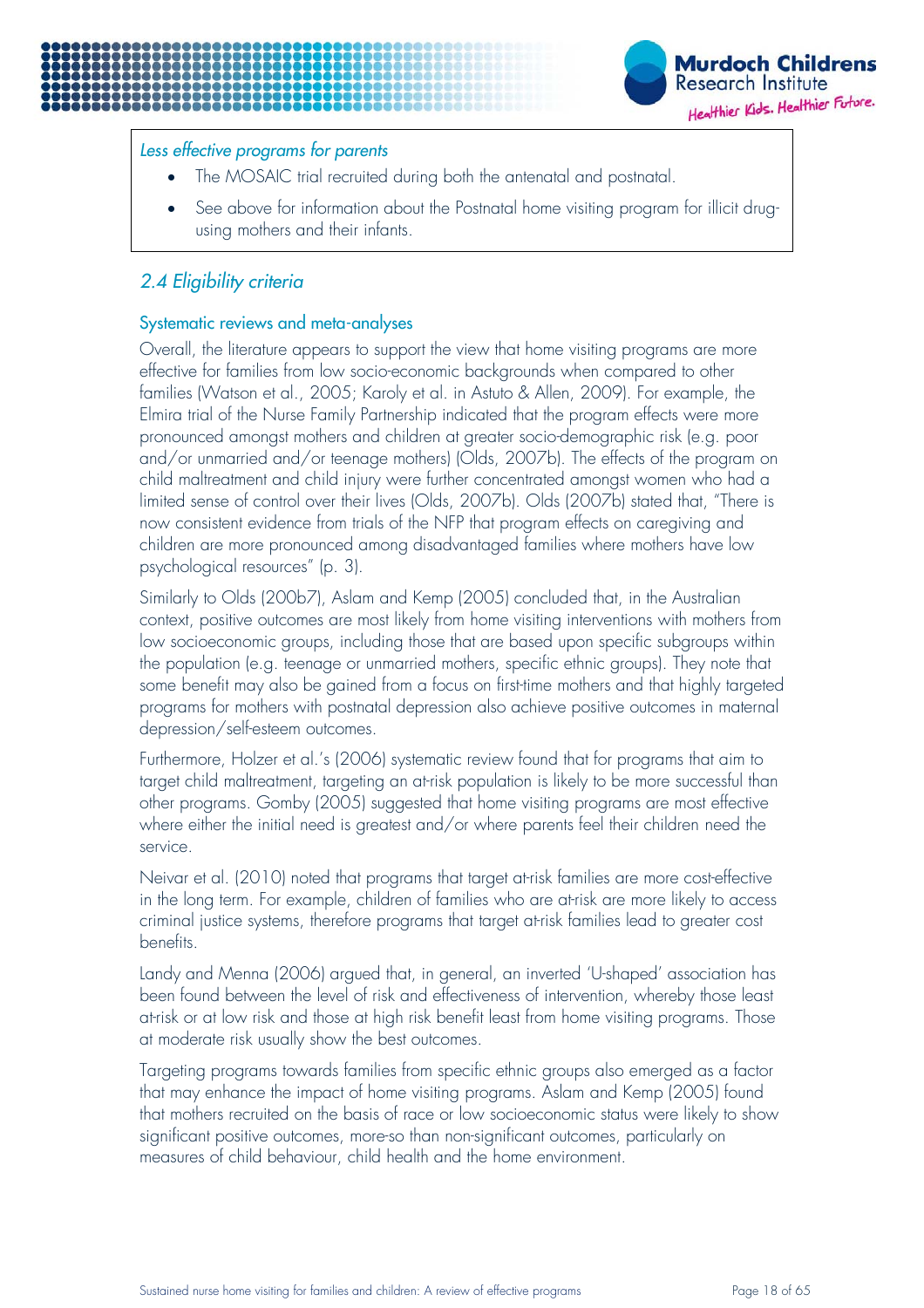*Less effective programs for parents*

- The MOSAIC trial recruited during both the antenatal and postnatal.
- See above for information about the Postnatal home visiting program for illicit drug-using mothers and their infants.

## *2.4 Eligibility criteria*

### Systematic reviews and meta-analyses

Overall, the literature appears to support the view that home visiting programs are more effective for families from low socio-economic backgrounds when compared to other families (Watson et al., 2005; Karoly et al. in Astuto & Allen, 2009). For example, the Elmira trial of the Nurse Family Partnership indicated that the program effects were more pronounced amongst mothers and children at greater socio-demographic risk (e.g. poor and/or unmarried and/or teenage mothers) (Olds, 2007b). The effects of the program on child maltreatment and child injury were further concentrated amongst women who had a limited sense of control over their lives (Olds, 2007b). Olds (2007b) stated that, "There is now consistent evidence from trials of the NFP that program effects on caregiving and children are more pronounced among disadvantaged families where mothers have low psychological resources" (p. 3).

Similarly to Olds (200b7), Aslam and Kemp (2005) concluded that, in the Australian context, positive outcomes are most likely from home visiting interventions with mothers from low socioeconomic groups, including those that are based upon specific subgroups within the population (e.g. teenage or unmarried mothers, specific ethnic groups). They note that some benefit may also be gained from a focus on first-time mothers and that highly targeted programs for mothers with postnatal depression also achieve positive outcomes in maternal depression/self-esteem outcomes.

Furthermore, Holzer et al.'s (2006) systematic review found that for programs that aim to target child maltreatment, targeting an at-risk population is likely to be more successful than other programs. Gomby (2005) suggested that home visiting programs are most effective where either the initial need is greatest and/or where parents feel their children need the service.

Neivar et al. (2010) noted that programs that target at-risk families are more cost-effective in the long term. For example, children of families who are at-risk are more likely to access criminal justice systems, therefore programs that target at-risk families lead to greater cost benefits.

Landy and Menna (2006) argued that, in general, an inverted 'U-shaped' association has been found between the level of risk and effectiveness of intervention, whereby those least at-risk or at low risk and those at high risk benefit least from home visiting programs. Those at moderate risk usually show the best outcomes.

Targeting programs towards families from specific ethnic groups also emerged as a factor that may enhance the impact of home visiting programs. Aslam and Kemp (2005) found that mothers recruited on the basis of race or low socioeconomic status were likely to show significant positive outcomes, more-so than non-significant outcomes, particularly on measures of child behaviour, child health and the home environment.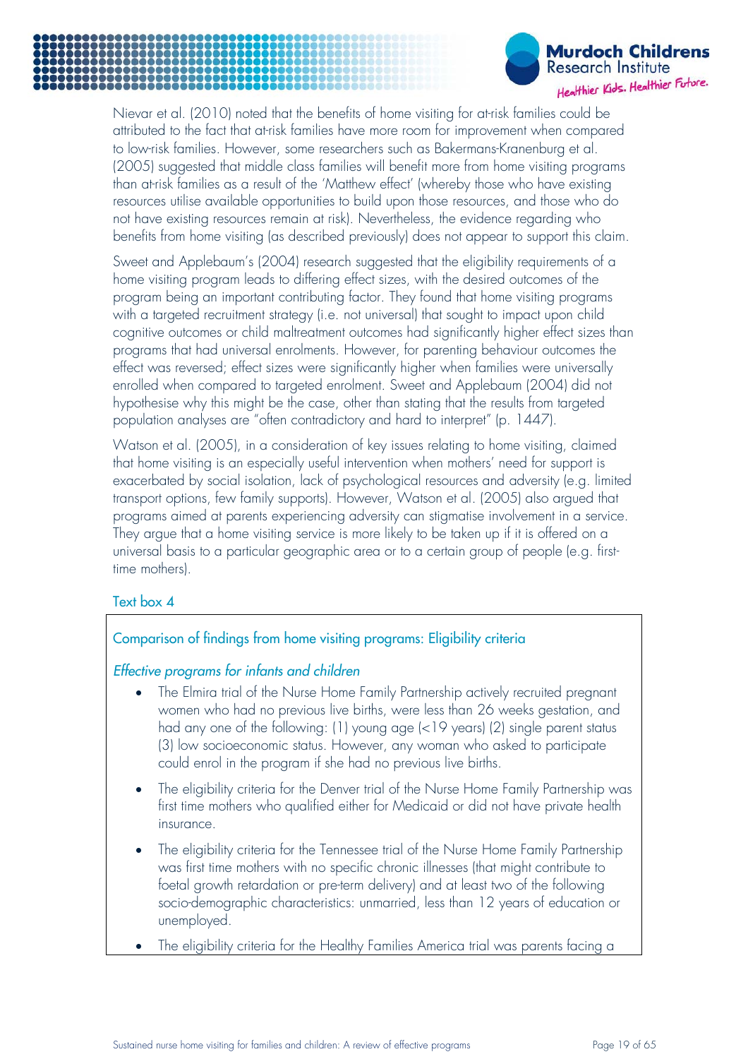Nievar et al. (2010) noted that the benefits of home visiting for at-risk families could be attributed to the fact that at-risk families have more room for improvement when compared to low-risk families. However, some researchers such as Bakermans-Kranenburg et al. (2005) suggested that middle class families will benefit more from home visiting programs than at-risk families as a result of the 'Matthew effect' (whereby those who have existing resources utilise available opportunities to build upon those resources, and those who do not have existing resources remain at risk). Nevertheless, the evidence regarding who benefits from home visiting (as described previously) does not appear to support this claim.

Sweet and Applebaum's (2004) research suggested that the eligibility requirements of a home visiting program leads to differing effect sizes, with the desired outcomes of the program being an important contributing factor. They found that home visiting programs with a targeted recruitment strategy (i.e. not universal) that sought to impact upon child cognitive outcomes or child maltreatment outcomes had significantly higher effect sizes than programs that had universal enrolments. However, for parenting behaviour outcomes the effect was reversed; effect sizes were significantly higher when families were universally enrolled when compared to targeted enrolment. Sweet and Applebaum (2004) did not hypothesise why this might be the case, other than stating that the results from targeted population analyses are "often contradictory and hard to interpret" (p. 1447).

Watson et al. (2005), in a consideration of key issues relating to home visiting, claimed that home visiting is an especially useful intervention when mothers' need for support is exacerbated by social isolation, lack of psychological resources and adversity (e.g. limited transport options, few family supports). However, Watson et al. (2005) also argued that programs aimed at parents experiencing adversity can stigmatise involvement in a service. They argue that a home visiting service is more likely to be taken up if it is offered on a universal basis to a particular geographic area or to a certain group of people (e.g. first-time mothers).

Text box 4

Comparison of findings from home visiting programs: Eligibility criteria

*Effective programs for infants and children*

- The Elmira trial of the Nurse Home Family Partnership actively recruited pregnant women who had no previous live births, were less than 26 weeks gestation, and had any one of the following: (1) young age (<19 years) (2) single parent status (3) low socioeconomic status. However, any woman who asked to participate could enrol in the program if she had no previous live births.
- The eligibility criteria for the Denver trial of the Nurse Home Family Partnership was first time mothers who qualified either for Medicaid or did not have private health insurance.
- The eligibility criteria for the Tennessee trial of the Nurse Home Family Partnership was first time mothers with no specific chronic illnesses (that might contribute to foetal growth retardation or pre-term delivery) and at least two of the following socio-demographic characteristics: unmarried, less than 12 years of education or unemployed.
- The eligibility criteria for the Healthy Families America trial was parents facing a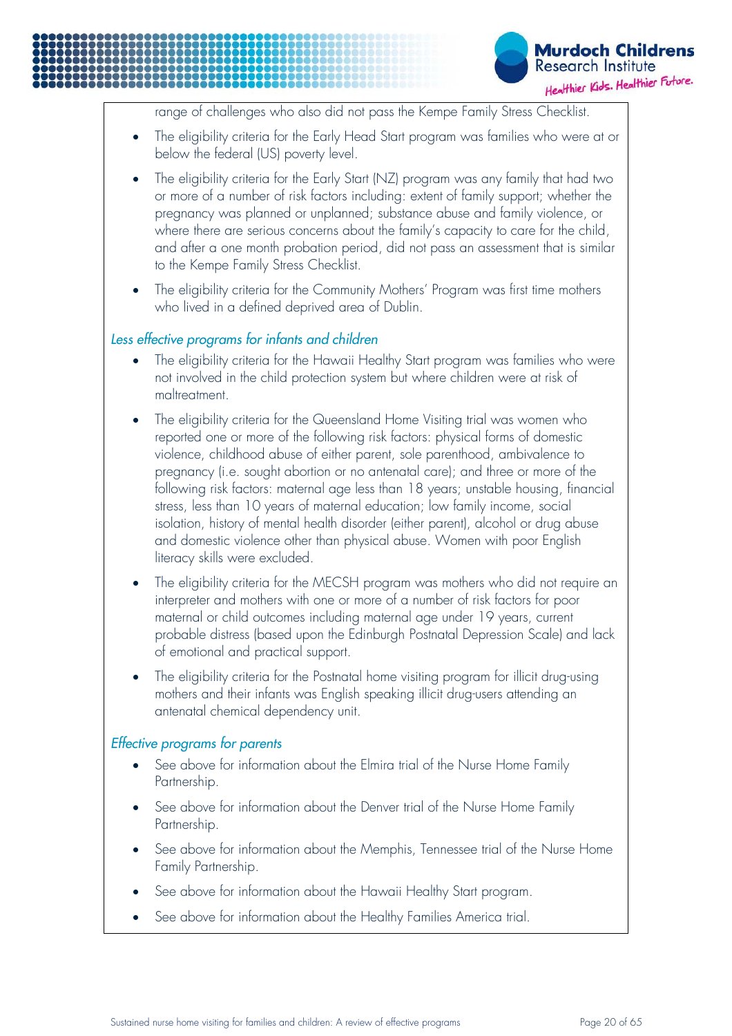range of challenges who also did not pass the Kempe Family Stress Checklist.

- The eligibility criteria for the Early Head Start program was families who were at or below the federal (US) poverty level.
- The eligibility criteria for the Early Start (NZ) program was any family that had two or more of a number of risk factors including: extent of family support; whether the pregnancy was planned or unplanned; substance abuse and family violence, or where there are serious concerns about the family's capacity to care for the child, and after a one month probation period, did not pass an assessment that is similar to the Kempe Family Stress Checklist.
- The eligibility criteria for the Community Mothers' Program was first time mothers who lived in a defined deprived area of Dublin.

*Less effective programs for infants and children*

- The eligibility criteria for the Hawaii Healthy Start program was families who were not involved in the child protection system but where children were at risk of maltreatment.
- The eligibility criteria for the Queensland Home Visiting trial was women who reported one or more of the following risk factors: physical forms of domestic violence, childhood abuse of either parent, sole parenthood, ambivalence to pregnancy (i.e. sought abortion or no antenatal care); and three or more of the following risk factors: maternal age less than 18 years; unstable housing, financial stress, less than 10 years of maternal education; low family income, social isolation, history of mental health disorder (either parent), alcohol or drug abuse and domestic violence other than physical abuse. Women with poor English literacy skills were excluded.
- The eligibility criteria for the MECSH program was mothers who did not require an interpreter and mothers with one or more of a number of risk factors for poor maternal or child outcomes including maternal age under 19 years, current probable distress (based upon the Edinburgh Postnatal Depression Scale) and lack of emotional and practical support.
- The eligibility criteria for the Postnatal home visiting program for illicit drug-using mothers and their infants was English speaking illicit drug-users attending an antenatal chemical dependency unit.

*Effective programs for parents*

- See above for information about the Elmira trial of the Nurse Home Family Partnership.
- See above for information about the Denver trial of the Nurse Home Family Partnership.
- See above for information about the Memphis, Tennessee trial of the Nurse Home Family Partnership.
- See above for information about the Hawaii Healthy Start program.
- See above for information about the Healthy Families America trial.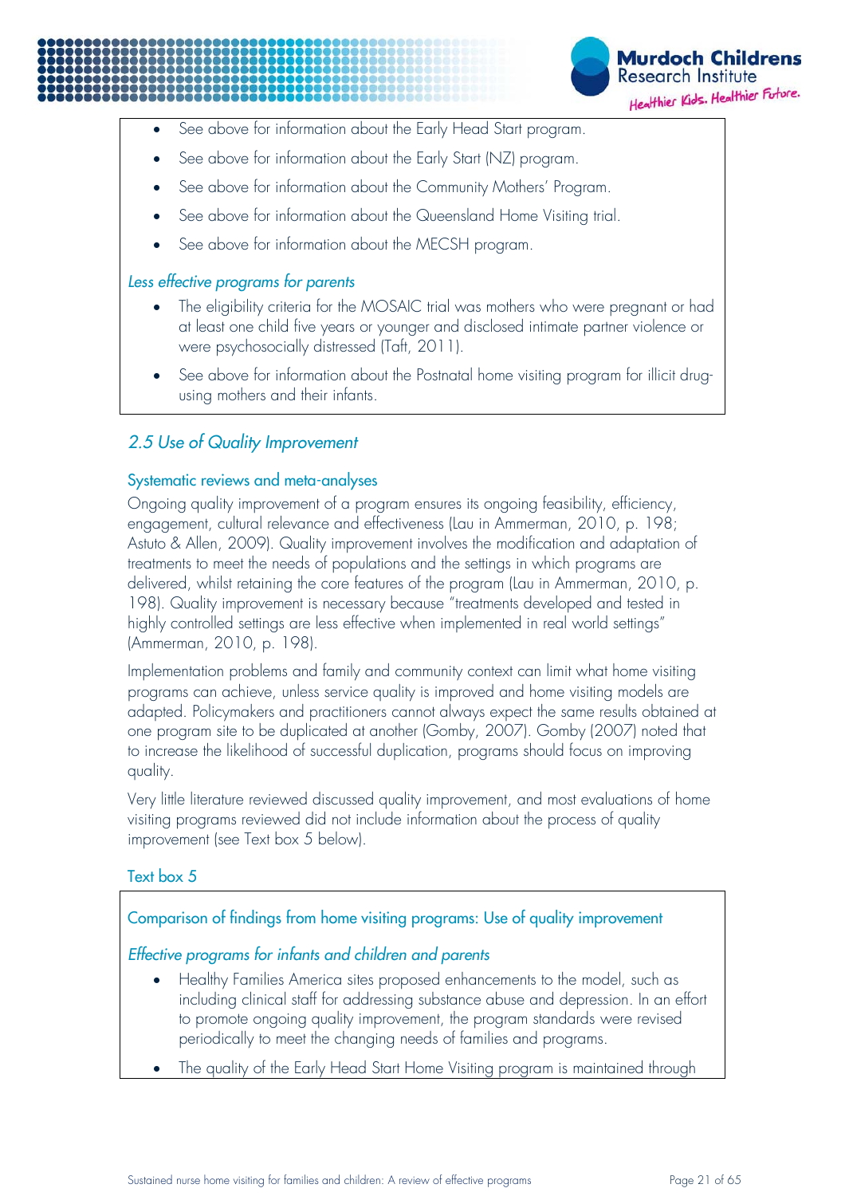- See above for information about the Early Head Start program.
- See above for information about the Early Start (NZ) program.
- See above for information about the Community Mothers' Program.
- See above for information about the Queensland Home Visiting trial.
- See above for information about the MECSH program.

*Less effective programs for parents*

- The eligibility criteria for the MOSAIC trial was mothers who were pregnant or had at least one child five years or younger and disclosed intimate partner violence or were psychosocially distressed (Taft, 2011).
- See above for information about the Postnatal home visiting program for illicit drug-using mothers and their infants.

## *2.5 Use of Quality Improvement*

### Systematic reviews and meta-analyses

Ongoing quality improvement of a program ensures its ongoing feasibility, efficiency, engagement, cultural relevance and effectiveness (Lau in Ammerman, 2010, p. 198; Astuto & Allen, 2009). Quality improvement involves the modification and adaptation of treatments to meet the needs of populations and the settings in which programs are delivered, whilst retaining the core features of the program (Lau in Ammerman, 2010, p. 198). Quality improvement is necessary because "treatments developed and tested in highly controlled settings are less effective when implemented in real world settings" (Ammerman, 2010, p. 198).

Implementation problems and family and community context can limit what home visiting programs can achieve, unless service quality is improved and home visiting models are adapted. Policymakers and practitioners cannot always expect the same results obtained at one program site to be duplicated at another (Gomby, 2007). Gomby (2007) noted that to increase the likelihood of successful duplication, programs should focus on improving quality.

Very little literature reviewed discussed quality improvement, and most evaluations of home visiting programs reviewed did not include information about the process of quality improvement (see Text box 5 below).

### Text box 5

Comparison of findings from home visiting programs: Use of quality improvement

*Effective programs for infants and children and parents*

- Healthy Families America sites proposed enhancements to the model, such as including clinical staff for addressing substance abuse and depression. In an effort to promote ongoing quality improvement, the program standards were revised periodically to meet the changing needs of families and programs.
- The quality of the Early Head Start Home Visiting program is maintained through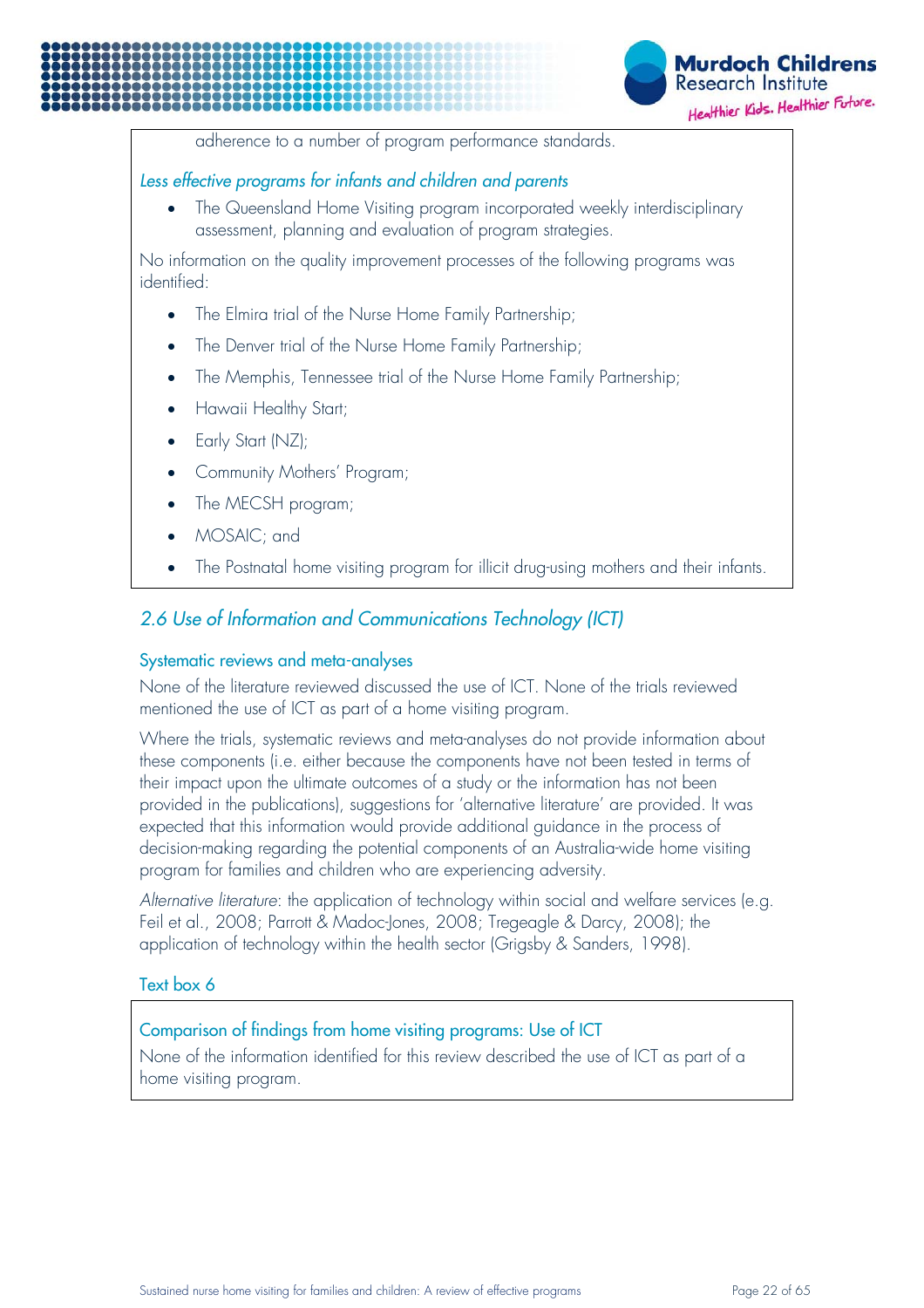adherence to a number of program performance standards.

*Less effective programs for infants and children and parents*

- The Queensland Home Visiting program incorporated weekly interdisciplinary assessment, planning and evaluation of program strategies.

No information on the quality improvement processes of the following programs was identified:

- The Elmira trial of the Nurse Home Family Partnership;
- The Denver trial of the Nurse Home Family Partnership;
- The Memphis, Tennessee trial of the Nurse Home Family Partnership;
- Hawaii Healthy Start;
- Early Start (NZ);
- Community Mothers' Program;
- The MECSH program;
- MOSAIC; and
- The Postnatal home visiting program for illicit drug-using mothers and their infants.

## *2.6 Use of Information and Communications Technology (ICT)*

### Systematic reviews and meta-analyses

None of the literature reviewed discussed the use of ICT. None of the trials reviewed mentioned the use of ICT as part of a home visiting program.

Where the trials, systematic reviews and meta-analyses do not provide information about these components (i.e. either because the components have not been tested in terms of their impact upon the ultimate outcomes of a study or the information has not been provided in the publications), suggestions for 'alternative literature' are provided. It was expected that this information would provide additional guidance in the process of decision-making regarding the potential components of an Australia-wide home visiting program for families and children who are experiencing adversity.

*Alternative literature*: the application of technology within social and welfare services (e.g. Feil et al., 2008; Parrott & Madoc-Jones, 2008; Tregeagle & Darcy, 2008); the application of technology within the health sector (Grigsby & Sanders, 1998).

### Text box 6

**Comparison of findings from home visiting programs: Use of ICT**

None of the information identified for this review described the use of ICT as part of a home visiting program.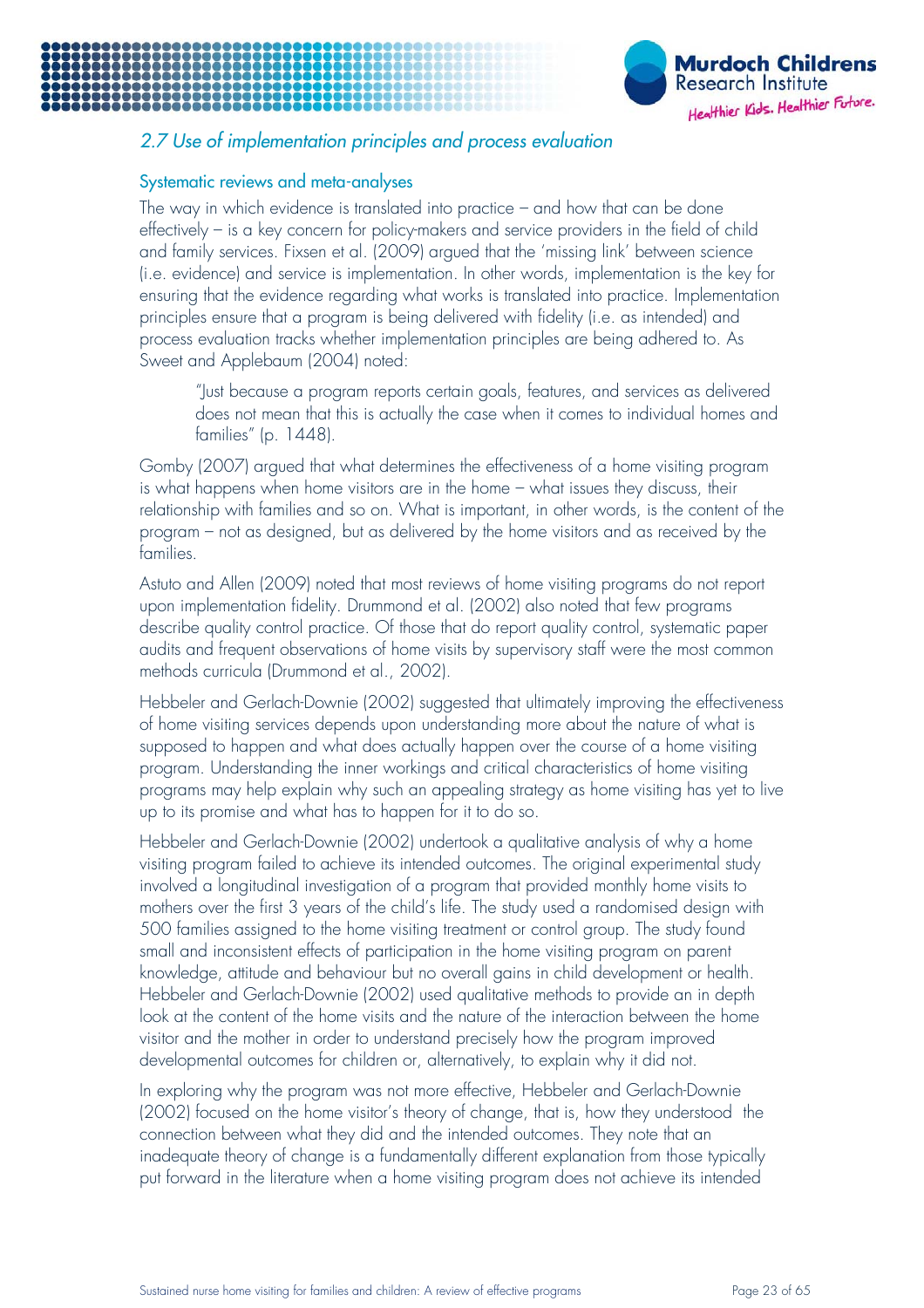## *2.7 Use of implementation principles and process evaluation*

### Systematic reviews and meta-analyses

The way in which evidence is translated into practice – and how that can be done effectively – is a key concern for policy-makers and service providers in the field of child and family services. Fixsen et al. (2009) argued that the 'missing link' between science (i.e. evidence) and service is implementation. In other words, implementation is the key for ensuring that the evidence regarding what works is translated into practice. Implementation principles ensure that a program is being delivered with fidelity (i.e. as intended) and process evaluation tracks whether implementation principles are being adhered to. As Sweet and Applebaum (2004) noted:

> "Just because a program reports certain goals, features, and services as delivered does not mean that this is actually the case when it comes to individual homes and families" (p. 1448).

Gomby (2007) argued that what determines the effectiveness of a home visiting program is what happens when home visitors are in the home – what issues they discuss, their relationship with families and so on. What is important, in other words, is the content of the program – not as designed, but as delivered by the home visitors and as received by the families.

Astuto and Allen (2009) noted that most reviews of home visiting programs do not report upon implementation fidelity. Drummond et al. (2002) also noted that few programs describe quality control practice. Of those that do report quality control, systematic paper audits and frequent observations of home visits by supervisory staff were the most common methods curricula (Drummond et al., 2002).

Hebbeler and Gerlach-Downie (2002) suggested that ultimately improving the effectiveness of home visiting services depends upon understanding more about the nature of what is supposed to happen and what does actually happen over the course of a home visiting program. Understanding the inner workings and critical characteristics of home visiting programs may help explain why such an appealing strategy as home visiting has yet to live up to its promise and what has to happen for it to do so.

Hebbeler and Gerlach-Downie (2002) undertook a qualitative analysis of why a home visiting program failed to achieve its intended outcomes. The original experimental study involved a longitudinal investigation of a program that provided monthly home visits to mothers over the first 3 years of the child's life. The study used a randomised design with 500 families assigned to the home visiting treatment or control group. The study found small and inconsistent effects of participation in the home visiting program on parent knowledge, attitude and behaviour but no overall gains in child development or health. Hebbeler and Gerlach-Downie (2002) used qualitative methods to provide an in depth look at the content of the home visits and the nature of the interaction between the home visitor and the mother in order to understand precisely how the program improved developmental outcomes for children or, alternatively, to explain why it did not.

In exploring why the program was not more effective, Hebbeler and Gerlach-Downie (2002) focused on the home visitor's theory of change, that is, how they understood the connection between what they did and the intended outcomes. They note that an inadequate theory of change is a fundamentally different explanation from those typically put forward in the literature when a home visiting program does not achieve its intended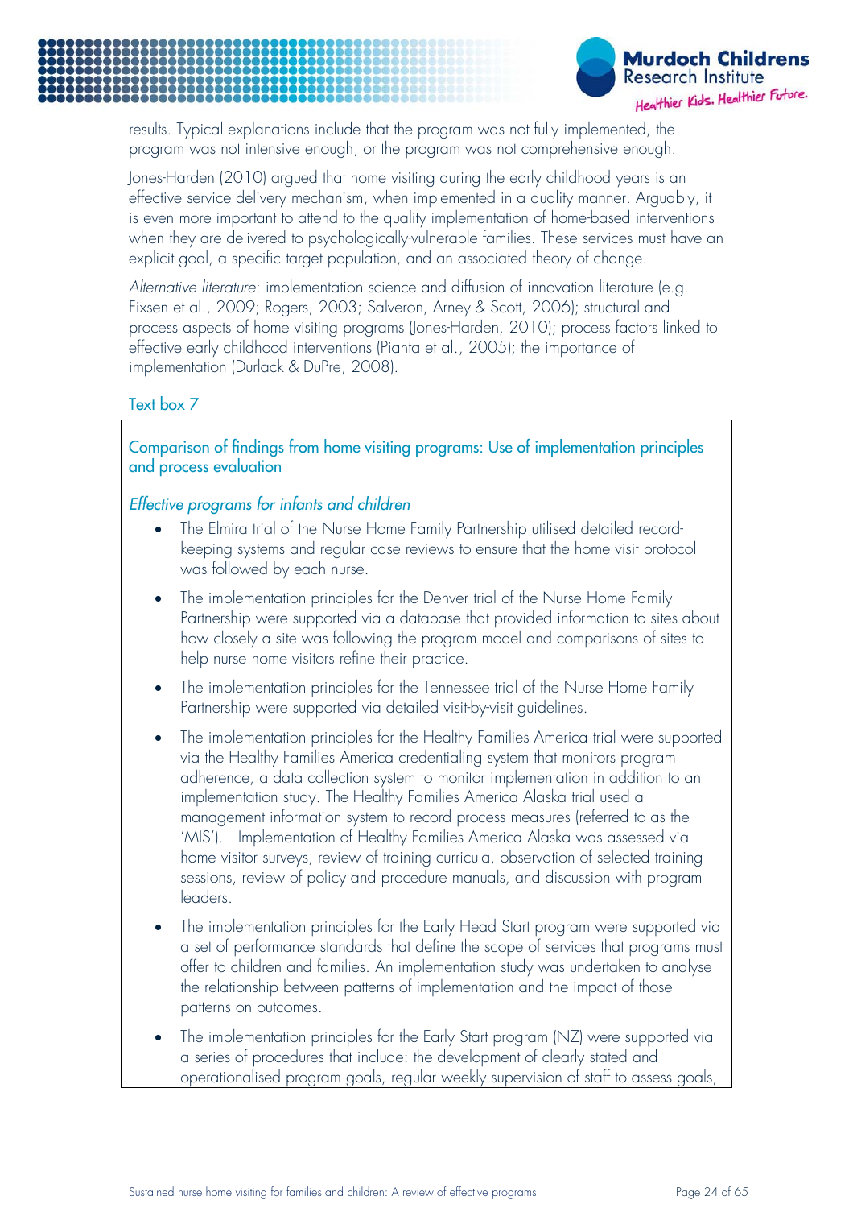results. Typical explanations include that the program was not fully implemented, the program was not intensive enough, or the program was not comprehensive enough.

Jones-Harden (2010) argued that home visiting during the early childhood years is an effective service delivery mechanism, when implemented in a quality manner. Arguably, it is even more important to attend to the quality implementation of home-based interventions when they are delivered to psychologically-vulnerable families. These services must have an explicit goal, a specific target population, and an associated theory of change.

*Alternative literature*: implementation science and diffusion of innovation literature (e.g. Fixsen et al., 2009; Rogers, 2003; Salveron, Arney & Scott, 2006); structural and process aspects of home visiting programs (Jones-Harden, 2010); process factors linked to effective early childhood interventions (Pianta et al., 2005); the importance of implementation (Durlack & DuPre, 2008).

### Text box 7

**Comparison of findings from home visiting programs: Use of implementation principles and process evaluation**

*Effective programs for infants and children*

- The Elmira trial of the Nurse Home Family Partnership utilised detailed record-keeping systems and regular case reviews to ensure that the home visit protocol was followed by each nurse.
- The implementation principles for the Denver trial of the Nurse Home Family Partnership were supported via a database that provided information to sites about how closely a site was following the program model and comparisons of sites to help nurse home visitors refine their practice.
- The implementation principles for the Tennessee trial of the Nurse Home Family Partnership were supported via detailed visit-by-visit guidelines.
- The implementation principles for the Healthy Families America trial were supported via the Healthy Families America credentialing system that monitors program adherence, a data collection system to monitor implementation in addition to an implementation study. The Healthy Families America Alaska trial used a management information system to record process measures (referred to as the 'MIS'). Implementation of Healthy Families America Alaska was assessed via home visitor surveys, review of training curricula, observation of selected training sessions, review of policy and procedure manuals, and discussion with program leaders.
- The implementation principles for the Early Head Start program were supported via a set of performance standards that define the scope of services that programs must offer to children and families. An implementation study was undertaken to analyse the relationship between patterns of implementation and the impact of those patterns on outcomes.
- The implementation principles for the Early Start program (NZ) were supported via a series of procedures that include: the development of clearly stated and operationalised program goals, regular weekly supervision of staff to assess goals,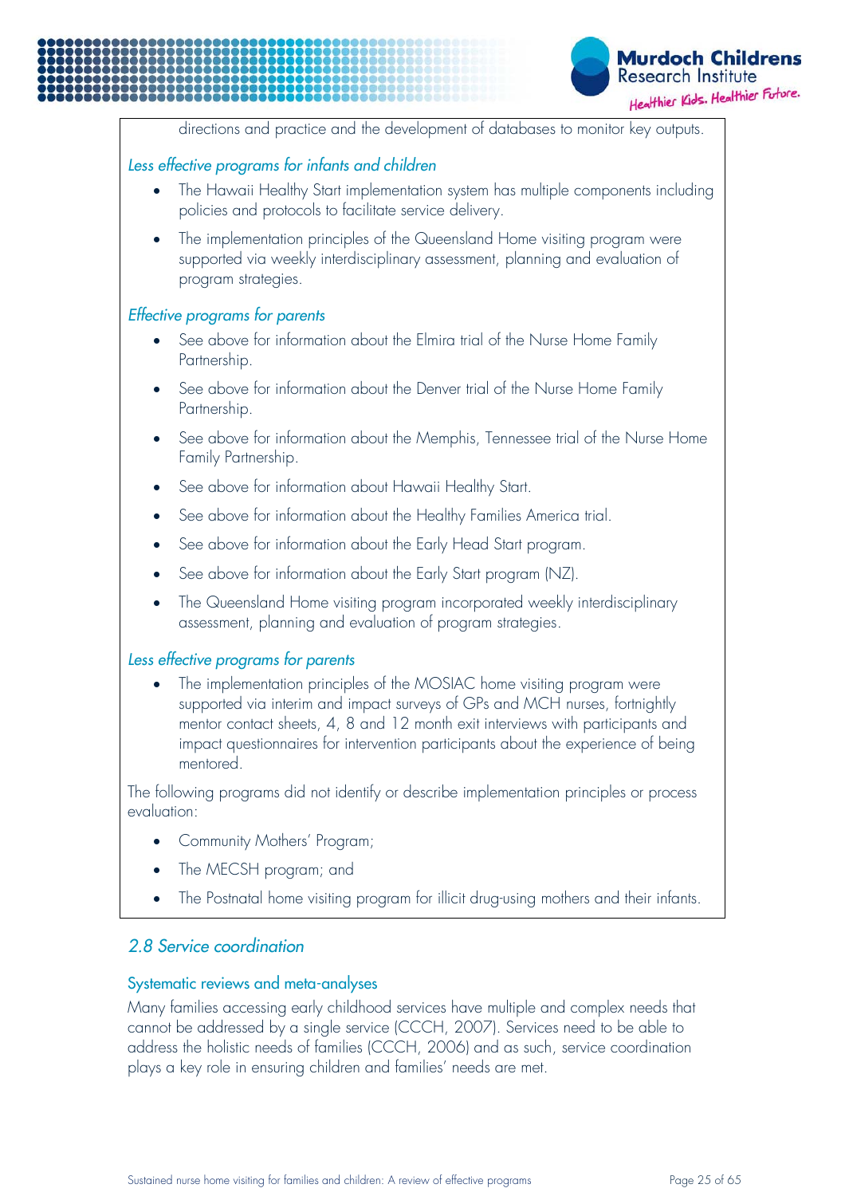directions and practice and the development of databases to monitor key outputs.

*Less effective programs for infants and children*

- The Hawaii Healthy Start implementation system has multiple components including policies and protocols to facilitate service delivery.
- The implementation principles of the Queensland Home visiting program were supported via weekly interdisciplinary assessment, planning and evaluation of program strategies.

*Effective programs for parents*

- See above for information about the Elmira trial of the Nurse Home Family Partnership.
- See above for information about the Denver trial of the Nurse Home Family Partnership.
- See above for information about the Memphis, Tennessee trial of the Nurse Home Family Partnership.
- See above for information about Hawaii Healthy Start.
- See above for information about the Healthy Families America trial.
- See above for information about the Early Head Start program.
- See above for information about the Early Start program (NZ).
- The Queensland Home visiting program incorporated weekly interdisciplinary assessment, planning and evaluation of program strategies.

*Less effective programs for parents*

- The implementation principles of the MOSIAC home visiting program were supported via interim and impact surveys of GPs and MCH nurses, fortnightly mentor contact sheets, 4, 8 and 12 month exit interviews with participants and impact questionnaires for intervention participants about the experience of being mentored.

The following programs did not identify or describe implementation principles or process evaluation:

- Community Mothers' Program;
- The MECSH program; and
- The Postnatal home visiting program for illicit drug-using mothers and their infants.

## 2.8 Service coordination

### Systematic reviews and meta-analyses

Many families accessing early childhood services have multiple and complex needs that cannot be addressed by a single service (CCCH, 2007). Services need to be able to address the holistic needs of families (CCCH, 2006) and as such, service coordination plays a key role in ensuring children and families' needs are met.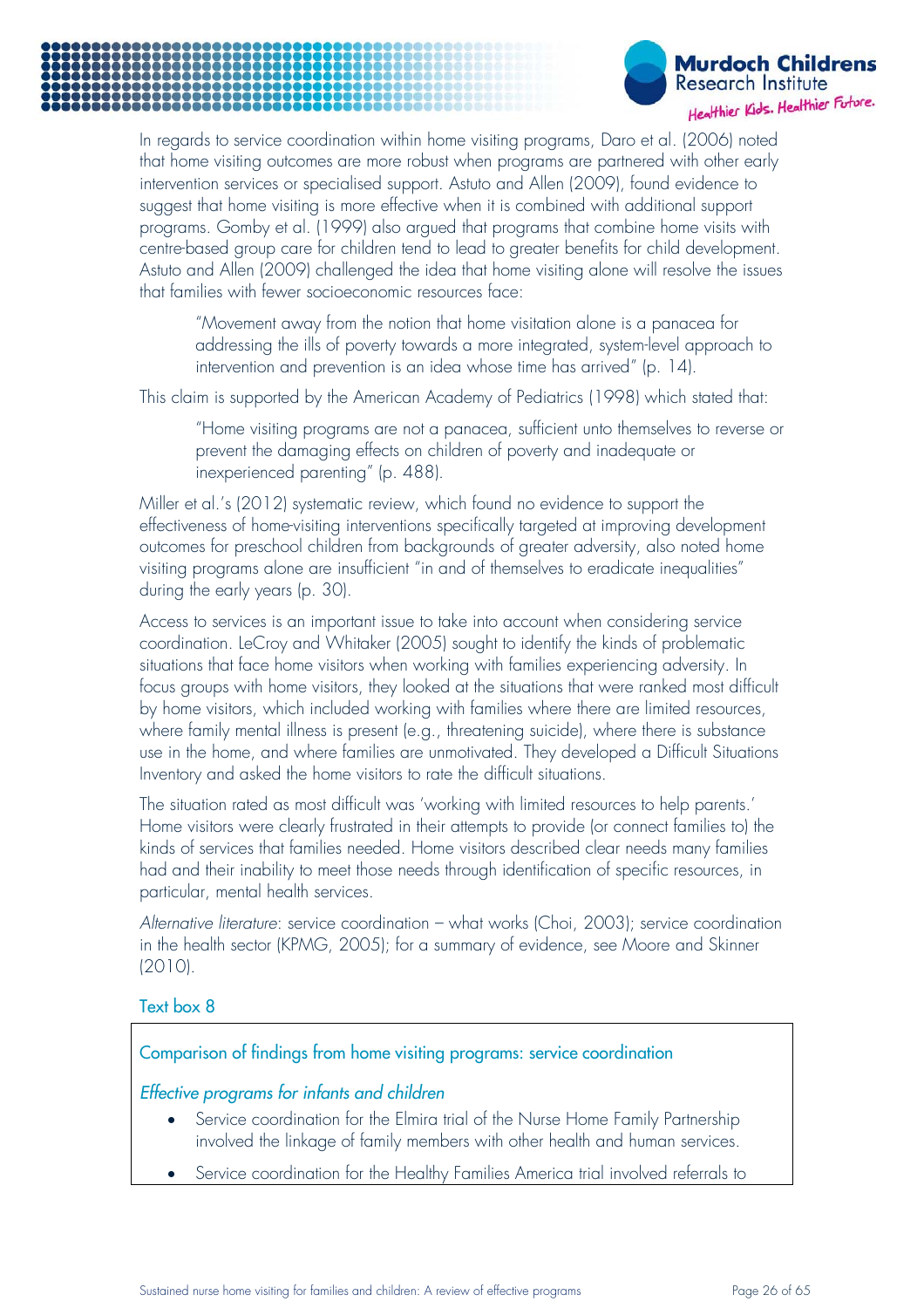In regards to service coordination within home visiting programs, Daro et al. (2006) noted that home visiting outcomes are more robust when programs are partnered with other early intervention services or specialised support. Astuto and Allen (2009), found evidence to suggest that home visiting is more effective when it is combined with additional support programs. Gomby et al. (1999) also argued that programs that combine home visits with centre-based group care for children tend to lead to greater benefits for child development. Astuto and Allen (2009) challenged the idea that home visiting alone will resolve the issues that families with fewer socioeconomic resources face:

> "Movement away from the notion that home visitation alone is a panacea for addressing the ills of poverty towards a more integrated, system-level approach to intervention and prevention is an idea whose time has arrived" (p. 14).

This claim is supported by the American Academy of Pediatrics (1998) which stated that:

> "Home visiting programs are not a panacea, sufficient unto themselves to reverse or prevent the damaging effects on children of poverty and inadequate or inexperienced parenting" (p. 488).

Miller et al.'s (2012) systematic review, which found no evidence to support the effectiveness of home-visiting interventions specifically targeted at improving development outcomes for preschool children from backgrounds of greater adversity, also noted home visiting programs alone are insufficient "in and of themselves to eradicate inequalities" during the early years (p. 30).

Access to services is an important issue to take into account when considering service coordination. LeCroy and Whitaker (2005) sought to identify the kinds of problematic situations that face home visitors when working with families experiencing adversity. In focus groups with home visitors, they looked at the situations that were ranked most difficult by home visitors, which included working with families where there are limited resources, where family mental illness is present (e.g., threatening suicide), where there is substance use in the home, and where families are unmotivated. They developed a Difficult Situations Inventory and asked the home visitors to rate the difficult situations.

The situation rated as most difficult was 'working with limited resources to help parents.' Home visitors were clearly frustrated in their attempts to provide (or connect families to) the kinds of services that families needed. Home visitors described clear needs many families had and their inability to meet those needs through identification of specific resources, in particular, mental health services.

*Alternative literature*: service coordination – what works (Choi, 2003); service coordination in the health sector (KPMG, 2005); for a summary of evidence, see Moore and Skinner (2010).

Text box 8

### Comparison of findings from home visiting programs: service coordination

*Effective programs for infants and children*

- Service coordination for the Elmira trial of the Nurse Home Family Partnership involved the linkage of family members with other health and human services.
- Service coordination for the Healthy Families America trial involved referrals to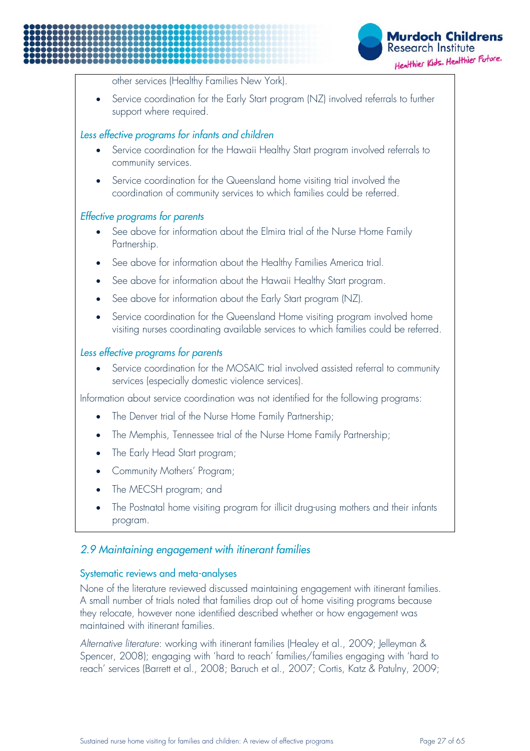other services (Healthy Families New York).

- Service coordination for the Early Start program (NZ) involved referrals to further support where required.

*Less effective programs for infants and children*

- Service coordination for the Hawaii Healthy Start program involved referrals to community services.
- Service coordination for the Queensland home visiting trial involved the coordination of community services to which families could be referred.

*Effective programs for parents*

- See above for information about the Elmira trial of the Nurse Home Family Partnership.
- See above for information about the Healthy Families America trial.
- See above for information about the Hawaii Healthy Start program.
- See above for information about the Early Start program (NZ).
- Service coordination for the Queensland Home visiting program involved home visiting nurses coordinating available services to which families could be referred.

*Less effective programs for parents*

- Service coordination for the MOSAIC trial involved assisted referral to community services (especially domestic violence services).

Information about service coordination was not identified for the following programs:

- The Denver trial of the Nurse Home Family Partnership;
- The Memphis, Tennessee trial of the Nurse Home Family Partnership;
- The Early Head Start program;
- Community Mothers' Program;
- The MECSH program; and
- The Postnatal home visiting program for illicit drug-using mothers and their infants program.

## *2.9 Maintaining engagement with itinerant families*

### Systematic reviews and meta-analyses

None of the literature reviewed discussed maintaining engagement with itinerant families. A small number of trials noted that families drop out of home visiting programs because they relocate, however none identified described whether or how engagement was maintained with itinerant families.

*Alternative literature*: working with itinerant families (Healey et al., 2009; Jelleyman & Spencer, 2008); engaging with 'hard to reach' families/families engaging with 'hard to reach' services (Barrett et al., 2008; Baruch et al., 2007; Cortis, Katz & Patulny, 2009;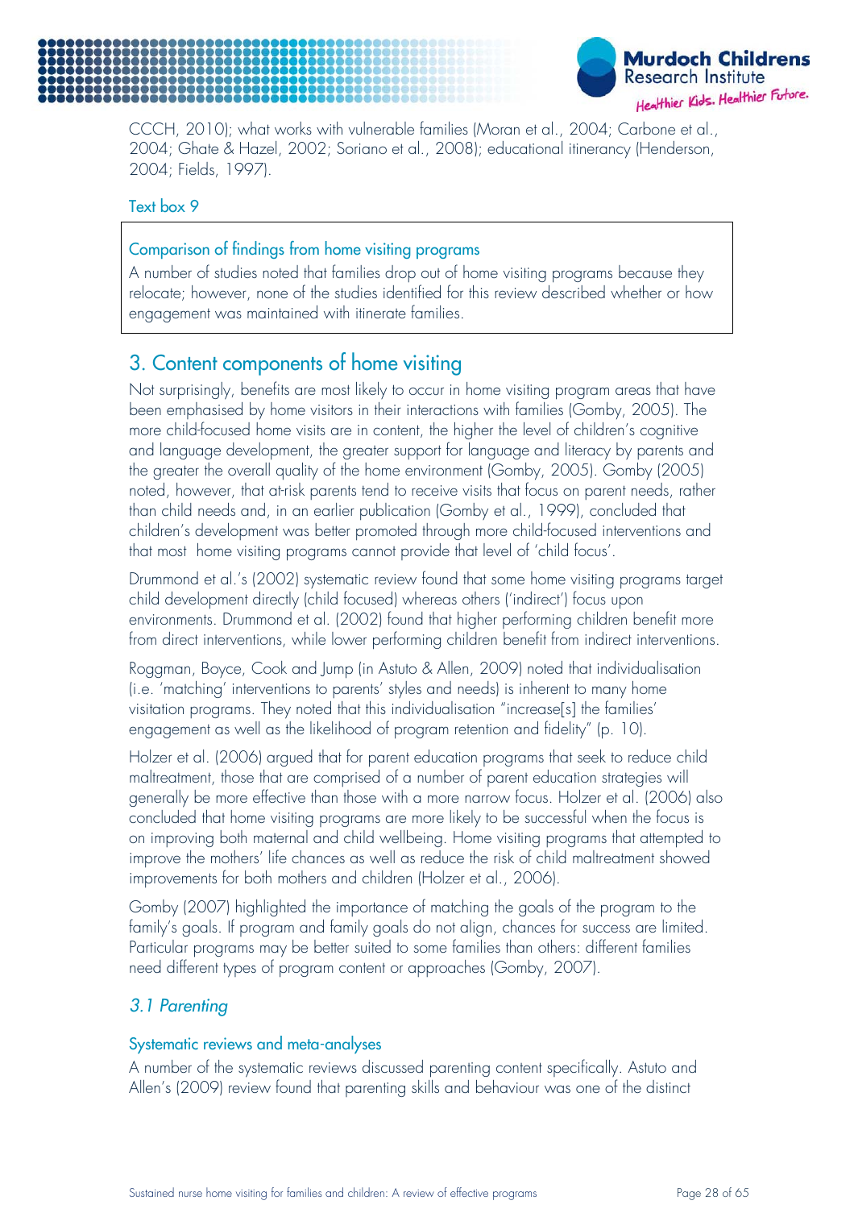CCCH, 2010); what works with vulnerable families (Moran et al., 2004; Carbone et al., 2004; Ghate & Hazel, 2002; Soriano et al., 2008); educational itinerancy (Henderson, 2004; Fields, 1997).

Text box 9

> **Comparison of findings from home visiting programs**
>
> A number of studies noted that families drop out of home visiting programs because they relocate; however, none of the studies identified for this review described whether or how engagement was maintained with itinerate families.

## 3. Content components of home visiting

Not surprisingly, benefits are most likely to occur in home visiting program areas that have been emphasised by home visitors in their interactions with families (Gomby, 2005). The more child-focused home visits are in content, the higher the level of children's cognitive and language development, the greater support for language and literacy by parents and the greater the overall quality of the home environment (Gomby, 2005). Gomby (2005) noted, however, that at-risk parents tend to receive visits that focus on parent needs, rather than child needs and, in an earlier publication (Gomby et al., 1999), concluded that children's development was better promoted through more child-focused interventions and that most home visiting programs cannot provide that level of 'child focus'.

Drummond et al.'s (2002) systematic review found that some home visiting programs target child development directly (child focused) whereas others ('indirect') focus upon environments. Drummond et al. (2002) found that higher performing children benefit more from direct interventions, while lower performing children benefit from indirect interventions.

Roggman, Boyce, Cook and Jump (in Astuto & Allen, 2009) noted that individualisation (i.e. 'matching' interventions to parents' styles and needs) is inherent to many home visitation programs. They noted that this individualisation "increase[s] the families' engagement as well as the likelihood of program retention and fidelity" (p. 10).

Holzer et al. (2006) argued that for parent education programs that seek to reduce child maltreatment, those that are comprised of a number of parent education strategies will generally be more effective than those with a more narrow focus. Holzer et al. (2006) also concluded that home visiting programs are more likely to be successful when the focus is on improving both maternal and child wellbeing. Home visiting programs that attempted to improve the mothers' life chances as well as reduce the risk of child maltreatment showed improvements for both mothers and children (Holzer et al., 2006).

Gomby (2007) highlighted the importance of matching the goals of the program to the family's goals. If program and family goals do not align, chances for success are limited. Particular programs may be better suited to some families than others: different families need different types of program content or approaches (Gomby, 2007).

### *3.1 Parenting*

#### Systematic reviews and meta-analyses

A number of the systematic reviews discussed parenting content specifically. Astuto and Allen's (2009) review found that parenting skills and behaviour was one of the distinct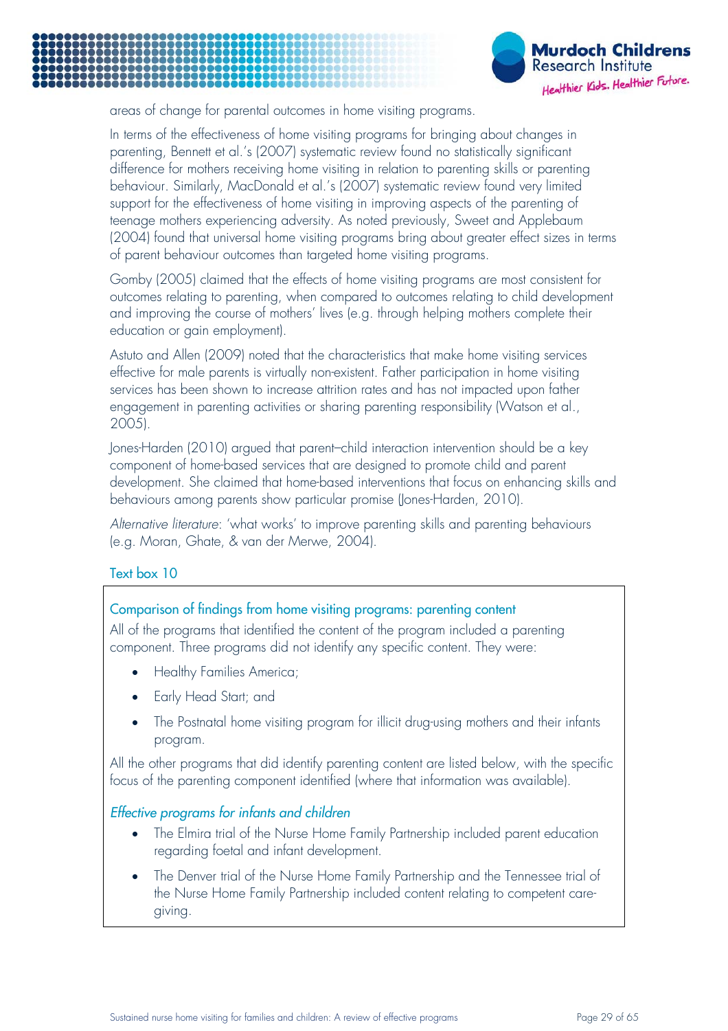areas of change for parental outcomes in home visiting programs.

In terms of the effectiveness of home visiting programs for bringing about changes in parenting, Bennett et al.'s (2007) systematic review found no statistically significant difference for mothers receiving home visiting in relation to parenting skills or parenting behaviour. Similarly, MacDonald et al.'s (2007) systematic review found very limited support for the effectiveness of home visiting in improving aspects of the parenting of teenage mothers experiencing adversity. As noted previously, Sweet and Applebaum (2004) found that universal home visiting programs bring about greater effect sizes in terms of parent behaviour outcomes than targeted home visiting programs.

Gomby (2005) claimed that the effects of home visiting programs are most consistent for outcomes relating to parenting, when compared to outcomes relating to child development and improving the course of mothers' lives (e.g. through helping mothers complete their education or gain employment).

Astuto and Allen (2009) noted that the characteristics that make home visiting services effective for male parents is virtually non-existent. Father participation in home visiting services has been shown to increase attrition rates and has not impacted upon father engagement in parenting activities or sharing parenting responsibility (Watson et al., 2005).

Jones-Harden (2010) argued that parent–child interaction intervention should be a key component of home-based services that are designed to promote child and parent development. She claimed that home-based interventions that focus on enhancing skills and behaviours among parents show particular promise (Jones-Harden, 2010).

*Alternative literature*: 'what works' to improve parenting skills and parenting behaviours (e.g. Moran, Ghate, & van der Merwe, 2004).

### Text box 10

#### Comparison of findings from home visiting programs: parenting content

All of the programs that identified the content of the program included a parenting component. Three programs did not identify any specific content. They were:

- Healthy Families America;
- Early Head Start; and
- The Postnatal home visiting program for illicit drug-using mothers and their infants program.

All the other programs that did identify parenting content are listed below, with the specific focus of the parenting component identified (where that information was available).

*Effective programs for infants and children*

- The Elmira trial of the Nurse Home Family Partnership included parent education regarding foetal and infant development.
- The Denver trial of the Nurse Home Family Partnership and the Tennessee trial of the Nurse Home Family Partnership included content relating to competent care-giving.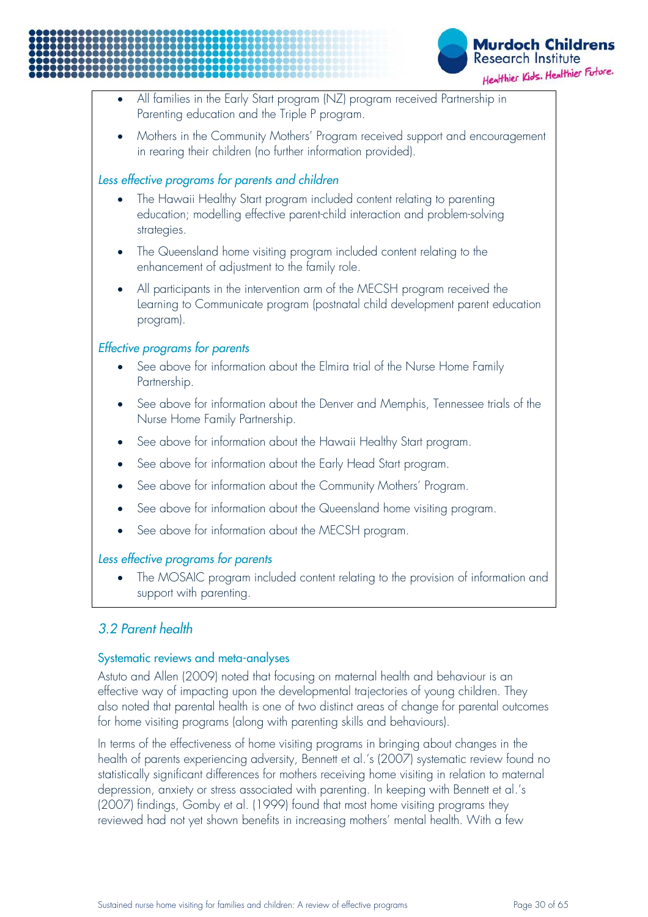- All families in the Early Start program (NZ) program received Partnership in Parenting education and the Triple P program.
- Mothers in the Community Mothers' Program received support and encouragement in rearing their children (no further information provided).

*Less effective programs for parents and children*

- The Hawaii Healthy Start program included content relating to parenting education; modelling effective parent-child interaction and problem-solving strategies.
- The Queensland home visiting program included content relating to the enhancement of adjustment to the family role.
- All participants in the intervention arm of the MECSH program received the Learning to Communicate program (postnatal child development parent education program).

*Effective programs for parents*

- See above for information about the Elmira trial of the Nurse Home Family Partnership.
- See above for information about the Denver and Memphis, Tennessee trials of the Nurse Home Family Partnership.
- See above for information about the Hawaii Healthy Start program.
- See above for information about the Early Head Start program.
- See above for information about the Community Mothers' Program.
- See above for information about the Queensland home visiting program.
- See above for information about the MECSH program.

*Less effective programs for parents*

- The MOSAIC program included content relating to the provision of information and support with parenting.

## *3.2 Parent health*

### Systematic reviews and meta-analyses

Astuto and Allen (2009) noted that focusing on maternal health and behaviour is an effective way of impacting upon the developmental trajectories of young children. They also noted that parental health is one of two distinct areas of change for parental outcomes for home visiting programs (along with parenting skills and behaviours).

In terms of the effectiveness of home visiting programs in bringing about changes in the health of parents experiencing adversity, Bennett et al.'s (2007) systematic review found no statistically significant differences for mothers receiving home visiting in relation to maternal depression, anxiety or stress associated with parenting. In keeping with Bennett et al.'s (2007) findings, Gomby et al. (1999) found that most home visiting programs they reviewed had not yet shown benefits in increasing mothers' mental health. With a few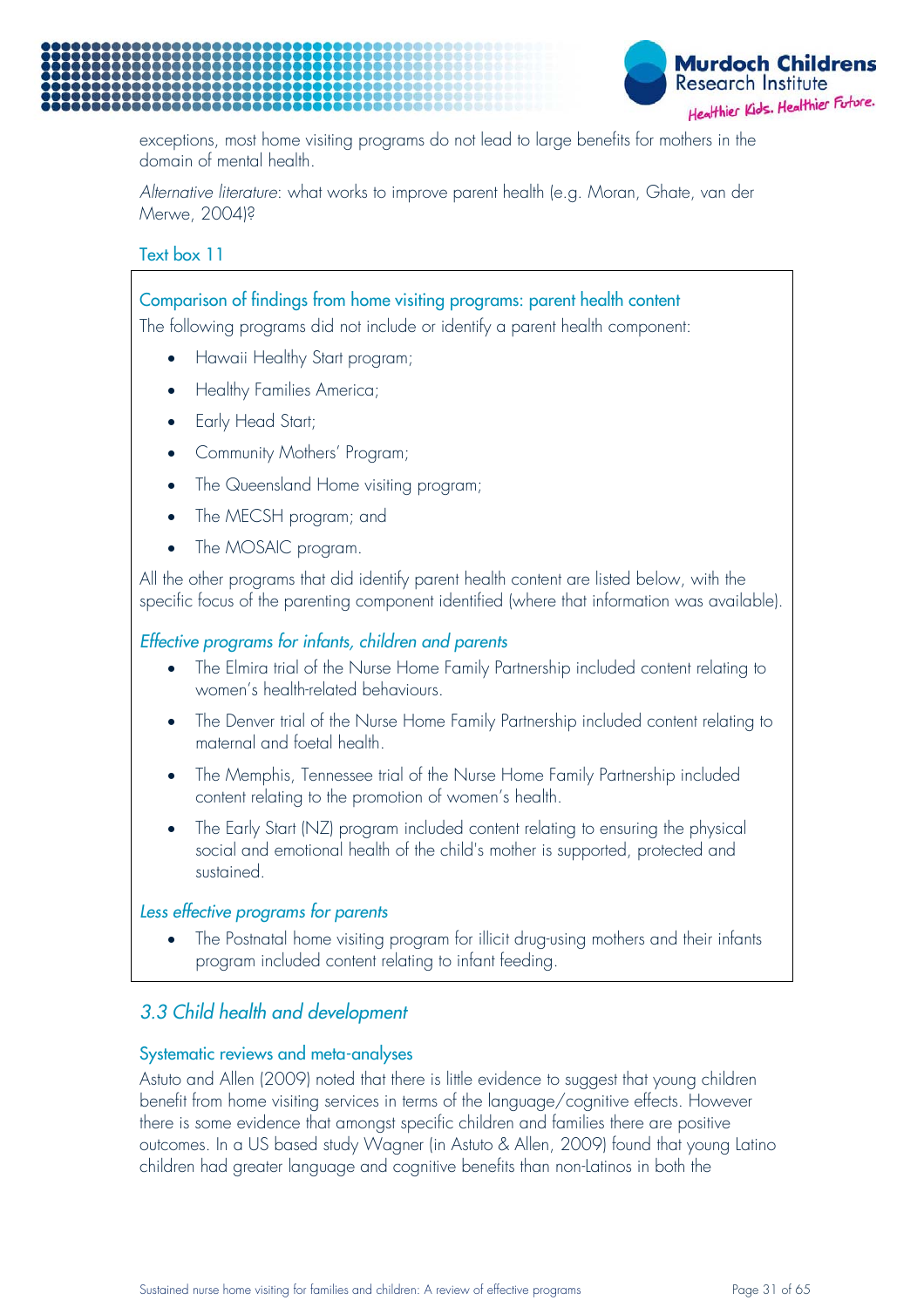exceptions, most home visiting programs do not lead to large benefits for mothers in the domain of mental health.

*Alternative literature*: what works to improve parent health (e.g. Moran, Ghate, van der Merwe, 2004)?

### Text box 11

> **Comparison of findings from home visiting programs: parent health content**
>
> The following programs did not include or identify a parent health component:
>
> - Hawaii Healthy Start program;
> - Healthy Families America;
> - Early Head Start;
> - Community Mothers' Program;
> - The Queensland Home visiting program;
> - The MECSH program; and
> - The MOSAIC program.
>
> All the other programs that did identify parent health content are listed below, with the specific focus of the parenting component identified (where that information was available).
>
> *Effective programs for infants, children and parents*
>
> - The Elmira trial of the Nurse Home Family Partnership included content relating to women's health-related behaviours.
> - The Denver trial of the Nurse Home Family Partnership included content relating to maternal and foetal health.
> - The Memphis, Tennessee trial of the Nurse Home Family Partnership included content relating to the promotion of women's health.
> - The Early Start (NZ) program included content relating to ensuring the physical social and emotional health of the child's mother is supported, protected and sustained.
>
> *Less effective programs for parents*
>
> - The Postnatal home visiting program for illicit drug-using mothers and their infants program included content relating to infant feeding.

## *3.3 Child health and development*

### Systematic reviews and meta-analyses

Astuto and Allen (2009) noted that there is little evidence to suggest that young children benefit from home visiting services in terms of the language/cognitive effects. However there is some evidence that amongst specific children and families there are positive outcomes. In a US based study Wagner (in Astuto & Allen, 2009) found that young Latino children had greater language and cognitive benefits than non-Latinos in both the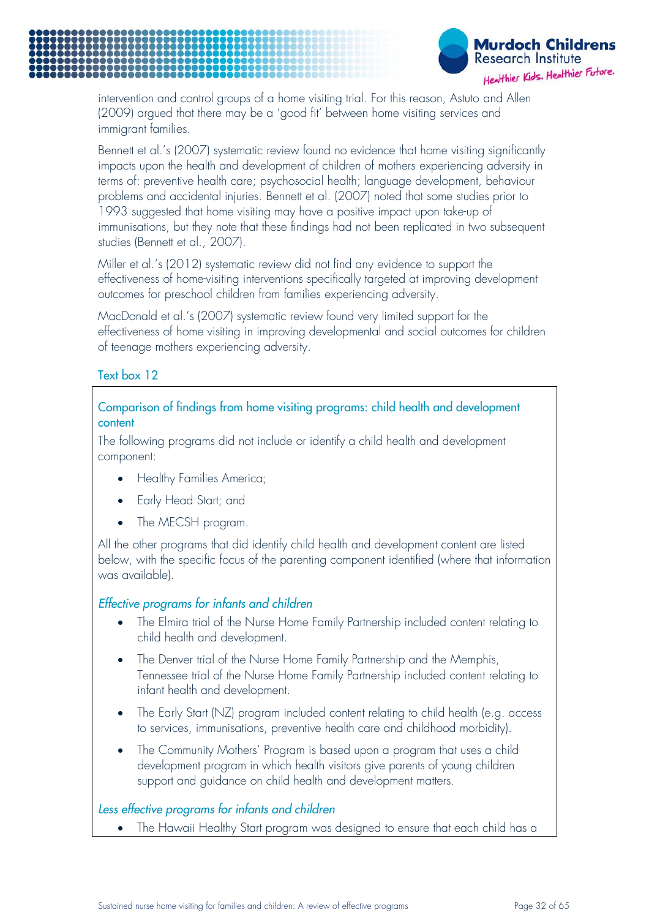intervention and control groups of a home visiting trial. For this reason, Astuto and Allen (2009) argued that there may be a 'good fit' between home visiting services and immigrant families.

Bennett et al.'s (2007) systematic review found no evidence that home visiting significantly impacts upon the health and development of children of mothers experiencing adversity in terms of: preventive health care; psychosocial health; language development, behaviour problems and accidental injuries. Bennett et al. (2007) noted that some studies prior to 1993 suggested that home visiting may have a positive impact upon take-up of immunisations, but they note that these findings had not been replicated in two subsequent studies (Bennett et al., 2007).

Miller et al.'s (2012) systematic review did not find any evidence to support the effectiveness of home-visiting interventions specifically targeted at improving development outcomes for preschool children from families experiencing adversity.

MacDonald et al.'s (2007) systematic review found very limited support for the effectiveness of home visiting in improving developmental and social outcomes for children of teenage mothers experiencing adversity.

### Text box 12

#### Comparison of findings from home visiting programs: child health and development content

The following programs did not include or identify a child health and development component:

- Healthy Families America;
- Early Head Start; and
- The MECSH program.

All the other programs that did identify child health and development content are listed below, with the specific focus of the parenting component identified (where that information was available).

*Effective programs for infants and children*

- The Elmira trial of the Nurse Home Family Partnership included content relating to child health and development.
- The Denver trial of the Nurse Home Family Partnership and the Memphis, Tennessee trial of the Nurse Home Family Partnership included content relating to infant health and development.
- The Early Start (NZ) program included content relating to child health (e.g. access to services, immunisations, preventive health care and childhood morbidity).
- The Community Mothers' Program is based upon a program that uses a child development program in which health visitors give parents of young children support and guidance on child health and development matters.

*Less effective programs for infants and children*

- The Hawaii Healthy Start program was designed to ensure that each child has a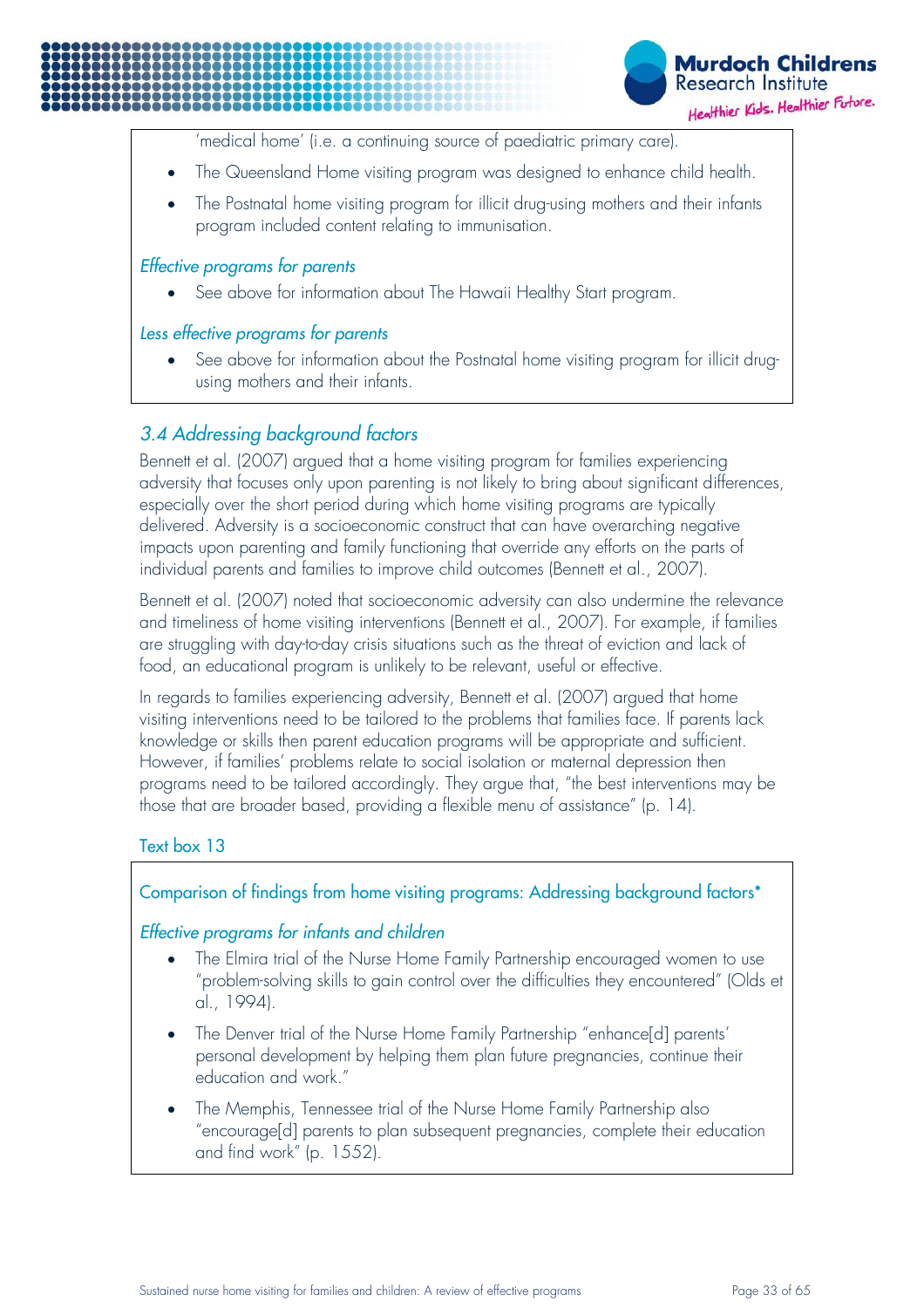'medical home' (i.e. a continuing source of paediatric primary care).

- The Queensland Home visiting program was designed to enhance child health.
- The Postnatal home visiting program for illicit drug-using mothers and their infants program included content relating to immunisation.

*Effective programs for parents*

- See above for information about The Hawaii Healthy Start program.

*Less effective programs for parents*

- See above for information about the Postnatal home visiting program for illicit drug-using mothers and their infants.

## *3.4 Addressing background factors*

Bennett et al. (2007) argued that a home visiting program for families experiencing adversity that focuses only upon parenting is not likely to bring about significant differences, especially over the short period during which home visiting programs are typically delivered. Adversity is a socioeconomic construct that can have overarching negative impacts upon parenting and family functioning that override any efforts on the parts of individual parents and families to improve child outcomes (Bennett et al., 2007).

Bennett et al. (2007) noted that socioeconomic adversity can also undermine the relevance and timeliness of home visiting interventions (Bennett et al., 2007). For example, if families are struggling with day-to-day crisis situations such as the threat of eviction and lack of food, an educational program is unlikely to be relevant, useful or effective.

In regards to families experiencing adversity, Bennett et al. (2007) argued that home visiting interventions need to be tailored to the problems that families face. If parents lack knowledge or skills then parent education programs will be appropriate and sufficient. However, if families' problems relate to social isolation or maternal depression then programs need to be tailored accordingly. They argue that, "the best interventions may be those that are broader based, providing a flexible menu of assistance" (p. 14).

Text box 13

Comparison of findings from home visiting programs: Addressing background factors*

*Effective programs for infants and children*

- The Elmira trial of the Nurse Home Family Partnership encouraged women to use "problem-solving skills to gain control over the difficulties they encountered" (Olds et al., 1994).
- The Denver trial of the Nurse Home Family Partnership "enhance[d] parents' personal development by helping them plan future pregnancies, continue their education and work."
- The Memphis, Tennessee trial of the Nurse Home Family Partnership also "encourage[d] parents to plan subsequent pregnancies, complete their education and find work" (p. 1552).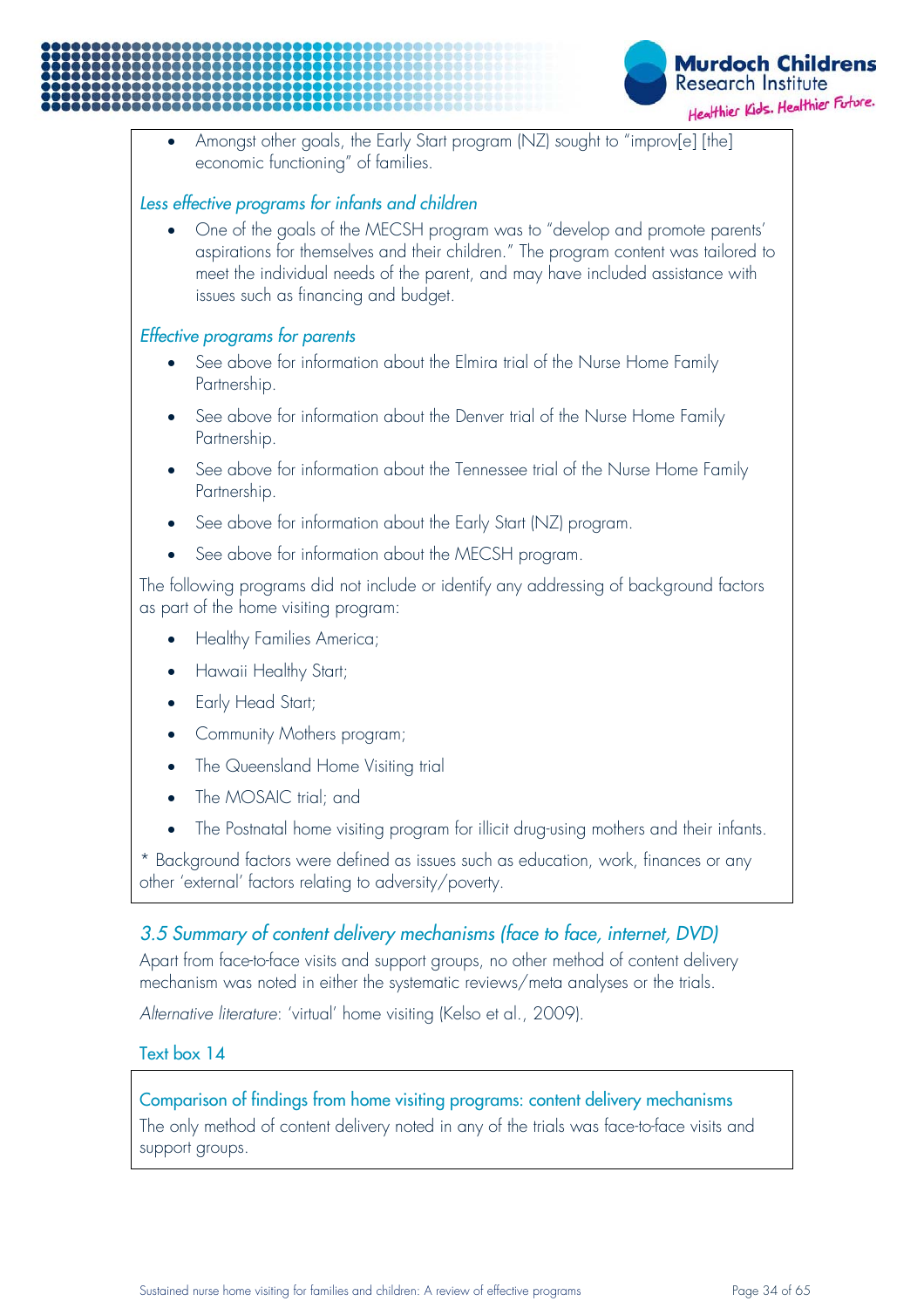- Amongst other goals, the Early Start program (NZ) sought to "improv[e] [the] economic functioning" of families.

*Less effective programs for infants and children*

- One of the goals of the MECSH program was to "develop and promote parents' aspirations for themselves and their children." The program content was tailored to meet the individual needs of the parent, and may have included assistance with issues such as financing and budget.

*Effective programs for parents*

- See above for information about the Elmira trial of the Nurse Home Family Partnership.
- See above for information about the Denver trial of the Nurse Home Family Partnership.
- See above for information about the Tennessee trial of the Nurse Home Family Partnership.
- See above for information about the Early Start (NZ) program.
- See above for information about the MECSH program.

The following programs did not include or identify any addressing of background factors as part of the home visiting program:

- Healthy Families America;
- Hawaii Healthy Start;
- Early Head Start;
- Community Mothers program;
- The Queensland Home Visiting trial
- The MOSAIC trial; and
- The Postnatal home visiting program for illicit drug-using mothers and their infants.

* Background factors were defined as issues such as education, work, finances or any other 'external' factors relating to adversity/poverty.

## *3.5 Summary of content delivery mechanisms (face to face, internet, DVD)*

Apart from face-to-face visits and support groups, no other method of content delivery mechanism was noted in either the systematic reviews/meta analyses or the trials.

*Alternative literature*: 'virtual' home visiting (Kelso et al., 2009).

### Text box 14

**Comparison of findings from home visiting programs: content delivery mechanisms**

The only method of content delivery noted in any of the trials was face-to-face visits and support groups.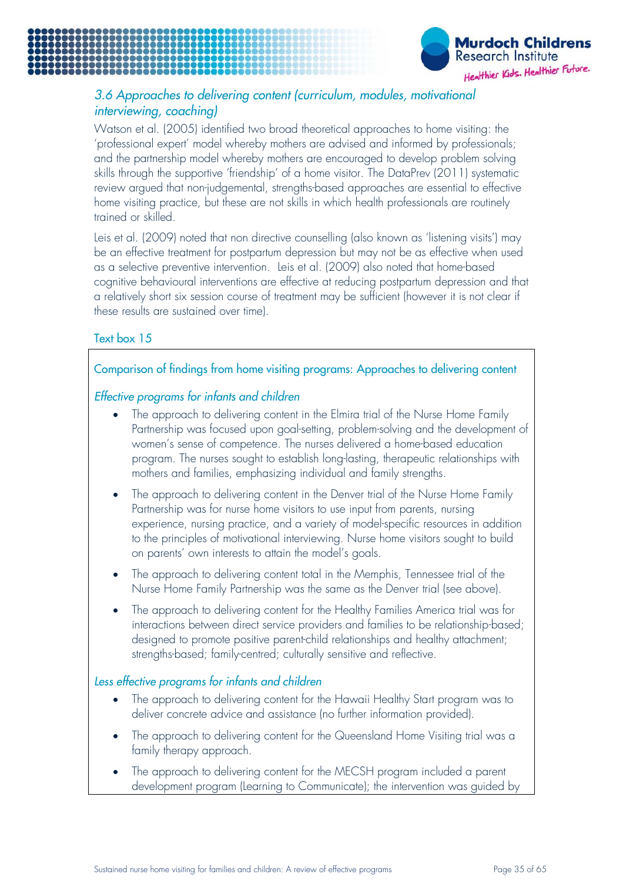### *3.6 Approaches to delivering content (curriculum, modules, motivational interviewing, coaching)*

Watson et al. (2005) identified two broad theoretical approaches to home visiting: the 'professional expert' model whereby mothers are advised and informed by professionals; and the partnership model whereby mothers are encouraged to develop problem solving skills through the supportive 'friendship' of a home visitor. The DataPrev (2011) systematic review argued that non-judgemental, strengths-based approaches are essential to effective home visiting practice, but these are not skills in which health professionals are routinely trained or skilled.

Leis et al. (2009) noted that non directive counselling (also known as 'listening visits') may be an effective treatment for postpartum depression but may not be as effective when used as a selective preventive intervention. Leis et al. (2009) also noted that home-based cognitive behavioural interventions are effective at reducing postpartum depression and that a relatively short six session course of treatment may be sufficient (however it is not clear if these results are sustained over time).

Text box 15

Comparison of findings from home visiting programs: Approaches to delivering content

*Effective programs for infants and children*

- The approach to delivering content in the Elmira trial of the Nurse Home Family Partnership was focused upon goal-setting, problem-solving and the development of women's sense of competence. The nurses delivered a home-based education program. The nurses sought to establish long-lasting, therapeutic relationships with mothers and families, emphasizing individual and family strengths.
- The approach to delivering content in the Denver trial of the Nurse Home Family Partnership was for nurse home visitors to use input from parents, nursing experience, nursing practice, and a variety of model-specific resources in addition to the principles of motivational interviewing. Nurse home visitors sought to build on parents' own interests to attain the model's goals.
- The approach to delivering content total in the Memphis, Tennessee trial of the Nurse Home Family Partnership was the same as the Denver trial (see above).
- The approach to delivering content for the Healthy Families America trial was for interactions between direct service providers and families to be relationship-based; designed to promote positive parent-child relationships and healthy attachment; strengths-based; family-centred; culturally sensitive and reflective.

*Less effective programs for infants and children*

- The approach to delivering content for the Hawaii Healthy Start program was to deliver concrete advice and assistance (no further information provided).
- The approach to delivering content for the Queensland Home Visiting trial was a family therapy approach.
- The approach to delivering content for the MECSH program included a parent development program (Learning to Communicate); the intervention was guided by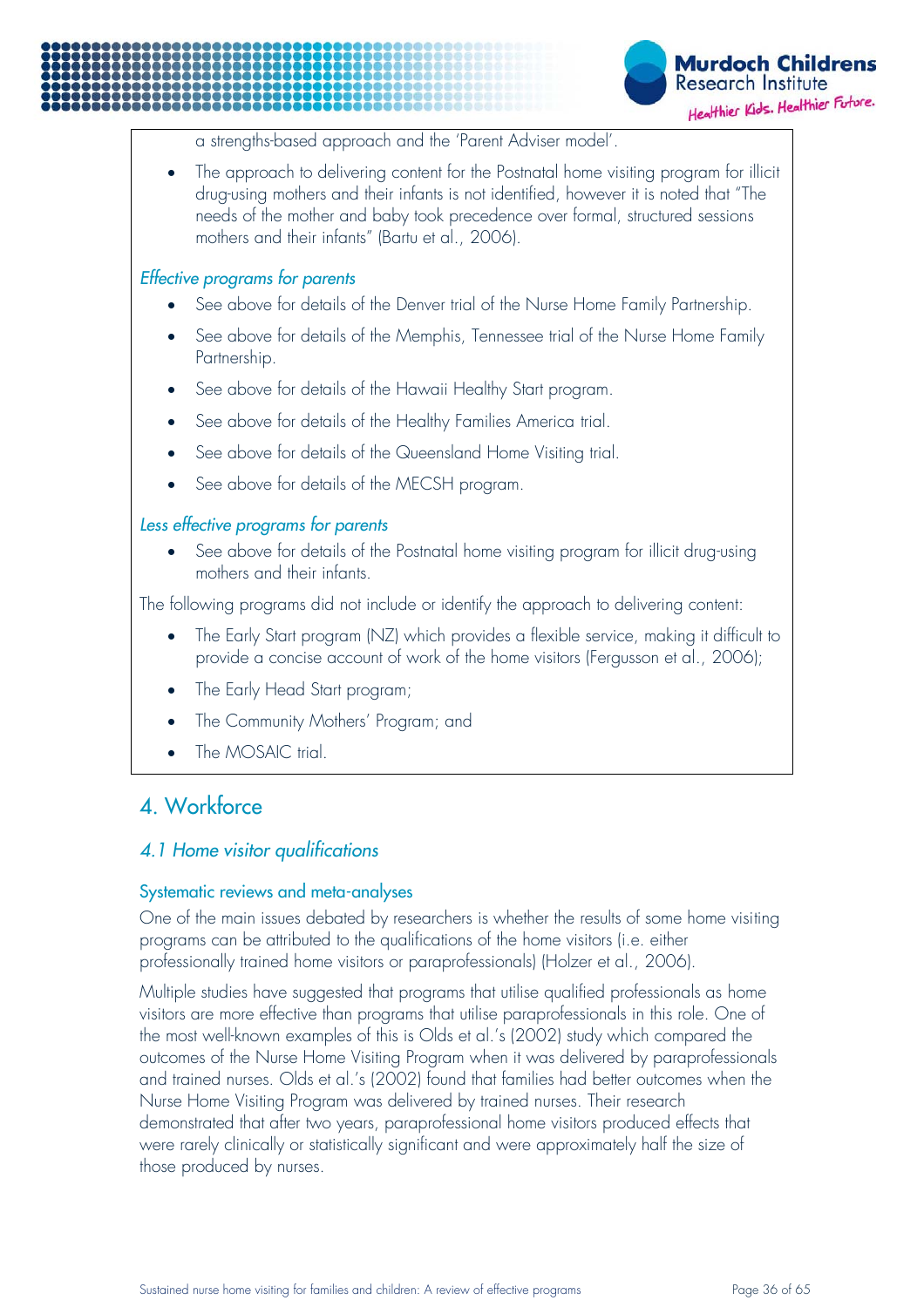a strengths-based approach and the 'Parent Adviser model'.

- The approach to delivering content for the Postnatal home visiting program for illicit drug-using mothers and their infants is not identified, however it is noted that "The needs of the mother and baby took precedence over formal, structured sessions mothers and their infants" (Bartu et al., 2006).

*Effective programs for parents*

- See above for details of the Denver trial of the Nurse Home Family Partnership.
- See above for details of the Memphis, Tennessee trial of the Nurse Home Family Partnership.
- See above for details of the Hawaii Healthy Start program.
- See above for details of the Healthy Families America trial.
- See above for details of the Queensland Home Visiting trial.
- See above for details of the MECSH program.

*Less effective programs for parents*

- See above for details of the Postnatal home visiting program for illicit drug-using mothers and their infants.

The following programs did not include or identify the approach to delivering content:

- The Early Start program (NZ) which provides a flexible service, making it difficult to provide a concise account of work of the home visitors (Fergusson et al., 2006);
- The Early Head Start program;
- The Community Mothers' Program; and
- The MOSAIC trial.

## 4. Workforce

### *4.1 Home visitor qualifications*

#### Systematic reviews and meta-analyses

One of the main issues debated by researchers is whether the results of some home visiting programs can be attributed to the qualifications of the home visitors (i.e. either professionally trained home visitors or paraprofessionals) (Holzer et al., 2006).

Multiple studies have suggested that programs that utilise qualified professionals as home visitors are more effective than programs that utilise paraprofessionals in this role. One of the most well-known examples of this is Olds et al.'s (2002) study which compared the outcomes of the Nurse Home Visiting Program when it was delivered by paraprofessionals and trained nurses. Olds et al.'s (2002) found that families had better outcomes when the Nurse Home Visiting Program was delivered by trained nurses. Their research demonstrated that after two years, paraprofessional home visitors produced effects that were rarely clinically or statistically significant and were approximately half the size of those produced by nurses.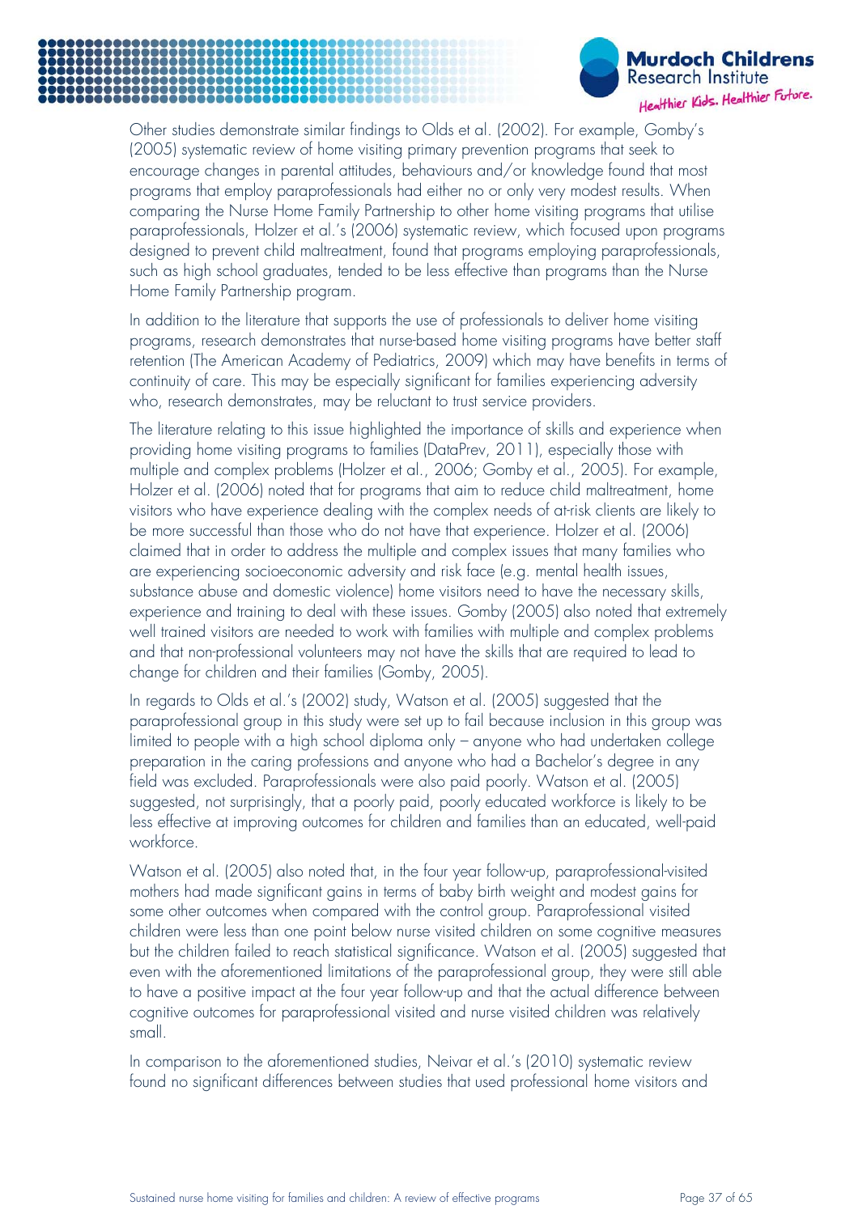Other studies demonstrate similar findings to Olds et al. (2002). For example, Gomby's (2005) systematic review of home visiting primary prevention programs that seek to encourage changes in parental attitudes, behaviours and/or knowledge found that most programs that employ paraprofessionals had either no or only very modest results. When comparing the Nurse Home Family Partnership to other home visiting programs that utilise paraprofessionals, Holzer et al.'s (2006) systematic review, which focused upon programs designed to prevent child maltreatment, found that programs employing paraprofessionals, such as high school graduates, tended to be less effective than programs than the Nurse Home Family Partnership program.

In addition to the literature that supports the use of professionals to deliver home visiting programs, research demonstrates that nurse-based home visiting programs have better staff retention (The American Academy of Pediatrics, 2009) which may have benefits in terms of continuity of care. This may be especially significant for families experiencing adversity who, research demonstrates, may be reluctant to trust service providers.

The literature relating to this issue highlighted the importance of skills and experience when providing home visiting programs to families (DataPrev, 2011), especially those with multiple and complex problems (Holzer et al., 2006; Gomby et al., 2005). For example, Holzer et al. (2006) noted that for programs that aim to reduce child maltreatment, home visitors who have experience dealing with the complex needs of at-risk clients are likely to be more successful than those who do not have that experience. Holzer et al. (2006) claimed that in order to address the multiple and complex issues that many families who are experiencing socioeconomic adversity and risk face (e.g. mental health issues, substance abuse and domestic violence) home visitors need to have the necessary skills, experience and training to deal with these issues. Gomby (2005) also noted that extremely well trained visitors are needed to work with families with multiple and complex problems and that non-professional volunteers may not have the skills that are required to lead to change for children and their families (Gomby, 2005).

In regards to Olds et al.'s (2002) study, Watson et al. (2005) suggested that the paraprofessional group in this study were set up to fail because inclusion in this group was limited to people with a high school diploma only – anyone who had undertaken college preparation in the caring professions and anyone who had a Bachelor's degree in any field was excluded. Paraprofessionals were also paid poorly. Watson et al. (2005) suggested, not surprisingly, that a poorly paid, poorly educated workforce is likely to be less effective at improving outcomes for children and families than an educated, well-paid workforce.

Watson et al. (2005) also noted that, in the four year follow-up, paraprofessional-visited mothers had made significant gains in terms of baby birth weight and modest gains for some other outcomes when compared with the control group. Paraprofessional visited children were less than one point below nurse visited children on some cognitive measures but the children failed to reach statistical significance. Watson et al. (2005) suggested that even with the aforementioned limitations of the paraprofessional group, they were still able to have a positive impact at the four year follow-up and that the actual difference between cognitive outcomes for paraprofessional visited and nurse visited children was relatively small.

In comparison to the aforementioned studies, Neivar et al.'s (2010) systematic review found no significant differences between studies that used professional home visitors and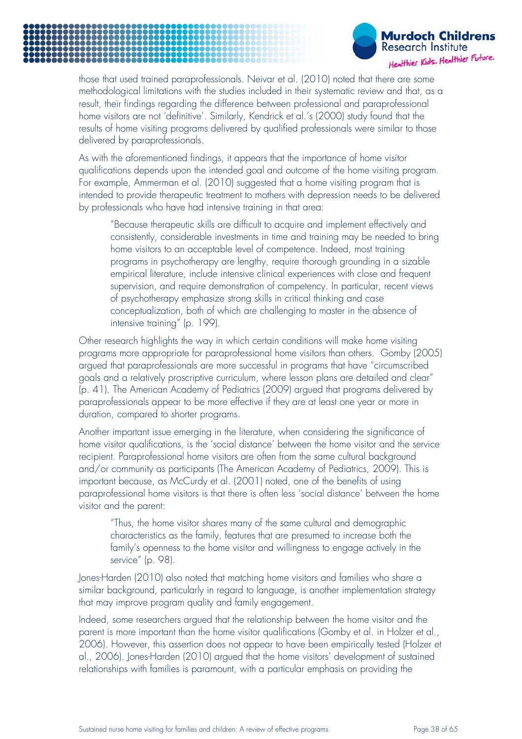those that used trained paraprofessionals. Neivar et al. (2010) noted that there are some methodological limitations with the studies included in their systematic review and that, as a result, their findings regarding the difference between professional and paraprofessional home visitors are not 'definitive'. Similarly, Kendrick et al.'s (2000) study found that the results of home visiting programs delivered by qualified professionals were similar to those delivered by paraprofessionals.

As with the aforementioned findings, it appears that the importance of home visitor qualifications depends upon the intended goal and outcome of the home visiting program. For example, Ammerman et al. (2010) suggested that a home visiting program that is intended to provide therapeutic treatment to mothers with depression needs to be delivered by professionals who have had intensive training in that area:

> "Because therapeutic skills are difficult to acquire and implement effectively and consistently, considerable investments in time and training may be needed to bring home visitors to an acceptable level of competence. Indeed, most training programs in psychotherapy are lengthy, require thorough grounding in a sizable empirical literature, include intensive clinical experiences with close and frequent supervision, and require demonstration of competency. In particular, recent views of psychotherapy emphasize strong skills in critical thinking and case conceptualization, both of which are challenging to master in the absence of intensive training" (p. 199).

Other research highlights the way in which certain conditions will make home visiting programs more appropriate for paraprofessional home visitors than others. Gomby (2005) argued that paraprofessionals are more successful in programs that have "circumscribed goals and a relatively proscriptive curriculum, where lesson plans are detailed and clear" (p. 41). The American Academy of Pediatrics (2009) argued that programs delivered by paraprofessionals appear to be more effective if they are at least one year or more in duration, compared to shorter programs.

Another important issue emerging in the literature, when considering the significance of home visitor qualifications, is the 'social distance' between the home visitor and the service recipient. Paraprofessional home visitors are often from the same cultural background and/or community as participants (The American Academy of Pediatrics, 2009). This is important because, as McCurdy et al. (2001) noted, one of the benefits of using paraprofessional home visitors is that there is often less 'social distance' between the home visitor and the parent:

> "Thus, the home visitor shares many of the same cultural and demographic characteristics as the family, features that are presumed to increase both the family's openness to the home visitor and willingness to engage actively in the service" (p. 98).

Jones-Harden (2010) also noted that matching home visitors and families who share a similar background, particularly in regard to language, is another implementation strategy that may improve program quality and family engagement.

Indeed, some researchers argued that the relationship between the home visitor and the parent is more important than the home visitor qualifications (Gomby et al. in Holzer et al., 2006). However, this assertion does not appear to have been empirically tested (Holzer et al., 2006). Jones-Harden (2010) argued that the home visitors' development of sustained relationships with families is paramount, with a particular emphasis on providing the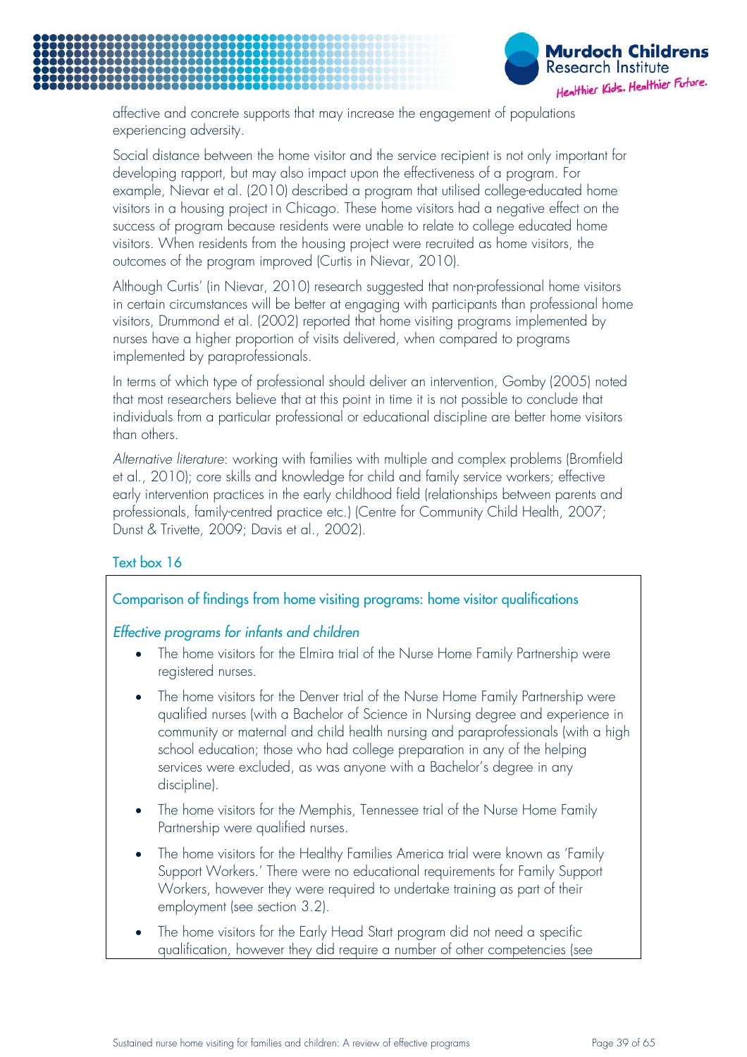affective and concrete supports that may increase the engagement of populations experiencing adversity.

Social distance between the home visitor and the service recipient is not only important for developing rapport, but may also impact upon the effectiveness of a program. For example, Nievar et al. (2010) described a program that utilised college-educated home visitors in a housing project in Chicago. These home visitors had a negative effect on the success of program because residents were unable to relate to college educated home visitors. When residents from the housing project were recruited as home visitors, the outcomes of the program improved (Curtis in Nievar, 2010).

Although Curtis' (in Nievar, 2010) research suggested that non-professional home visitors in certain circumstances will be better at engaging with participants than professional home visitors, Drummond et al. (2002) reported that home visiting programs implemented by nurses have a higher proportion of visits delivered, when compared to programs implemented by paraprofessionals.

In terms of which type of professional should deliver an intervention, Gomby (2005) noted that most researchers believe that at this point in time it is not possible to conclude that individuals from a particular professional or educational discipline are better home visitors than others.

*Alternative literature*: working with families with multiple and complex problems (Bromfield et al., 2010); core skills and knowledge for child and family service workers; effective early intervention practices in the early childhood field (relationships between parents and professionals, family-centred practice etc.) (Centre for Community Child Health, 2007; Dunst & Trivette, 2009; Davis et al., 2002).

### Text box 16

#### Comparison of findings from home visiting programs: home visitor qualifications

*Effective programs for infants and children*

- The home visitors for the Elmira trial of the Nurse Home Family Partnership were registered nurses.
- The home visitors for the Denver trial of the Nurse Home Family Partnership were qualified nurses (with a Bachelor of Science in Nursing degree and experience in community or maternal and child health nursing and paraprofessionals (with a high school education; those who had college preparation in any of the helping services were excluded, as was anyone with a Bachelor's degree in any discipline).
- The home visitors for the Memphis, Tennessee trial of the Nurse Home Family Partnership were qualified nurses.
- The home visitors for the Healthy Families America trial were known as 'Family Support Workers.' There were no educational requirements for Family Support Workers, however they were required to undertake training as part of their employment (see section 3.2).
- The home visitors for the Early Head Start program did not need a specific qualification, however they did require a number of other competencies (see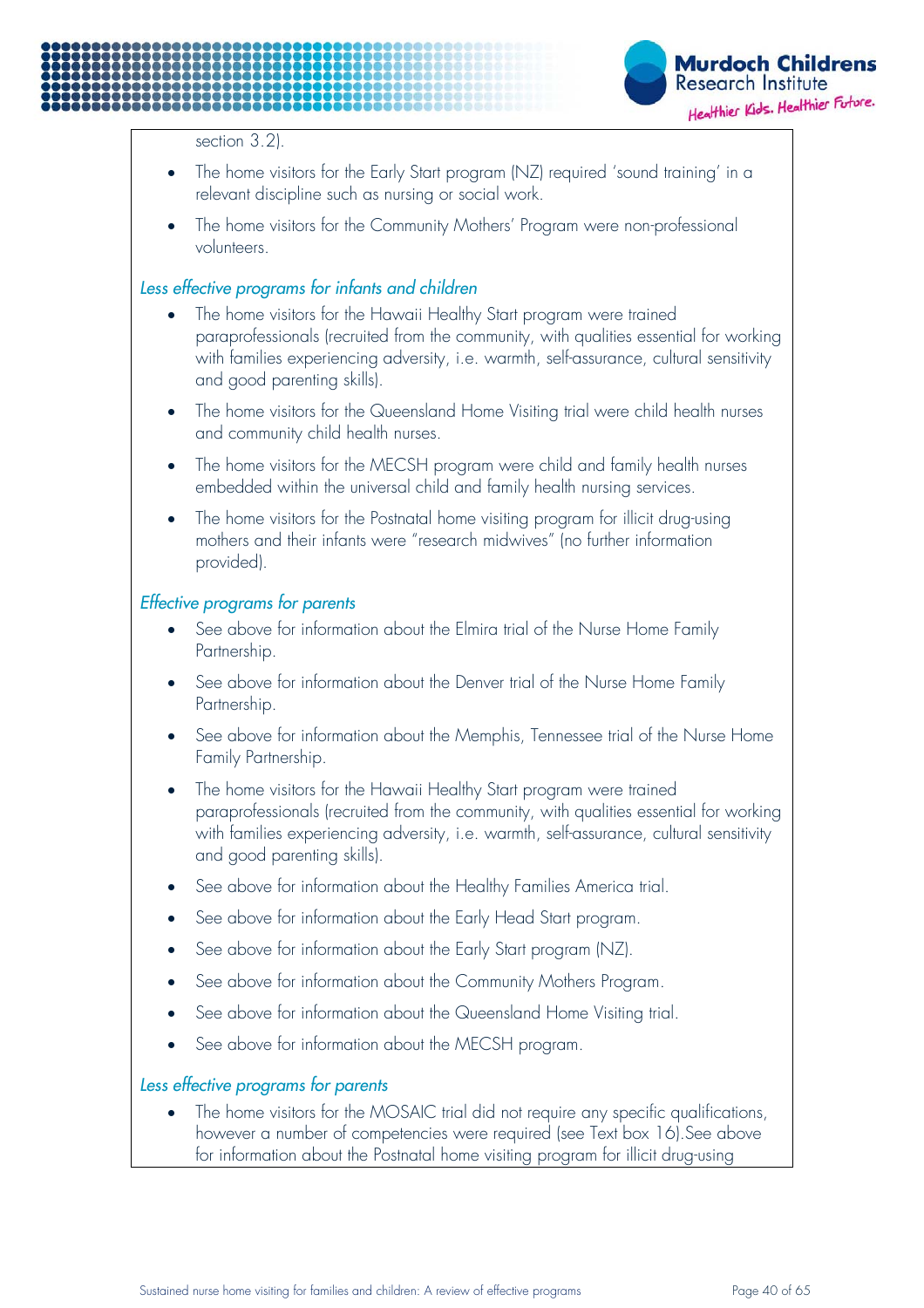section 3.2).

- The home visitors for the Early Start program (NZ) required 'sound training' in a relevant discipline such as nursing or social work.
- The home visitors for the Community Mothers' Program were non-professional volunteers.

*Less effective programs for infants and children*

- The home visitors for the Hawaii Healthy Start program were trained paraprofessionals (recruited from the community, with qualities essential for working with families experiencing adversity, i.e. warmth, self-assurance, cultural sensitivity and good parenting skills).
- The home visitors for the Queensland Home Visiting trial were child health nurses and community child health nurses.
- The home visitors for the MECSH program were child and family health nurses embedded within the universal child and family health nursing services.
- The home visitors for the Postnatal home visiting program for illicit drug-using mothers and their infants were "research midwives" (no further information provided).

*Effective programs for parents*

- See above for information about the Elmira trial of the Nurse Home Family Partnership.
- See above for information about the Denver trial of the Nurse Home Family Partnership.
- See above for information about the Memphis, Tennessee trial of the Nurse Home Family Partnership.
- The home visitors for the Hawaii Healthy Start program were trained paraprofessionals (recruited from the community, with qualities essential for working with families experiencing adversity, i.e. warmth, self-assurance, cultural sensitivity and good parenting skills).
- See above for information about the Healthy Families America trial.
- See above for information about the Early Head Start program.
- See above for information about the Early Start program (NZ).
- See above for information about the Community Mothers Program.
- See above for information about the Queensland Home Visiting trial.
- See above for information about the MECSH program.

*Less effective programs for parents*

- The home visitors for the MOSAIC trial did not require any specific qualifications, however a number of competencies were required (see Text box 16).See above for information about the Postnatal home visiting program for illicit drug-using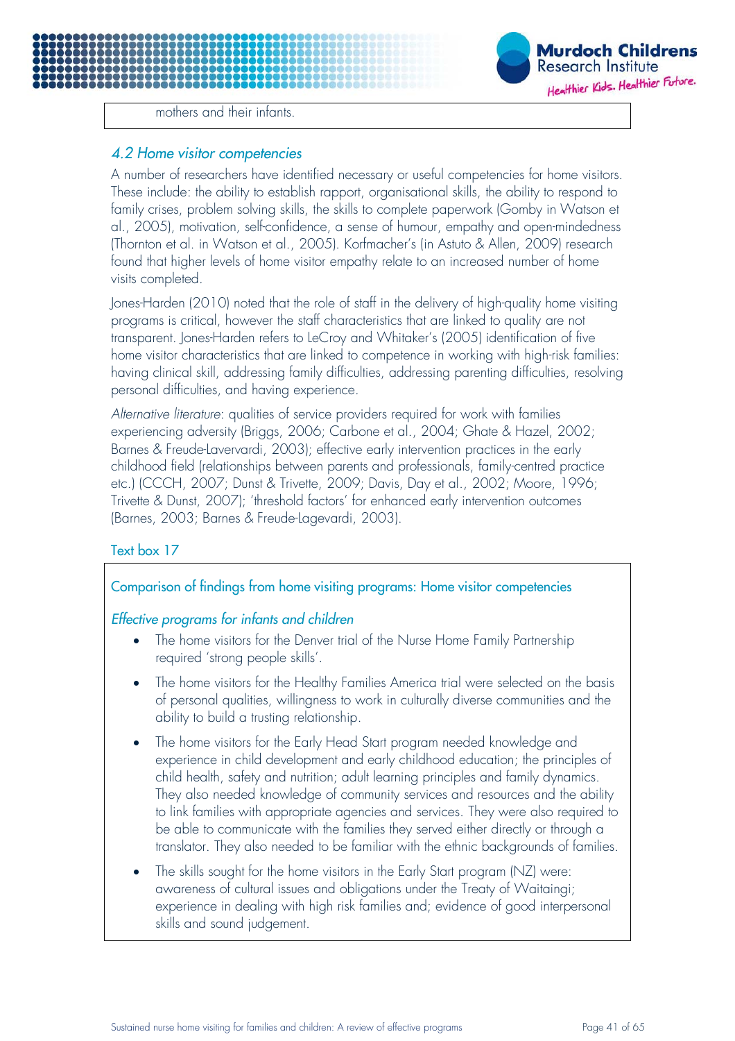mothers and their infants.

### *4.2 Home visitor competencies*

A number of researchers have identified necessary or useful competencies for home visitors. These include: the ability to establish rapport, organisational skills, the ability to respond to family crises, problem solving skills, the skills to complete paperwork (Gomby in Watson et al., 2005), motivation, self-confidence, a sense of humour, empathy and open-mindedness (Thornton et al. in Watson et al., 2005). Korfmacher's (in Astuto & Allen, 2009) research found that higher levels of home visitor empathy relate to an increased number of home visits completed.

Jones-Harden (2010) noted that the role of staff in the delivery of high-quality home visiting programs is critical, however the staff characteristics that are linked to quality are not transparent. Jones-Harden refers to LeCroy and Whitaker's (2005) identification of five home visitor characteristics that are linked to competence in working with high-risk families: having clinical skill, addressing family difficulties, addressing parenting difficulties, resolving personal difficulties, and having experience.

*Alternative literature*: qualities of service providers required for work with families experiencing adversity (Briggs, 2006; Carbone et al., 2004; Ghate & Hazel, 2002; Barnes & Freude-Lavervardi, 2003); effective early intervention practices in the early childhood field (relationships between parents and professionals, family-centred practice etc.) (CCCH, 2007; Dunst & Trivette, 2009; Davis, Day et al., 2002; Moore, 1996; Trivette & Dunst, 2007); 'threshold factors' for enhanced early intervention outcomes (Barnes, 2003; Barnes & Freude-Lagevardi, 2003).

#### Text box 17

**Comparison of findings from home visiting programs: Home visitor competencies**

*Effective programs for infants and children*

- The home visitors for the Denver trial of the Nurse Home Family Partnership required 'strong people skills'.
- The home visitors for the Healthy Families America trial were selected on the basis of personal qualities, willingness to work in culturally diverse communities and the ability to build a trusting relationship.
- The home visitors for the Early Head Start program needed knowledge and experience in child development and early childhood education; the principles of child health, safety and nutrition; adult learning principles and family dynamics. They also needed knowledge of community services and resources and the ability to link families with appropriate agencies and services. They were also required to be able to communicate with the families they served either directly or through a translator. They also needed to be familiar with the ethnic backgrounds of families.
- The skills sought for the home visitors in the Early Start program (NZ) were: awareness of cultural issues and obligations under the Treaty of Waitaingi; experience in dealing with high risk families and; evidence of good interpersonal skills and sound judgement.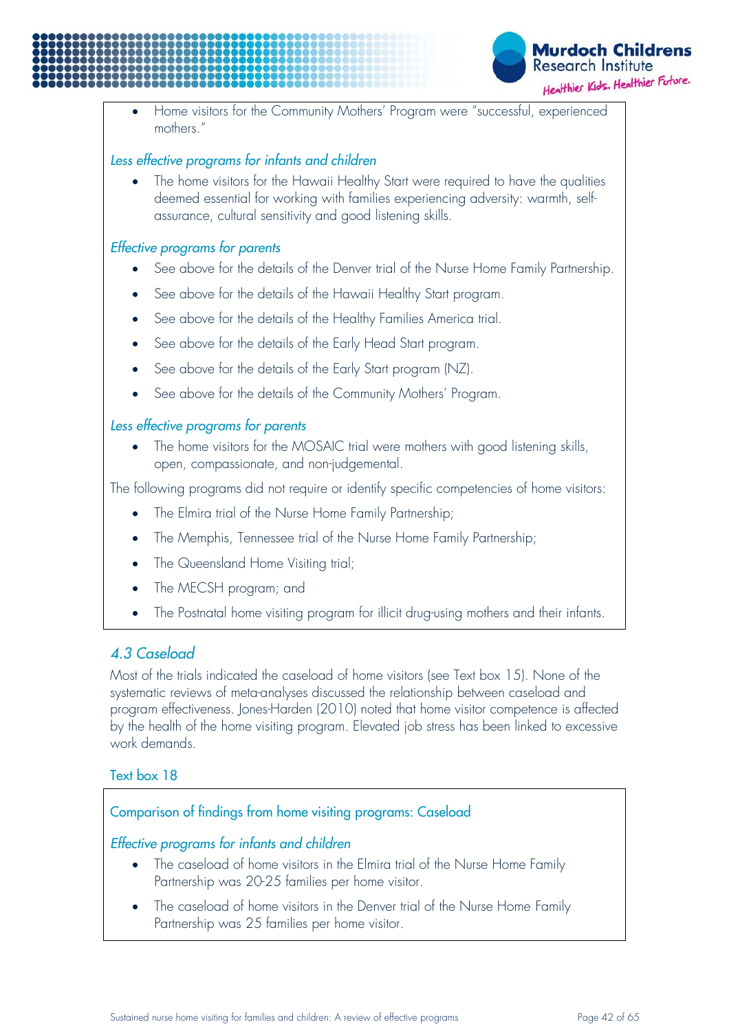- Home visitors for the Community Mothers' Program were "successful, experienced mothers."

*Less effective programs for infants and children*

- The home visitors for the Hawaii Healthy Start were required to have the qualities deemed essential for working with families experiencing adversity: warmth, self-assurance, cultural sensitivity and good listening skills.

*Effective programs for parents*

- See above for the details of the Denver trial of the Nurse Home Family Partnership.
- See above for the details of the Hawaii Healthy Start program.
- See above for the details of the Healthy Families America trial.
- See above for the details of the Early Head Start program.
- See above for the details of the Early Start program (NZ).
- See above for the details of the Community Mothers' Program.

*Less effective programs for parents*

- The home visitors for the MOSAIC trial were mothers with good listening skills, open, compassionate, and non-judgemental.

The following programs did not require or identify specific competencies of home visitors:

- The Elmira trial of the Nurse Home Family Partnership;
- The Memphis, Tennessee trial of the Nurse Home Family Partnership;
- The Queensland Home Visiting trial;
- The MECSH program; and
- The Postnatal home visiting program for illicit drug-using mothers and their infants.

## 4.3 Caseload

Most of the trials indicated the caseload of home visitors (see Text box 15). None of the systematic reviews of meta-analyses discussed the relationship between caseload and program effectiveness. Jones-Harden (2010) noted that home visitor competence is affected by the health of the home visiting program. Elevated job stress has been linked to excessive work demands.

### Text box 18

**Comparison of findings from home visiting programs: Caseload**

*Effective programs for infants and children*

- The caseload of home visitors in the Elmira trial of the Nurse Home Family Partnership was 20-25 families per home visitor.
- The caseload of home visitors in the Denver trial of the Nurse Home Family Partnership was 25 families per home visitor.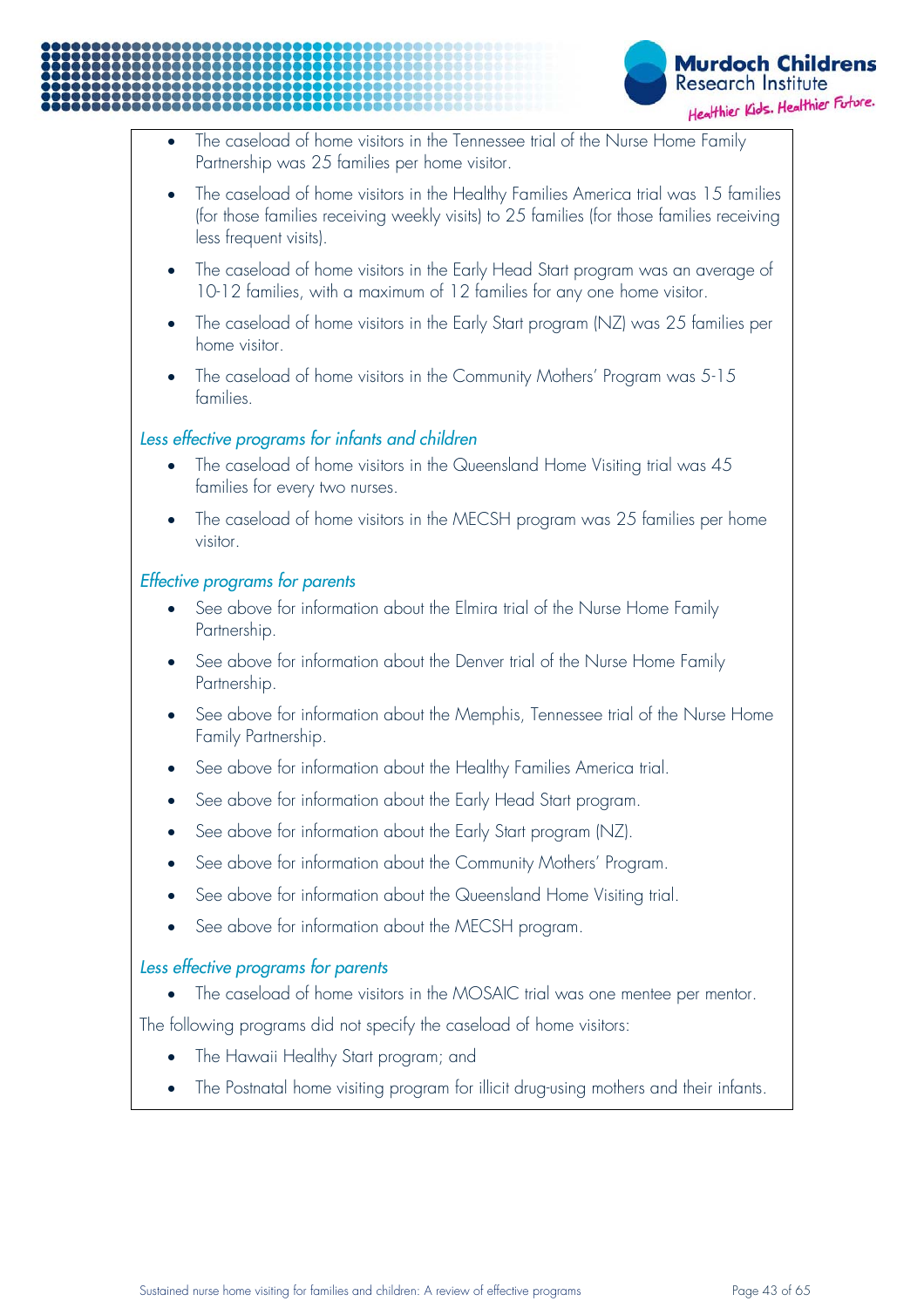- The caseload of home visitors in the Tennessee trial of the Nurse Home Family Partnership was 25 families per home visitor.
- The caseload of home visitors in the Healthy Families America trial was 15 families (for those families receiving weekly visits) to 25 families (for those families receiving less frequent visits).
- The caseload of home visitors in the Early Head Start program was an average of 10-12 families, with a maximum of 12 families for any one home visitor.
- The caseload of home visitors in the Early Start program (NZ) was 25 families per home visitor.
- The caseload of home visitors in the Community Mothers' Program was 5-15 families.

*Less effective programs for infants and children*

- The caseload of home visitors in the Queensland Home Visiting trial was 45 families for every two nurses.
- The caseload of home visitors in the MECSH program was 25 families per home visitor.

*Effective programs for parents*

- See above for information about the Elmira trial of the Nurse Home Family Partnership.
- See above for information about the Denver trial of the Nurse Home Family Partnership.
- See above for information about the Memphis, Tennessee trial of the Nurse Home Family Partnership.
- See above for information about the Healthy Families America trial.
- See above for information about the Early Head Start program.
- See above for information about the Early Start program (NZ).
- See above for information about the Community Mothers' Program.
- See above for information about the Queensland Home Visiting trial.
- See above for information about the MECSH program.

*Less effective programs for parents*

- The caseload of home visitors in the MOSAIC trial was one mentee per mentor.

The following programs did not specify the caseload of home visitors:

- The Hawaii Healthy Start program; and
- The Postnatal home visiting program for illicit drug-using mothers and their infants.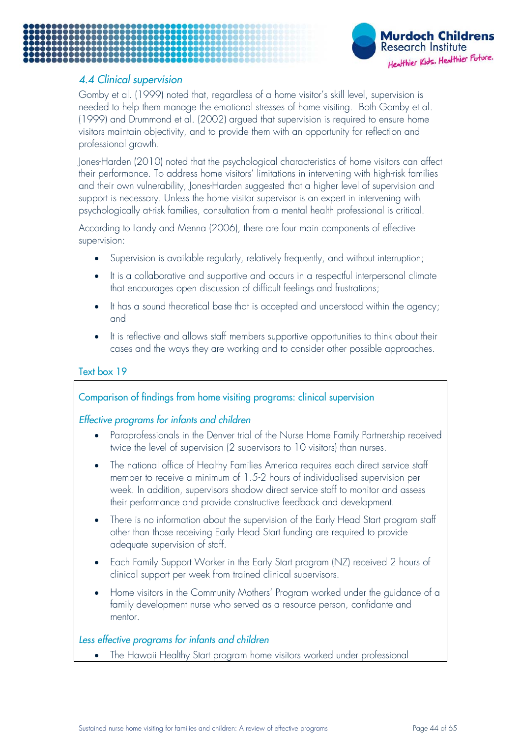### *4.4 Clinical supervision*

Gomby et al. (1999) noted that, regardless of a home visitor's skill level, supervision is needed to help them manage the emotional stresses of home visiting. Both Gomby et al. (1999) and Drummond et al. (2002) argued that supervision is required to ensure home visitors maintain objectivity, and to provide them with an opportunity for reflection and professional growth.

Jones-Harden (2010) noted that the psychological characteristics of home visitors can affect their performance. To address home visitors' limitations in intervening with high-risk families and their own vulnerability, Jones-Harden suggested that a higher level of supervision and support is necessary. Unless the home visitor supervisor is an expert in intervening with psychologically at-risk families, consultation from a mental health professional is critical.

According to Landy and Menna (2006), there are four main components of effective supervision:

- Supervision is available regularly, relatively frequently, and without interruption;
- It is a collaborative and supportive and occurs in a respectful interpersonal climate that encourages open discussion of difficult feelings and frustrations;
- It has a sound theoretical base that is accepted and understood within the agency; and
- It is reflective and allows staff members supportive opportunities to think about their cases and the ways they are working and to consider other possible approaches.

Text box 19

Comparison of findings from home visiting programs: clinical supervision

*Effective programs for infants and children*

- Paraprofessionals in the Denver trial of the Nurse Home Family Partnership received twice the level of supervision (2 supervisors to 10 visitors) than nurses.
- The national office of Healthy Families America requires each direct service staff member to receive a minimum of 1.5-2 hours of individualised supervision per week. In addition, supervisors shadow direct service staff to monitor and assess their performance and provide constructive feedback and development.
- There is no information about the supervision of the Early Head Start program staff other than those receiving Early Head Start funding are required to provide adequate supervision of staff.
- Each Family Support Worker in the Early Start program (NZ) received 2 hours of clinical support per week from trained clinical supervisors.
- Home visitors in the Community Mothers' Program worked under the guidance of a family development nurse who served as a resource person, confidante and mentor.

*Less effective programs for infants and children*

- The Hawaii Healthy Start program home visitors worked under professional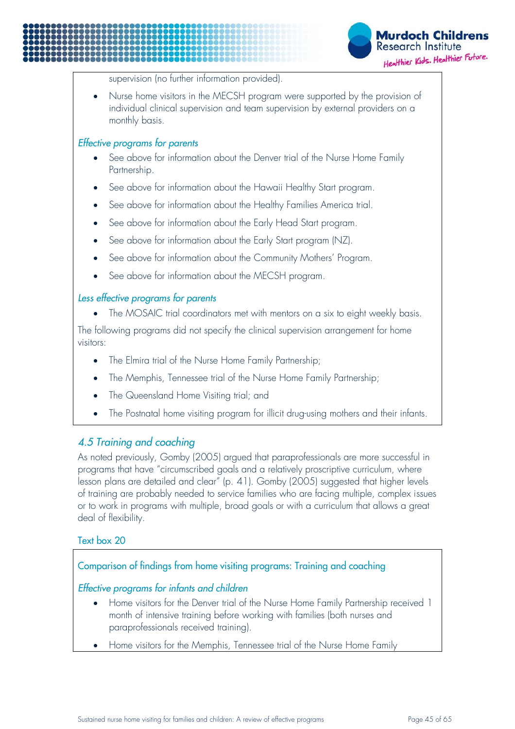supervision (no further information provided).

- Nurse home visitors in the MECSH program were supported by the provision of individual clinical supervision and team supervision by external providers on a monthly basis.

*Effective programs for parents*

- See above for information about the Denver trial of the Nurse Home Family Partnership.
- See above for information about the Hawaii Healthy Start program.
- See above for information about the Healthy Families America trial.
- See above for information about the Early Head Start program.
- See above for information about the Early Start program (NZ).
- See above for information about the Community Mothers' Program.
- See above for information about the MECSH program.

*Less effective programs for parents*

- The MOSAIC trial coordinators met with mentors on a six to eight weekly basis.

The following programs did not specify the clinical supervision arrangement for home visitors:

- The Elmira trial of the Nurse Home Family Partnership;
- The Memphis, Tennessee trial of the Nurse Home Family Partnership;
- The Queensland Home Visiting trial; and
- The Postnatal home visiting program for illicit drug-using mothers and their infants.

## *4.5 Training and coaching*

As noted previously, Gomby (2005) argued that paraprofessionals are more successful in programs that have "circumscribed goals and a relatively proscriptive curriculum, where lesson plans are detailed and clear" (p. 41). Gomby (2005) suggested that higher levels of training are probably needed to service families who are facing multiple, complex issues or to work in programs with multiple, broad goals or with a curriculum that allows a great deal of flexibility.

Text box 20

Comparison of findings from home visiting programs: Training and coaching

*Effective programs for infants and children*

- Home visitors for the Denver trial of the Nurse Home Family Partnership received 1 month of intensive training before working with families (both nurses and paraprofessionals received training).
- Home visitors for the Memphis, Tennessee trial of the Nurse Home Family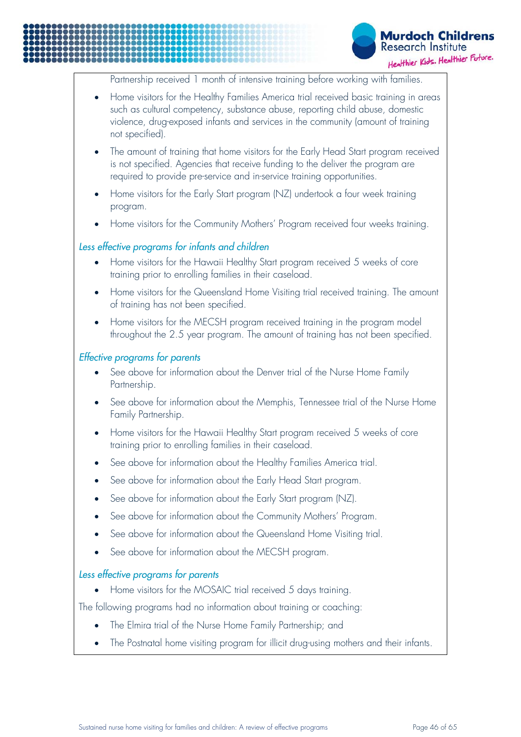Partnership received 1 month of intensive training before working with families.

- Home visitors for the Healthy Families America trial received basic training in areas such as cultural competency, substance abuse, reporting child abuse, domestic violence, drug-exposed infants and services in the community (amount of training not specified).
- The amount of training that home visitors for the Early Head Start program received is not specified. Agencies that receive funding to the deliver the program are required to provide pre-service and in-service training opportunities.
- Home visitors for the Early Start program (NZ) undertook a four week training program.
- Home visitors for the Community Mothers' Program received four weeks training.

*Less effective programs for infants and children*

- Home visitors for the Hawaii Healthy Start program received 5 weeks of core training prior to enrolling families in their caseload.
- Home visitors for the Queensland Home Visiting trial received training. The amount of training has not been specified.
- Home visitors for the MECSH program received training in the program model throughout the 2.5 year program. The amount of training has not been specified.

*Effective programs for parents*

- See above for information about the Denver trial of the Nurse Home Family Partnership.
- See above for information about the Memphis, Tennessee trial of the Nurse Home Family Partnership.
- Home visitors for the Hawaii Healthy Start program received 5 weeks of core training prior to enrolling families in their caseload.
- See above for information about the Healthy Families America trial.
- See above for information about the Early Head Start program.
- See above for information about the Early Start program (NZ).
- See above for information about the Community Mothers' Program.
- See above for information about the Queensland Home Visiting trial.
- See above for information about the MECSH program.

*Less effective programs for parents*

- Home visitors for the MOSAIC trial received 5 days training.

The following programs had no information about training or coaching:

- The Elmira trial of the Nurse Home Family Partnership; and
- The Postnatal home visiting program for illicit drug-using mothers and their infants.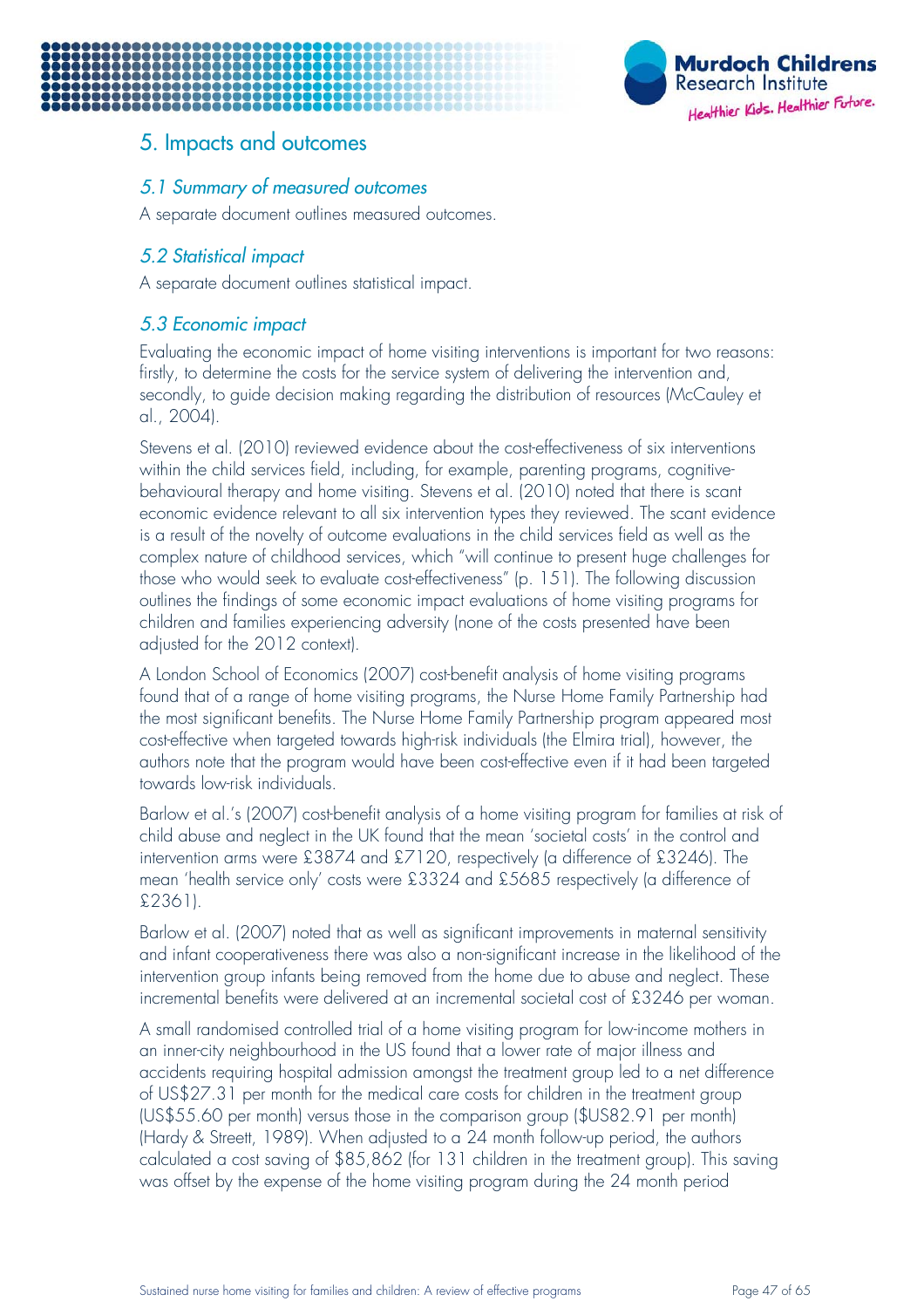# 5. Impacts and outcomes

## *5.1 Summary of measured outcomes*

A separate document outlines measured outcomes.

## *5.2 Statistical impact*

A separate document outlines statistical impact.

## *5.3 Economic impact*

Evaluating the economic impact of home visiting interventions is important for two reasons: firstly, to determine the costs for the service system of delivering the intervention and, secondly, to guide decision making regarding the distribution of resources (McCauley et al., 2004).

Stevens et al. (2010) reviewed evidence about the cost-effectiveness of six interventions within the child services field, including, for example, parenting programs, cognitive-behavioural therapy and home visiting. Stevens et al. (2010) noted that there is scant economic evidence relevant to all six intervention types they reviewed. The scant evidence is a result of the novelty of outcome evaluations in the child services field as well as the complex nature of childhood services, which "will continue to present huge challenges for those who would seek to evaluate cost-effectiveness" (p. 151). The following discussion outlines the findings of some economic impact evaluations of home visiting programs for children and families experiencing adversity (none of the costs presented have been adjusted for the 2012 context).

A London School of Economics (2007) cost-benefit analysis of home visiting programs found that of a range of home visiting programs, the Nurse Home Family Partnership had the most significant benefits. The Nurse Home Family Partnership program appeared most cost-effective when targeted towards high-risk individuals (the Elmira trial), however, the authors note that the program would have been cost-effective even if it had been targeted towards low-risk individuals.

Barlow et al.'s (2007) cost-benefit analysis of a home visiting program for families at risk of child abuse and neglect in the UK found that the mean 'societal costs' in the control and intervention arms were £3874 and £7120, respectively (a difference of £3246). The mean 'health service only' costs were £3324 and £5685 respectively (a difference of £2361).

Barlow et al. (2007) noted that as well as significant improvements in maternal sensitivity and infant cooperativeness there was also a non-significant increase in the likelihood of the intervention group infants being removed from the home due to abuse and neglect. These incremental benefits were delivered at an incremental societal cost of £3246 per woman.

A small randomised controlled trial of a home visiting program for low-income mothers in an inner-city neighbourhood in the US found that a lower rate of major illness and accidents requiring hospital admission amongst the treatment group led to a net difference of US$27.31 per month for the medical care costs for children in the treatment group (US$55.60 per month) versus those in the comparison group ($US82.91 per month) (Hardy & Streett, 1989). When adjusted to a 24 month follow-up period, the authors calculated a cost saving of $85,862 (for 131 children in the treatment group). This saving was offset by the expense of the home visiting program during the 24 month period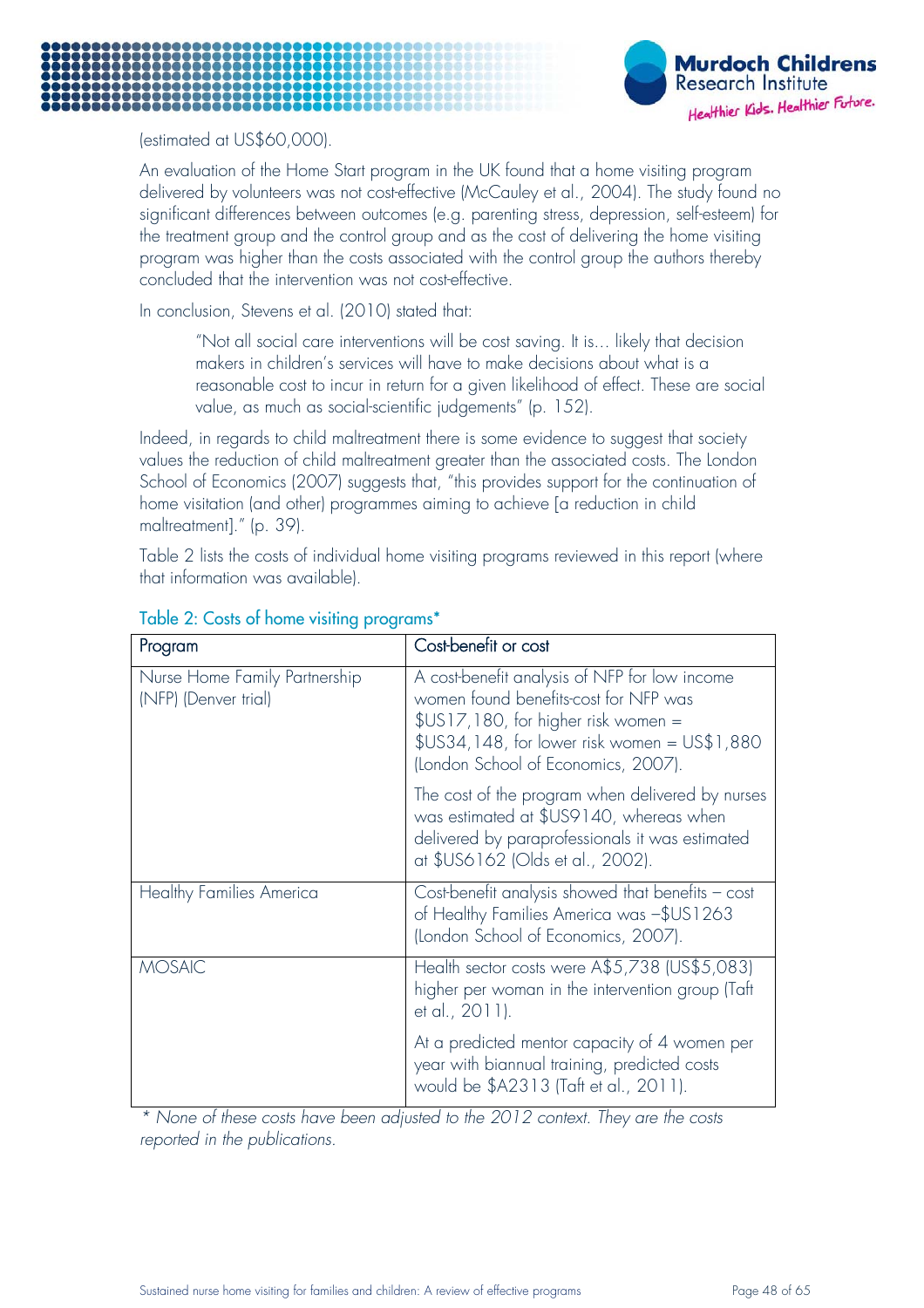(estimated at US$60,000).

An evaluation of the Home Start program in the UK found that a home visiting program delivered by volunteers was not cost-effective (McCauley et al., 2004). The study found no significant differences between outcomes (e.g. parenting stress, depression, self-esteem) for the treatment group and the control group and as the cost of delivering the home visiting program was higher than the costs associated with the control group the authors thereby concluded that the intervention was not cost-effective.

In conclusion, Stevens et al. (2010) stated that:

> "Not all social care interventions will be cost saving. It is… likely that decision makers in children's services will have to make decisions about what is a reasonable cost to incur in return for a given likelihood of effect. These are social value, as much as social-scientific judgements" (p. 152).

Indeed, in regards to child maltreatment there is some evidence to suggest that society values the reduction of child maltreatment greater than the associated costs. The London School of Economics (2007) suggests that, "this provides support for the continuation of home visitation (and other) programmes aiming to achieve [a reduction in child maltreatment]." (p. 39).

Table 2 lists the costs of individual home visiting programs reviewed in this report (where that information was available).

Table 2: Costs of home visiting programs*

| Program | Cost-benefit or cost |
| --- | --- |
| Nurse Home Family Partnership (NFP) (Denver trial) | A cost-benefit analysis of NFP for low income women found benefits-cost for NFP was $US17,180, for higher risk women = $US34,148, for lower risk women = US$1,880 (London School of Economics, 2007).<br><br>The cost of the program when delivered by nurses was estimated at $US9140, whereas when delivered by paraprofessionals it was estimated at $US6162 (Olds et al., 2002). |
| Healthy Families America | Cost-benefit analysis showed that benefits – cost of Healthy Families America was –$US1263 (London School of Economics, 2007). |
| MOSAIC | Health sector costs were A$5,738 (US$5,083) higher per woman in the intervention group (Taft et al., 2011).<br><br>At a predicted mentor capacity of 4 women per year with biannual training, predicted costs would be $A2313 (Taft et al., 2011). |

*\* None of these costs have been adjusted to the 2012 context. They are the costs reported in the publications.*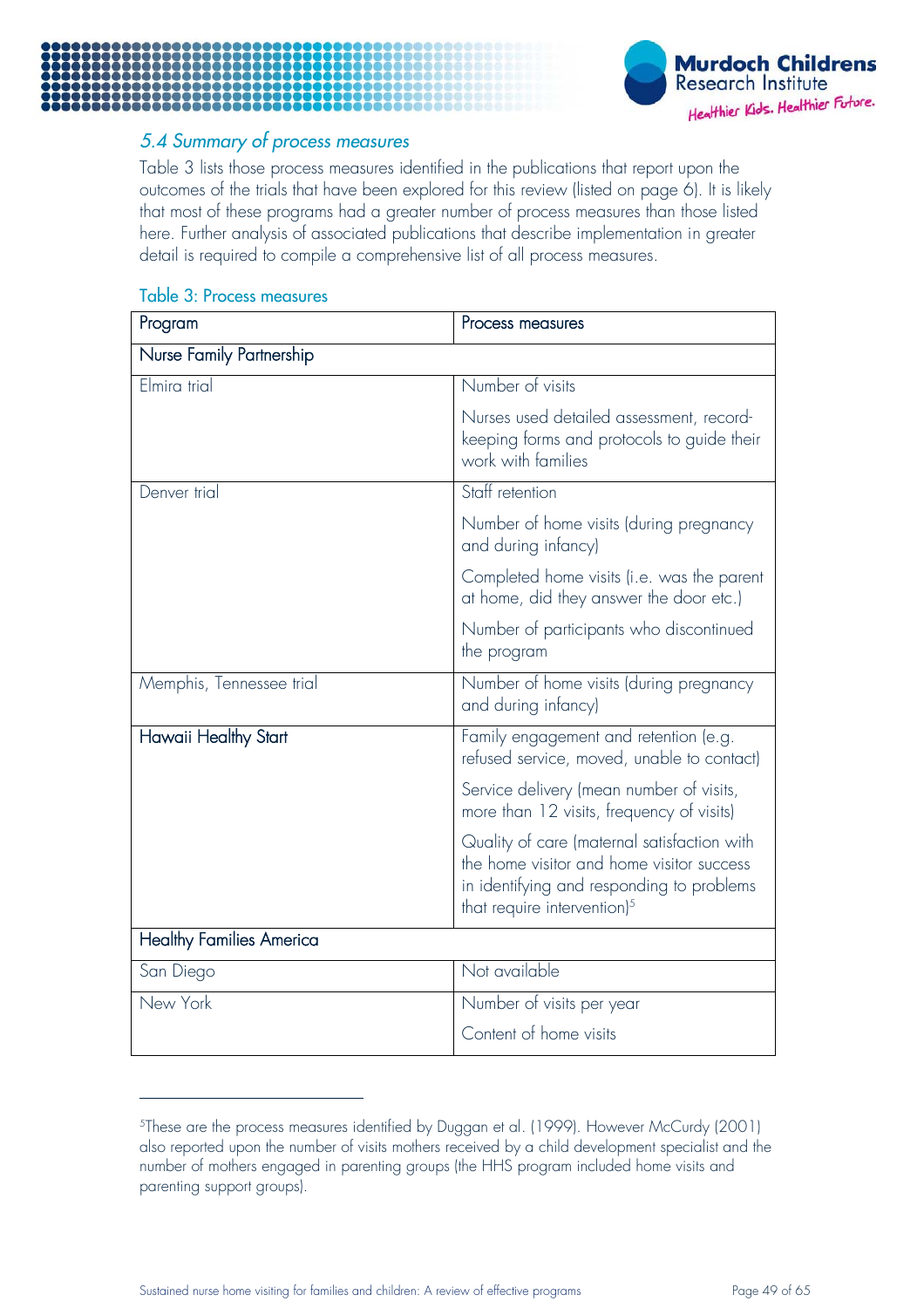### *5.4 Summary of process measures*

Table 3 lists those process measures identified in the publications that report upon the outcomes of the trials that have been explored for this review (listed on page 6). It is likely that most of these programs had a greater number of process measures than those listed here. Further analysis of associated publications that describe implementation in greater detail is required to compile a comprehensive list of all process measures.

Table 3: Process measures

| Program | Process measures |
|---|---|
| Nurse Family Partnership | |
| Elmira trial | Number of visits<br><br>Nurses used detailed assessment, record-keeping forms and protocols to guide their work with families |
| Denver trial | Staff retention<br><br>Number of home visits (during pregnancy and during infancy)<br><br>Completed home visits (i.e. was the parent at home, did they answer the door etc.)<br><br>Number of participants who discontinued the program |
| Memphis, Tennessee trial | Number of home visits (during pregnancy and during infancy) |
| Hawaii Healthy Start | Family engagement and retention (e.g. refused service, moved, unable to contact)<br><br>Service delivery (mean number of visits, more than 12 visits, frequency of visits)<br><br>Quality of care (maternal satisfaction with the home visitor and home visitor success in identifying and responding to problems that require intervention)[5] |
| Healthy Families America | |
| San Diego | Not available |
| New York | Number of visits per year<br><br>Content of home visits |

[5]These are the process measures identified by Duggan et al. (1999). However McCurdy (2001) also reported upon the number of visits mothers received by a child development specialist and the number of mothers engaged in parenting groups (the HHS program included home visits and parenting support groups).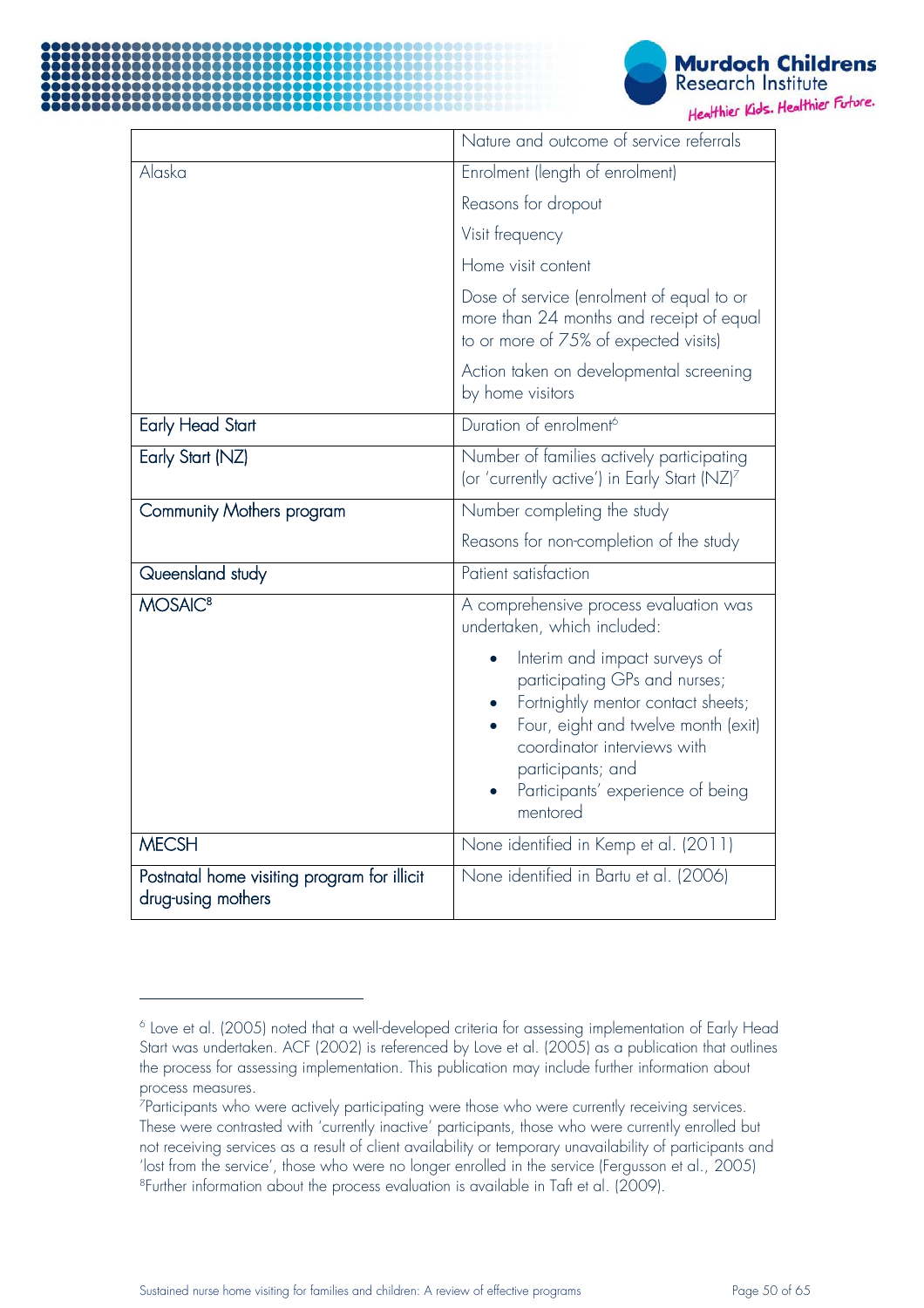| | |
|---|---|
| | Nature and outcome of service referrals |
| Alaska | Enrolment (length of enrolment)<br>Reasons for dropout<br>Visit frequency<br>Home visit content<br>Dose of service (enrolment of equal to or more than 24 months and receipt of equal to or more of 75% of expected visits)<br>Action taken on developmental screening by home visitors |
| Early Head Start | Duration of enrolment[6] |
| Early Start (NZ) | Number of families actively participating (or 'currently active') in Early Start (NZ)[7] |
| Community Mothers program | Number completing the study<br>Reasons for non-completion of the study |
| Queensland study | Patient satisfaction |
| MOSAIC[8] | A comprehensive process evaluation was undertaken, which included:<br>• Interim and impact surveys of participating GPs and nurses;<br>• Fortnightly mentor contact sheets;<br>• Four, eight and twelve month (exit) coordinator interviews with participants; and<br>• Participants' experience of being mentored |
| MECSH | None identified in Kemp et al. (2011) |
| Postnatal home visiting program for illicit drug-using mothers | None identified in Bartu et al. (2006) |

---

[6] Love et al. (2005) noted that a well-developed criteria for assessing implementation of Early Head Start was undertaken. ACF (2002) is referenced by Love et al. (2005) as a publication that outlines the process for assessing implementation. This publication may include further information about process measures.

[7] Participants who were actively participating were those who were currently receiving services. These were contrasted with 'currently inactive' participants, those who were currently enrolled but not receiving services as a result of client availability or temporary unavailability of participants and 'lost from the service', those who were no longer enrolled in the service (Fergusson et al., 2005)

[8] Further information about the process evaluation is available in Taft et al. (2009).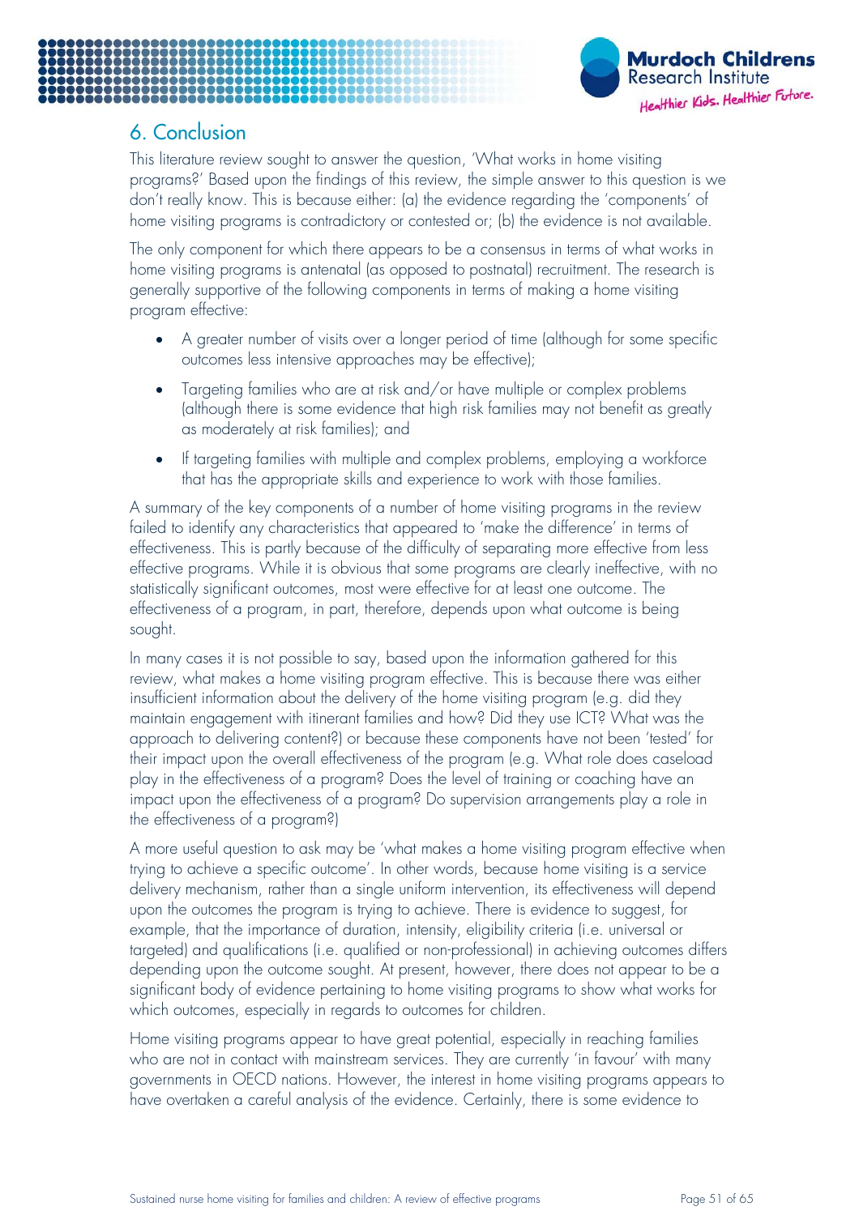## 6. Conclusion

This literature review sought to answer the question, 'What works in home visiting programs?' Based upon the findings of this review, the simple answer to this question is we don't really know. This is because either: (a) the evidence regarding the 'components' of home visiting programs is contradictory or contested or; (b) the evidence is not available.

The only component for which there appears to be a consensus in terms of what works in home visiting programs is antenatal (as opposed to postnatal) recruitment. The research is generally supportive of the following components in terms of making a home visiting program effective:

- A greater number of visits over a longer period of time (although for some specific outcomes less intensive approaches may be effective);
- Targeting families who are at risk and/or have multiple or complex problems (although there is some evidence that high risk families may not benefit as greatly as moderately at risk families); and
- If targeting families with multiple and complex problems, employing a workforce that has the appropriate skills and experience to work with those families.

A summary of the key components of a number of home visiting programs in the review failed to identify any characteristics that appeared to 'make the difference' in terms of effectiveness. This is partly because of the difficulty of separating more effective from less effective programs. While it is obvious that some programs are clearly ineffective, with no statistically significant outcomes, most were effective for at least one outcome. The effectiveness of a program, in part, therefore, depends upon what outcome is being sought.

In many cases it is not possible to say, based upon the information gathered for this review, what makes a home visiting program effective. This is because there was either insufficient information about the delivery of the home visiting program (e.g. did they maintain engagement with itinerant families and how? Did they use ICT? What was the approach to delivering content?) or because these components have not been 'tested' for their impact upon the overall effectiveness of the program (e.g. What role does caseload play in the effectiveness of a program? Does the level of training or coaching have an impact upon the effectiveness of a program? Do supervision arrangements play a role in the effectiveness of a program?)

A more useful question to ask may be 'what makes a home visiting program effective when trying to achieve a specific outcome'. In other words, because home visiting is a service delivery mechanism, rather than a single uniform intervention, its effectiveness will depend upon the outcomes the program is trying to achieve. There is evidence to suggest, for example, that the importance of duration, intensity, eligibility criteria (i.e. universal or targeted) and qualifications (i.e. qualified or non-professional) in achieving outcomes differs depending upon the outcome sought. At present, however, there does not appear to be a significant body of evidence pertaining to home visiting programs to show what works for which outcomes, especially in regards to outcomes for children.

Home visiting programs appear to have great potential, especially in reaching families who are not in contact with mainstream services. They are currently 'in favour' with many governments in OECD nations. However, the interest in home visiting programs appears to have overtaken a careful analysis of the evidence. Certainly, there is some evidence to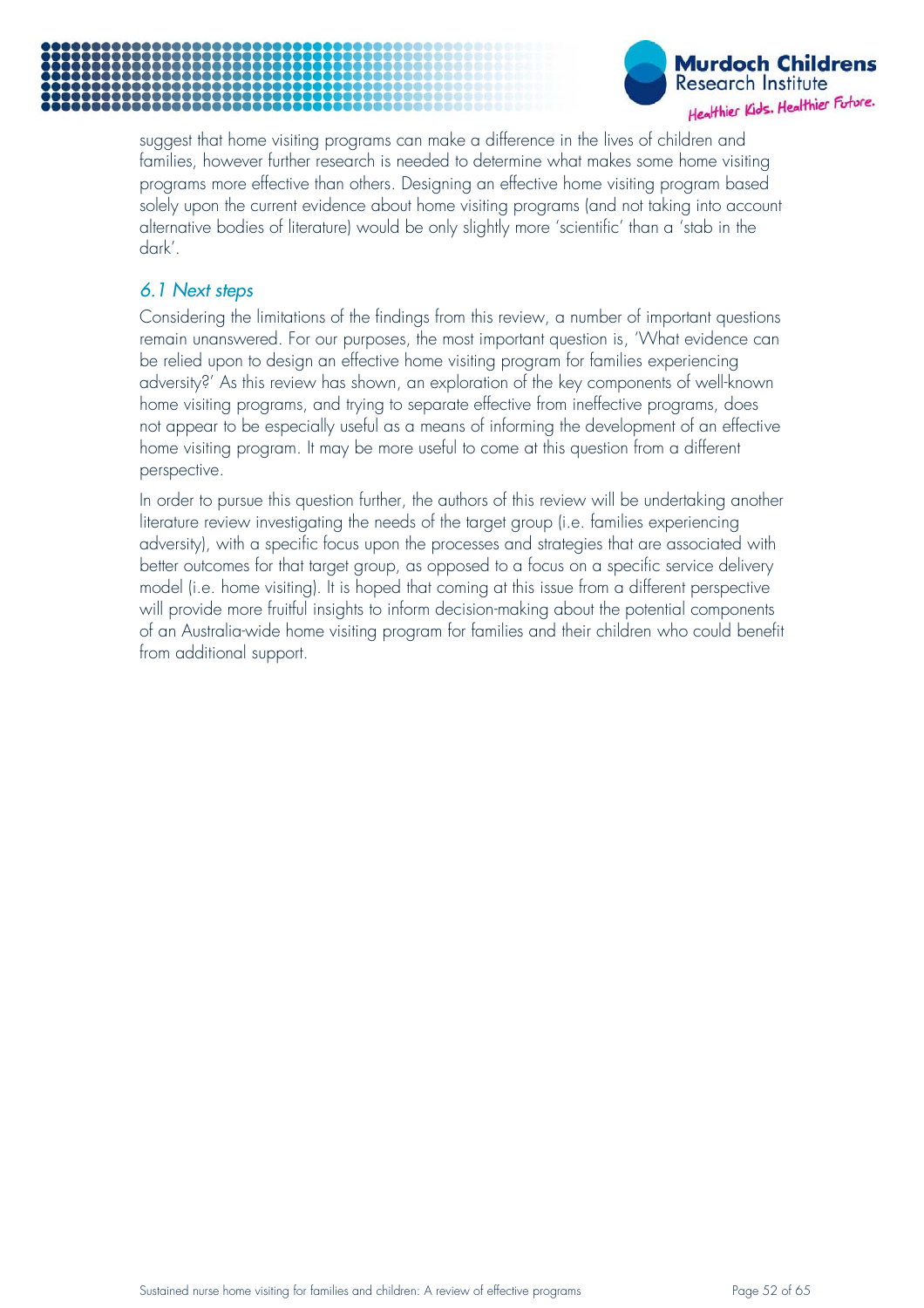suggest that home visiting programs can make a difference in the lives of children and families, however further research is needed to determine what makes some home visiting programs more effective than others. Designing an effective home visiting program based solely upon the current evidence about home visiting programs (and not taking into account alternative bodies of literature) would be only slightly more 'scientific' than a 'stab in the dark'.

## *6.1 Next steps*

Considering the limitations of the findings from this review, a number of important questions remain unanswered. For our purposes, the most important question is, 'What evidence can be relied upon to design an effective home visiting program for families experiencing adversity?' As this review has shown, an exploration of the key components of well-known home visiting programs, and trying to separate effective from ineffective programs, does not appear to be especially useful as a means of informing the development of an effective home visiting program. It may be more useful to come at this question from a different perspective.

In order to pursue this question further, the authors of this review will be undertaking another literature review investigating the needs of the target group (i.e. families experiencing adversity), with a specific focus upon the processes and strategies that are associated with better outcomes for that target group, as opposed to a focus on a specific service delivery model (i.e. home visiting). It is hoped that coming at this issue from a different perspective will provide more fruitful insights to inform decision-making about the potential components of an Australia-wide home visiting program for families and their children who could benefit from additional support.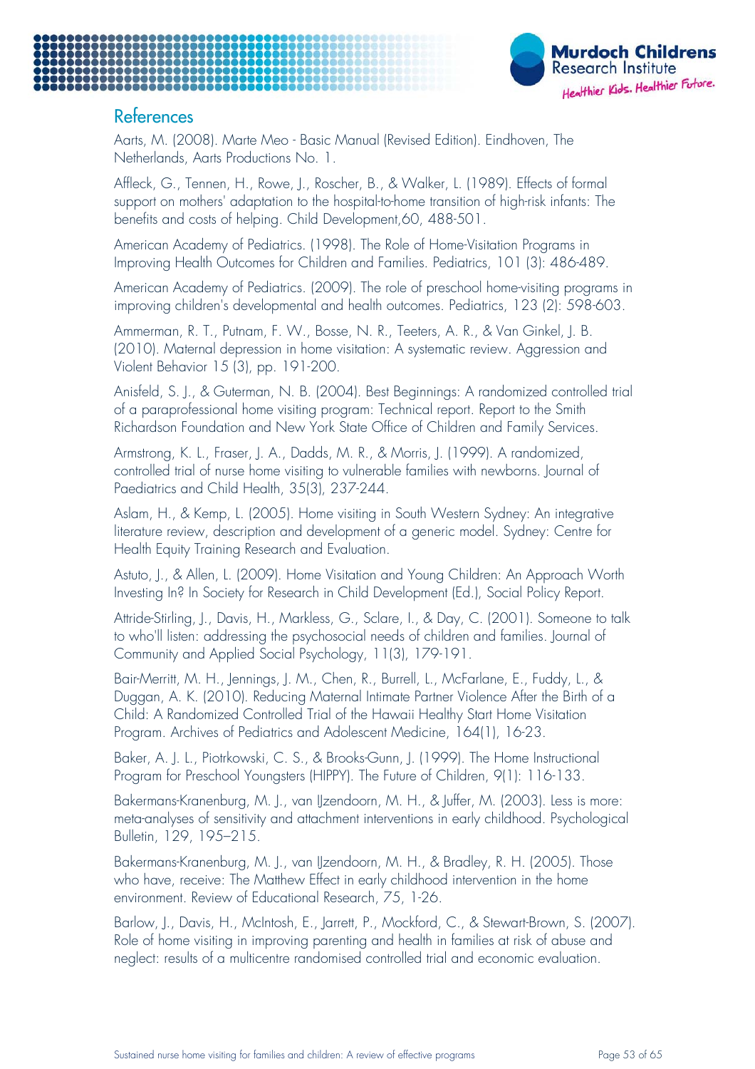## References

Aarts, M. (2008). Marte Meo - Basic Manual (Revised Edition). Eindhoven, The Netherlands, Aarts Productions No. 1.

Affleck, G., Tennen, H., Rowe, J., Roscher, B., & Walker, L. (1989). Effects of formal support on mothers' adaptation to the hospital-to-home transition of high-risk infants: The benefits and costs of helping. Child Development,60, 488-501.

American Academy of Pediatrics. (1998). The Role of Home-Visitation Programs in Improving Health Outcomes for Children and Families. Pediatrics, 101 (3): 486-489.

American Academy of Pediatrics. (2009). The role of preschool home-visiting programs in improving children's developmental and health outcomes. Pediatrics, 123 (2): 598-603.

Ammerman, R. T., Putnam, F. W., Bosse, N. R., Teeters, A. R., & Van Ginkel, J. B. (2010). Maternal depression in home visitation: A systematic review. Aggression and Violent Behavior 15 (3), pp. 191-200.

Anisfeld, S. J., & Guterman, N. B. (2004). Best Beginnings: A randomized controlled trial of a paraprofessional home visiting program: Technical report. Report to the Smith Richardson Foundation and New York State Office of Children and Family Services.

Armstrong, K. L., Fraser, J. A., Dadds, M. R., & Morris, J. (1999). A randomized, controlled trial of nurse home visiting to vulnerable families with newborns. Journal of Paediatrics and Child Health, 35(3), 237-244.

Aslam, H., & Kemp, L. (2005). Home visiting in South Western Sydney: An integrative literature review, description and development of a generic model. Sydney: Centre for Health Equity Training Research and Evaluation.

Astuto, J., & Allen, L. (2009). Home Visitation and Young Children: An Approach Worth Investing In? In Society for Research in Child Development (Ed.), Social Policy Report.

Attride-Stirling, J., Davis, H., Markless, G., Sclare, I., & Day, C. (2001). Someone to talk to who'll listen: addressing the psychosocial needs of children and families. Journal of Community and Applied Social Psychology, 11(3), 179-191.

Bair-Merritt, M. H., Jennings, J. M., Chen, R., Burrell, L., McFarlane, E., Fuddy, L., & Duggan, A. K. (2010). Reducing Maternal Intimate Partner Violence After the Birth of a Child: A Randomized Controlled Trial of the Hawaii Healthy Start Home Visitation Program. Archives of Pediatrics and Adolescent Medicine, 164(1), 16-23.

Baker, A. J. L., Piotrkowski, C. S., & Brooks-Gunn, J. (1999). The Home Instructional Program for Preschool Youngsters (HIPPY). The Future of Children, 9(1): 116-133.

Bakermans-Kranenburg, M. J., van IJzendoorn, M. H., & Juffer, M. (2003). Less is more: meta-analyses of sensitivity and attachment interventions in early childhood. Psychological Bulletin, 129, 195–215.

Bakermans-Kranenburg, M. J., van IJzendoorn, M. H., & Bradley, R. H. (2005). Those who have, receive: The Matthew Effect in early childhood intervention in the home environment. Review of Educational Research, 75, 1-26.

Barlow, J., Davis, H., McIntosh, E., Jarrett, P., Mockford, C., & Stewart-Brown, S. (2007). Role of home visiting in improving parenting and health in families at risk of abuse and neglect: results of a multicentre randomised controlled trial and economic evaluation.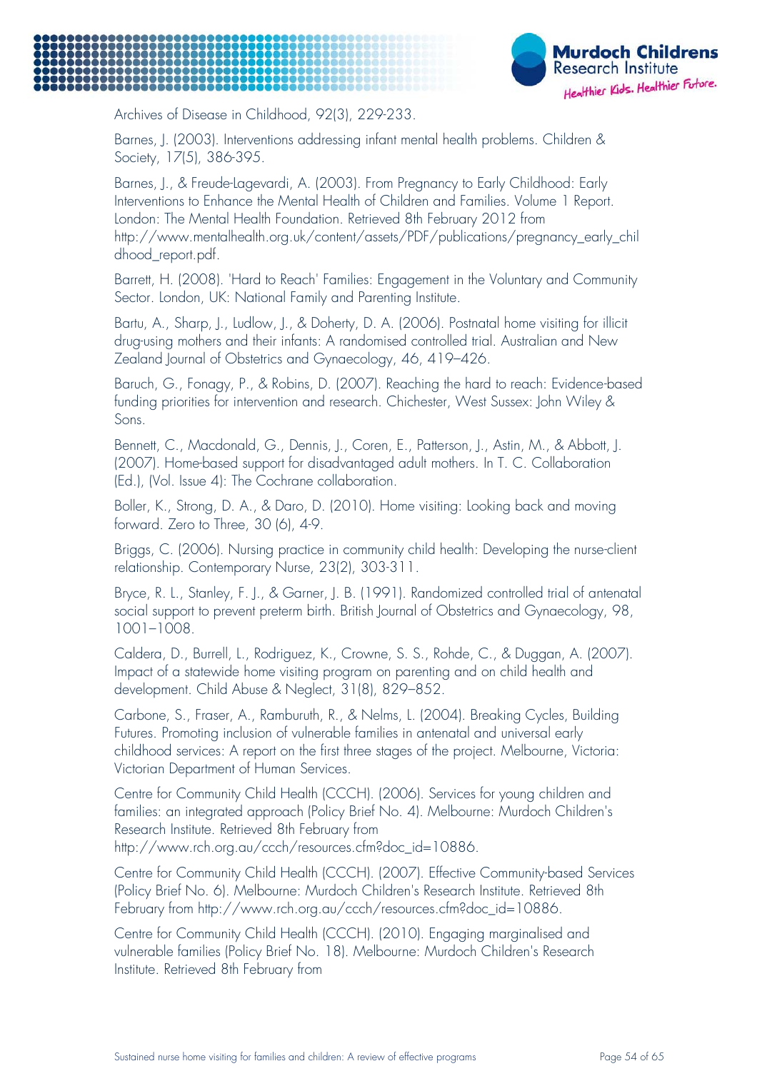Archives of Disease in Childhood, 92(3), 229-233.

Barnes, J. (2003). Interventions addressing infant mental health problems. Children & Society, 17(5), 386-395.

Barnes, J., & Freude-Lagevardi, A. (2003). From Pregnancy to Early Childhood: Early Interventions to Enhance the Mental Health of Children and Families. Volume 1 Report. London: The Mental Health Foundation. Retrieved 8th February 2012 from http://www.mentalhealth.org.uk/content/assets/PDF/publications/pregnancy_early_childhood_report.pdf.

Barrett, H. (2008). 'Hard to Reach' Families: Engagement in the Voluntary and Community Sector. London, UK: National Family and Parenting Institute.

Bartu, A., Sharp, J., Ludlow, J., & Doherty, D. A. (2006). Postnatal home visiting for illicit drug-using mothers and their infants: A randomised controlled trial. Australian and New Zealand Journal of Obstetrics and Gynaecology, 46, 419–426.

Baruch, G., Fonagy, P., & Robins, D. (2007). Reaching the hard to reach: Evidence-based funding priorities for intervention and research. Chichester, West Sussex: John Wiley & Sons.

Bennett, C., Macdonald, G., Dennis, J., Coren, E., Patterson, J., Astin, M., & Abbott, J. (2007). Home-based support for disadvantaged adult mothers. In T. C. Collaboration (Ed.), (Vol. Issue 4): The Cochrane collaboration.

Boller, K., Strong, D. A., & Daro, D. (2010). Home visiting: Looking back and moving forward. Zero to Three, 30 (6), 4-9.

Briggs, C. (2006). Nursing practice in community child health: Developing the nurse-client relationship. Contemporary Nurse, 23(2), 303-311.

Bryce, R. L., Stanley, F. J., & Garner, J. B. (1991). Randomized controlled trial of antenatal social support to prevent preterm birth. British Journal of Obstetrics and Gynaecology, 98, 1001–1008.

Caldera, D., Burrell, L., Rodriguez, K., Crowne, S. S., Rohde, C., & Duggan, A. (2007). Impact of a statewide home visiting program on parenting and on child health and development. Child Abuse & Neglect, 31(8), 829–852.

Carbone, S., Fraser, A., Ramburuth, R., & Nelms, L. (2004). Breaking Cycles, Building Futures. Promoting inclusion of vulnerable families in antenatal and universal early childhood services: A report on the first three stages of the project. Melbourne, Victoria: Victorian Department of Human Services.

Centre for Community Child Health (CCCH). (2006). Services for young children and families: an integrated approach (Policy Brief No. 4). Melbourne: Murdoch Children's Research Institute. Retrieved 8th February from http://www.rch.org.au/ccch/resources.cfm?doc_id=10886.

Centre for Community Child Health (CCCH). (2007). Effective Community-based Services (Policy Brief No. 6). Melbourne: Murdoch Children's Research Institute. Retrieved 8th February from http://www.rch.org.au/ccch/resources.cfm?doc_id=10886.

Centre for Community Child Health (CCCH). (2010). Engaging marginalised and vulnerable families (Policy Brief No. 18). Melbourne: Murdoch Children's Research Institute. Retrieved 8th February from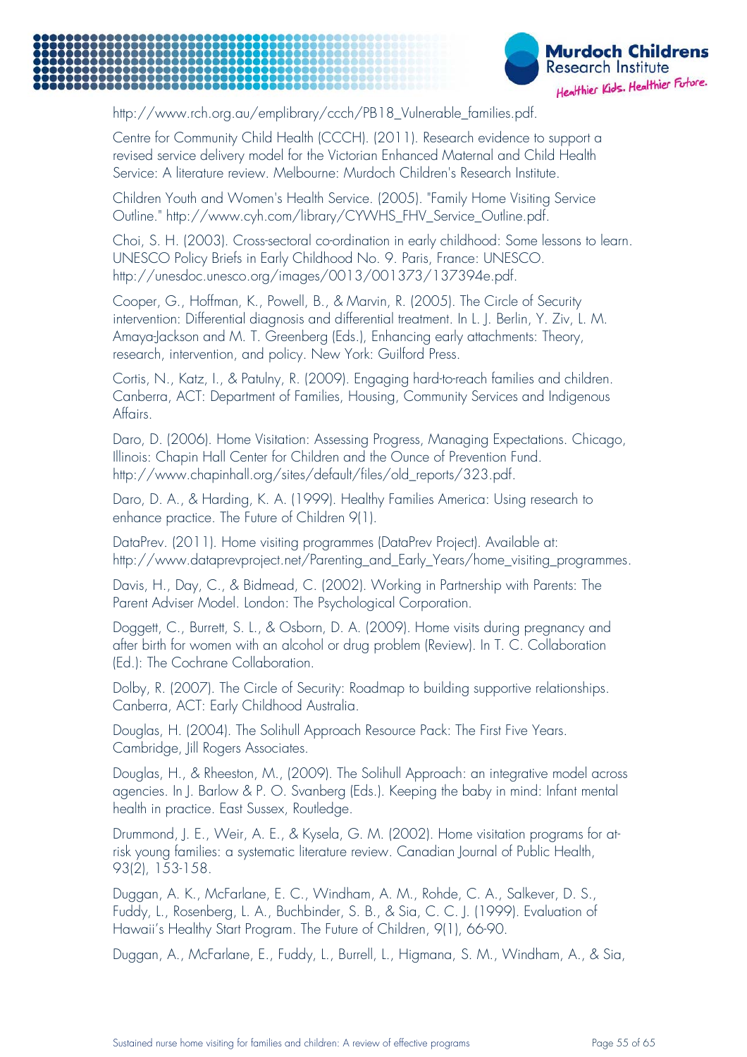http://www.rch.org.au/emplibrary/ccch/PB18_Vulnerable_families.pdf.

Centre for Community Child Health (CCCH). (2011). Research evidence to support a revised service delivery model for the Victorian Enhanced Maternal and Child Health Service: A literature review. Melbourne: Murdoch Children's Research Institute.

Children Youth and Women's Health Service. (2005). "Family Home Visiting Service Outline." http://www.cyh.com/library/CYWHS_FHV_Service_Outline.pdf.

Choi, S. H. (2003). Cross-sectoral co-ordination in early childhood: Some lessons to learn. UNESCO Policy Briefs in Early Childhood No. 9. Paris, France: UNESCO. http://unesdoc.unesco.org/images/0013/001373/137394e.pdf.

Cooper, G., Hoffman, K., Powell, B., & Marvin, R. (2005). The Circle of Security intervention: Differential diagnosis and differential treatment. In L. J. Berlin, Y. Ziv, L. M. Amaya-Jackson and M. T. Greenberg (Eds.), Enhancing early attachments: Theory, research, intervention, and policy. New York: Guilford Press.

Cortis, N., Katz, I., & Patulny, R. (2009). Engaging hard-to-reach families and children. Canberra, ACT: Department of Families, Housing, Community Services and Indigenous Affairs.

Daro, D. (2006). Home Visitation: Assessing Progress, Managing Expectations. Chicago, Illinois: Chapin Hall Center for Children and the Ounce of Prevention Fund. http://www.chapinhall.org/sites/default/files/old_reports/323.pdf.

Daro, D. A., & Harding, K. A. (1999). Healthy Families America: Using research to enhance practice. The Future of Children 9(1).

DataPrev. (2011). Home visiting programmes (DataPrev Project). Available at: http://www.dataprevproject.net/Parenting_and_Early_Years/home_visiting_programmes.

Davis, H., Day, C., & Bidmead, C. (2002). Working in Partnership with Parents: The Parent Adviser Model. London: The Psychological Corporation.

Doggett, C., Burrett, S. L., & Osborn, D. A. (2009). Home visits during pregnancy and after birth for women with an alcohol or drug problem (Review). In T. C. Collaboration (Ed.): The Cochrane Collaboration.

Dolby, R. (2007). The Circle of Security: Roadmap to building supportive relationships. Canberra, ACT: Early Childhood Australia.

Douglas, H. (2004). The Solihull Approach Resource Pack: The First Five Years. Cambridge, Jill Rogers Associates.

Douglas, H., & Rheeston, M., (2009). The Solihull Approach: an integrative model across agencies. In J. Barlow & P. O. Svanberg (Eds.). Keeping the baby in mind: Infant mental health in practice. East Sussex, Routledge.

Drummond, J. E., Weir, A. E., & Kysela, G. M. (2002). Home visitation programs for at-risk young families: a systematic literature review. Canadian Journal of Public Health, 93(2), 153-158.

Duggan, A. K., McFarlane, E. C., Windham, A. M., Rohde, C. A., Salkever, D. S., Fuddy, L., Rosenberg, L. A., Buchbinder, S. B., & Sia, C. C. J. (1999). Evaluation of Hawaii's Healthy Start Program. The Future of Children, 9(1), 66-90.

Duggan, A., McFarlane, E., Fuddy, L., Burrell, L., Higmana, S. M., Windham, A., & Sia,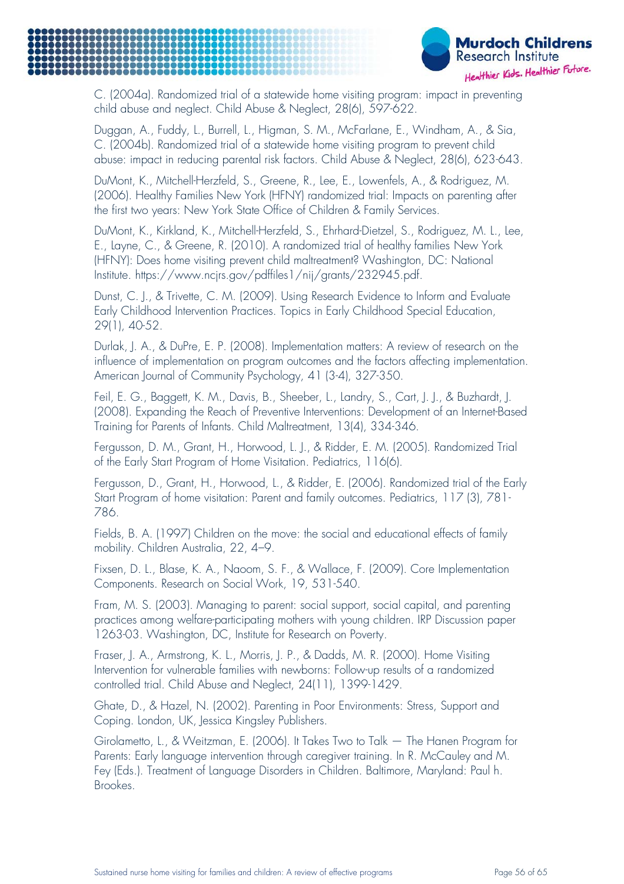C. (2004a). Randomized trial of a statewide home visiting program: impact in preventing child abuse and neglect. Child Abuse & Neglect, 28(6), 597-622.

Duggan, A., Fuddy, L., Burrell, L., Higman, S. M., McFarlane, E., Windham, A., & Sia, C. (2004b). Randomized trial of a statewide home visiting program to prevent child abuse: impact in reducing parental risk factors. Child Abuse & Neglect, 28(6), 623-643.

DuMont, K., Mitchell-Herzfeld, S., Greene, R., Lee, E., Lowenfels, A., & Rodriguez, M. (2006). Healthy Families New York (HFNY) randomized trial: Impacts on parenting after the first two years: New York State Office of Children & Family Services.

DuMont, K., Kirkland, K., Mitchell-Herzfeld, S., Ehrhard-Dietzel, S., Rodriguez, M. L., Lee, E., Layne, C., & Greene, R. (2010). A randomized trial of healthy families New York (HFNY): Does home visiting prevent child maltreatment? Washington, DC: National Institute. https://www.ncjrs.gov/pdffiles1/nij/grants/232945.pdf.

Dunst, C. J., & Trivette, C. M. (2009). Using Research Evidence to Inform and Evaluate Early Childhood Intervention Practices. Topics in Early Childhood Special Education, 29(1), 40-52.

Durlak, J. A., & DuPre, E. P. (2008). Implementation matters: A review of research on the influence of implementation on program outcomes and the factors affecting implementation. American Journal of Community Psychology, 41 (3-4), 327-350.

Feil, E. G., Baggett, K. M., Davis, B., Sheeber, L., Landry, S., Cart, J. J., & Buzhardt, J. (2008). Expanding the Reach of Preventive Interventions: Development of an Internet-Based Training for Parents of Infants. Child Maltreatment, 13(4), 334-346.

Fergusson, D. M., Grant, H., Horwood, L. J., & Ridder, E. M. (2005). Randomized Trial of the Early Start Program of Home Visitation. Pediatrics, 116(6).

Fergusson, D., Grant, H., Horwood, L., & Ridder, E. (2006). Randomized trial of the Early Start Program of home visitation: Parent and family outcomes. Pediatrics, 117 (3), 781-786.

Fields, B. A. (1997) Children on the move: the social and educational effects of family mobility. Children Australia, 22, 4–9.

Fixsen, D. L., Blase, K. A., Naoom, S. F., & Wallace, F. (2009). Core Implementation Components. Research on Social Work, 19, 531-540.

Fram, M. S. (2003). Managing to parent: social support, social capital, and parenting practices among welfare-participating mothers with young children. IRP Discussion paper 1263-03. Washington, DC, Institute for Research on Poverty.

Fraser, J. A., Armstrong, K. L., Morris, J. P., & Dadds, M. R. (2000). Home Visiting Intervention for vulnerable families with newborns: Follow-up results of a randomized controlled trial. Child Abuse and Neglect, 24(11), 1399-1429.

Ghate, D., & Hazel, N. (2002). Parenting in Poor Environments: Stress, Support and Coping. London, UK, Jessica Kingsley Publishers.

Girolametto, L., & Weitzman, E. (2006). It Takes Two to Talk — The Hanen Program for Parents: Early language intervention through caregiver training. In R. McCauley and M. Fey (Eds.). Treatment of Language Disorders in Children. Baltimore, Maryland: Paul h. Brookes.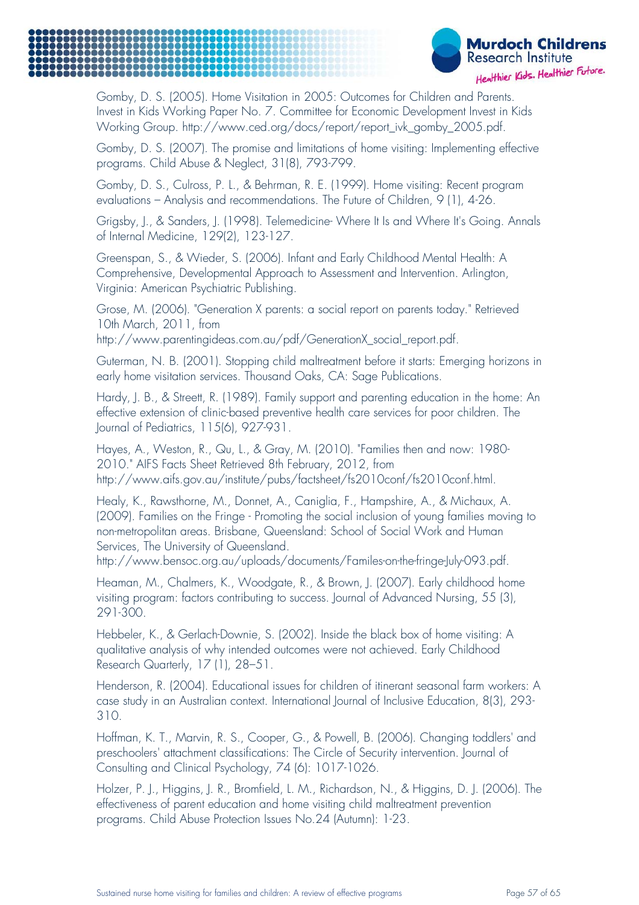Gomby, D. S. (2005). Home Visitation in 2005: Outcomes for Children and Parents. Invest in Kids Working Paper No. 7. Committee for Economic Development Invest in Kids Working Group. http://www.ced.org/docs/report/report_ivk_gomby_2005.pdf.

Gomby, D. S. (2007). The promise and limitations of home visiting: Implementing effective programs. Child Abuse & Neglect, 31(8), 793-799.

Gomby, D. S., Culross, P. L., & Behrman, R. E. (1999). Home visiting: Recent program evaluations – Analysis and recommendations. The Future of Children, 9 (1), 4-26.

Grigsby, J., & Sanders, J. (1998). Telemedicine- Where It Is and Where It's Going. Annals of Internal Medicine, 129(2), 123-127.

Greenspan, S., & Wieder, S. (2006). Infant and Early Childhood Mental Health: A Comprehensive, Developmental Approach to Assessment and Intervention. Arlington, Virginia: American Psychiatric Publishing.

Grose, M. (2006). "Generation X parents: a social report on parents today." Retrieved 10th March, 2011, from http://www.parentingideas.com.au/pdf/GenerationX_social_report.pdf.

Guterman, N. B. (2001). Stopping child maltreatment before it starts: Emerging horizons in early home visitation services. Thousand Oaks, CA: Sage Publications.

Hardy, J. B., & Streett, R. (1989). Family support and parenting education in the home: An effective extension of clinic-based preventive health care services for poor children. The Journal of Pediatrics, 115(6), 927-931.

Hayes, A., Weston, R., Qu, L., & Gray, M. (2010). "Families then and now: 1980-2010." AIFS Facts Sheet Retrieved 8th February, 2012, from http://www.aifs.gov.au/institute/pubs/factsheet/fs2010conf/fs2010conf.html.

Healy, K., Rawsthorne, M., Donnet, A., Caniglia, F., Hampshire, A., & Michaux, A. (2009). Families on the Fringe - Promoting the social inclusion of young families moving to non-metropolitan areas. Brisbane, Queensland: School of Social Work and Human Services, The University of Queensland. http://www.bensoc.org.au/uploads/documents/Familes-on-the-fringe-July-093.pdf.

Heaman, M., Chalmers, K., Woodgate, R., & Brown, J. (2007). Early childhood home visiting program: factors contributing to success. Journal of Advanced Nursing, 55 (3), 291-300.

Hebbeler, K., & Gerlach-Downie, S. (2002). Inside the black box of home visiting: A qualitative analysis of why intended outcomes were not achieved. Early Childhood Research Quarterly, 17 (1), 28–51.

Henderson, R. (2004). Educational issues for children of itinerant seasonal farm workers: A case study in an Australian context. International Journal of Inclusive Education, 8(3), 293-310.

Hoffman, K. T., Marvin, R. S., Cooper, G., & Powell, B. (2006). Changing toddlers' and preschoolers' attachment classifications: The Circle of Security intervention. Journal of Consulting and Clinical Psychology, 74 (6): 1017-1026.

Holzer, P. J., Higgins, J. R., Bromfield, L. M., Richardson, N., & Higgins, D. J. (2006). The effectiveness of parent education and home visiting child maltreatment prevention programs. Child Abuse Protection Issues No.24 (Autumn): 1-23.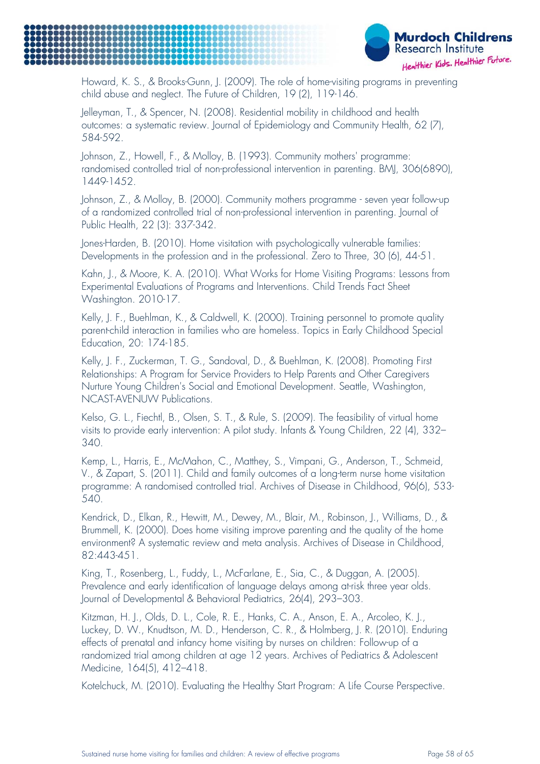Howard, K. S., & Brooks-Gunn, J. (2009). The role of home-visiting programs in preventing child abuse and neglect. The Future of Children, 19 (2), 119-146.

Jelleyman, T., & Spencer, N. (2008). Residential mobility in childhood and health outcomes: a systematic review. Journal of Epidemiology and Community Health, 62 (7), 584-592.

Johnson, Z., Howell, F., & Molloy, B. (1993). Community mothers' programme: randomised controlled trial of non-professional intervention in parenting. BMJ, 306(6890), 1449-1452.

Johnson, Z., & Molloy, B. (2000). Community mothers programme - seven year follow-up of a randomized controlled trial of non-professional intervention in parenting. Journal of Public Health, 22 (3): 337-342.

Jones-Harden, B. (2010). Home visitation with psychologically vulnerable families: Developments in the profession and in the professional. Zero to Three, 30 (6), 44-51.

Kahn, J., & Moore, K. A. (2010). What Works for Home Visiting Programs: Lessons from Experimental Evaluations of Programs and Interventions. Child Trends Fact Sheet Washington. 2010-17.

Kelly, J. F., Buehlman, K., & Caldwell, K. (2000). Training personnel to promote quality parent-child interaction in families who are homeless. Topics in Early Childhood Special Education, 20: 174-185.

Kelly, J. F., Zuckerman, T. G., Sandoval, D., & Buehlman, K. (2008). Promoting First Relationships: A Program for Service Providers to Help Parents and Other Caregivers Nurture Young Children's Social and Emotional Development. Seattle, Washington, NCAST-AVENUW Publications.

Kelso, G. L., Fiechtl, B., Olsen, S. T., & Rule, S. (2009). The feasibility of virtual home visits to provide early intervention: A pilot study. Infants & Young Children, 22 (4), 332–340.

Kemp, L., Harris, E., McMahon, C., Matthey, S., Vimpani, G., Anderson, T., Schmeid, V., & Zapart, S. (2011). Child and family outcomes of a long-term nurse home visitation programme: A randomised controlled trial. Archives of Disease in Childhood, 96(6), 533-540.

Kendrick, D., Elkan, R., Hewitt, M., Dewey, M., Blair, M., Robinson, J., Williams, D., & Brummell, K. (2000). Does home visiting improve parenting and the quality of the home environment? A systematic review and meta analysis. Archives of Disease in Childhood, 82:443-451.

King, T., Rosenberg, L., Fuddy, L., McFarlane, E., Sia, C., & Duggan, A. (2005). Prevalence and early identification of language delays among at-risk three year olds. Journal of Developmental & Behavioral Pediatrics, 26(4), 293–303.

Kitzman, H. J., Olds, D. L., Cole, R. E., Hanks, C. A., Anson, E. A., Arcoleo, K. J., Luckey, D. W., Knudtson, M. D., Henderson, C. R., & Holmberg, J. R. (2010). Enduring effects of prenatal and infancy home visiting by nurses on children: Follow-up of a randomized trial among children at age 12 years. Archives of Pediatrics & Adolescent Medicine, 164(5), 412–418.

Kotelchuck, M. (2010). Evaluating the Healthy Start Program: A Life Course Perspective.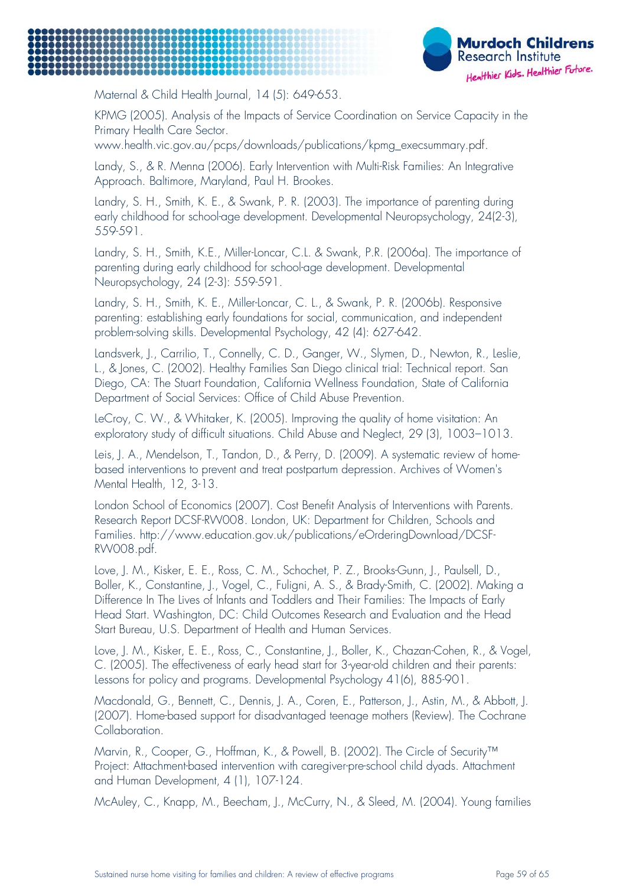Maternal & Child Health Journal, 14 (5): 649-653.

KPMG (2005). Analysis of the Impacts of Service Coordination on Service Capacity in the Primary Health Care Sector. www.health.vic.gov.au/pcps/downloads/publications/kpmg_execsummary.pdf.

Landy, S., & R. Menna (2006). Early Intervention with Multi-Risk Families: An Integrative Approach. Baltimore, Maryland, Paul H. Brookes.

Landry, S. H., Smith, K. E., & Swank, P. R. (2003). The importance of parenting during early childhood for school-age development. Developmental Neuropsychology, 24(2-3), 559-591.

Landry, S. H., Smith, K.E., Miller-Loncar, C.L. & Swank, P.R. (2006a). The importance of parenting during early childhood for school-age development. Developmental Neuropsychology, 24 (2-3): 559-591.

Landry, S. H., Smith, K. E., Miller-Loncar, C. L., & Swank, P. R. (2006b). Responsive parenting: establishing early foundations for social, communication, and independent problem-solving skills. Developmental Psychology, 42 (4): 627-642.

Landsverk, J., Carrilio, T., Connelly, C. D., Ganger, W., Slymen, D., Newton, R., Leslie, L., & Jones, C. (2002). Healthy Families San Diego clinical trial: Technical report. San Diego, CA: The Stuart Foundation, California Wellness Foundation, State of California Department of Social Services: Office of Child Abuse Prevention.

LeCroy, C. W., & Whitaker, K. (2005). Improving the quality of home visitation: An exploratory study of difficult situations. Child Abuse and Neglect, 29 (3), 1003–1013.

Leis, J. A., Mendelson, T., Tandon, D., & Perry, D. (2009). A systematic review of home-based interventions to prevent and treat postpartum depression. Archives of Women's Mental Health, 12, 3-13.

London School of Economics (2007). Cost Benefit Analysis of Interventions with Parents. Research Report DCSF-RW008. London, UK: Department for Children, Schools and Families. http://www.education.gov.uk/publications/eOrderingDownload/DCSF-RW008.pdf.

Love, J. M., Kisker, E. E., Ross, C. M., Schochet, P. Z., Brooks-Gunn, J., Paulsell, D., Boller, K., Constantine, J., Vogel, C., Fuligni, A. S., & Brady-Smith, C. (2002). Making a Difference In The Lives of Infants and Toddlers and Their Families: The Impacts of Early Head Start. Washington, DC: Child Outcomes Research and Evaluation and the Head Start Bureau, U.S. Department of Health and Human Services.

Love, J. M., Kisker, E. E., Ross, C., Constantine, J., Boller, K., Chazan-Cohen, R., & Vogel, C. (2005). The effectiveness of early head start for 3-year-old children and their parents: Lessons for policy and programs. Developmental Psychology 41(6), 885-901.

Macdonald, G., Bennett, C., Dennis, J. A., Coren, E., Patterson, J., Astin, M., & Abbott, J. (2007). Home-based support for disadvantaged teenage mothers (Review). The Cochrane Collaboration.

Marvin, R., Cooper, G., Hoffman, K., & Powell, B. (2002). The Circle of Security™ Project: Attachment-based intervention with caregiver-pre-school child dyads. Attachment and Human Development, 4 (1), 107-124.

McAuley, C., Knapp, M., Beecham, J., McCurry, N., & Sleed, M. (2004). Young families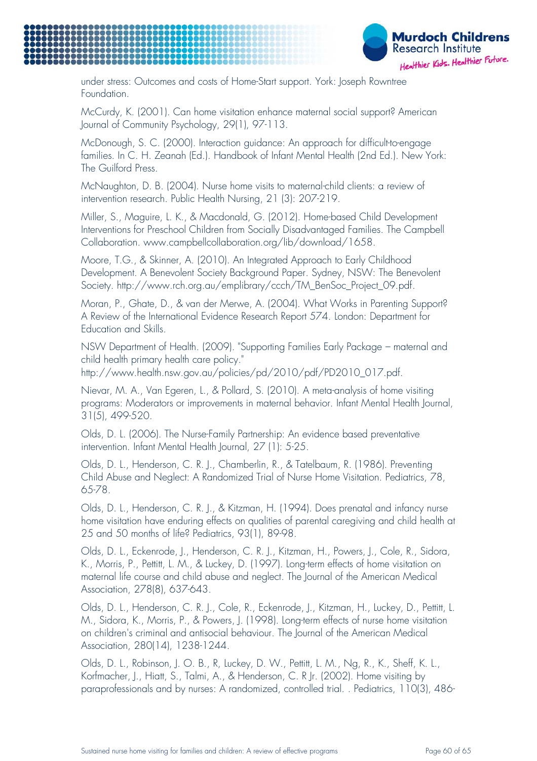under stress: Outcomes and costs of Home-Start support. York: Joseph Rowntree Foundation.

McCurdy, K. (2001). Can home visitation enhance maternal social support? American Journal of Community Psychology, 29(1), 97-113.

McDonough, S. C. (2000). Interaction guidance: An approach for difficult-to-engage families. In C. H. Zeanah (Ed.). Handbook of Infant Mental Health (2nd Ed.). New York: The Guilford Press.

McNaughton, D. B. (2004). Nurse home visits to maternal-child clients: a review of intervention research. Public Health Nursing, 21 (3): 207-219.

Miller, S., Maguire, L. K., & Macdonald, G. (2012). Home-based Child Development Interventions for Preschool Children from Socially Disadvantaged Families. The Campbell Collaboration. www.campbellcollaboration.org/lib/download/1658.

Moore, T.G., & Skinner, A. (2010). An Integrated Approach to Early Childhood Development. A Benevolent Society Background Paper. Sydney, NSW: The Benevolent Society. http://www.rch.org.au/emplibrary/ccch/TM_BenSoc_Project_09.pdf.

Moran, P., Ghate, D., & van der Merwe, A. (2004). What Works in Parenting Support? A Review of the International Evidence Research Report 574. London: Department for Education and Skills.

NSW Department of Health. (2009). "Supporting Families Early Package – maternal and child health primary health care policy." http://www.health.nsw.gov.au/policies/pd/2010/pdf/PD2010_017.pdf.

Nievar, M. A., Van Egeren, L., & Pollard, S. (2010). A meta-analysis of home visiting programs: Moderators or improvements in maternal behavior. Infant Mental Health Journal, 31(5), 499-520.

Olds, D. L. (2006). The Nurse-Family Partnership: An evidence based preventative intervention. Infant Mental Health Journal, 27 (1): 5-25.

Olds, D. L., Henderson, C. R. J., Chamberlin, R., & Tatelbaum, R. (1986). Preventing Child Abuse and Neglect: A Randomized Trial of Nurse Home Visitation. Pediatrics, 78, 65-78.

Olds, D. L., Henderson, C. R. J., & Kitzman, H. (1994). Does prenatal and infancy nurse home visitation have enduring effects on qualities of parental caregiving and child health at 25 and 50 months of life? Pediatrics, 93(1), 89-98.

Olds, D. L., Eckenrode, J., Henderson, C. R. J., Kitzman, H., Powers, J., Cole, R., Sidora, K., Morris, P., Pettitt, L. M., & Luckey, D. (1997). Long-term effects of home visitation on maternal life course and child abuse and neglect. The Journal of the American Medical Association, 278(8), 637-643.

Olds, D. L., Henderson, C. R. J., Cole, R., Eckenrode, J., Kitzman, H., Luckey, D., Pettitt, L. M., Sidora, K., Morris, P., & Powers, J. (1998). Long-term effects of nurse home visitation on children's criminal and antisocial behaviour. The Journal of the American Medical Association, 280(14), 1238-1244.

Olds, D. L., Robinson, J. O. B., R, Luckey, D. W., Pettitt, L. M., Ng, R., K., Sheff, K. L., Korfmacher, J., Hiatt, S., Talmi, A., & Henderson, C. R Jr. (2002). Home visiting by paraprofessionals and by nurses: A randomized, controlled trial. . Pediatrics, 110(3), 486-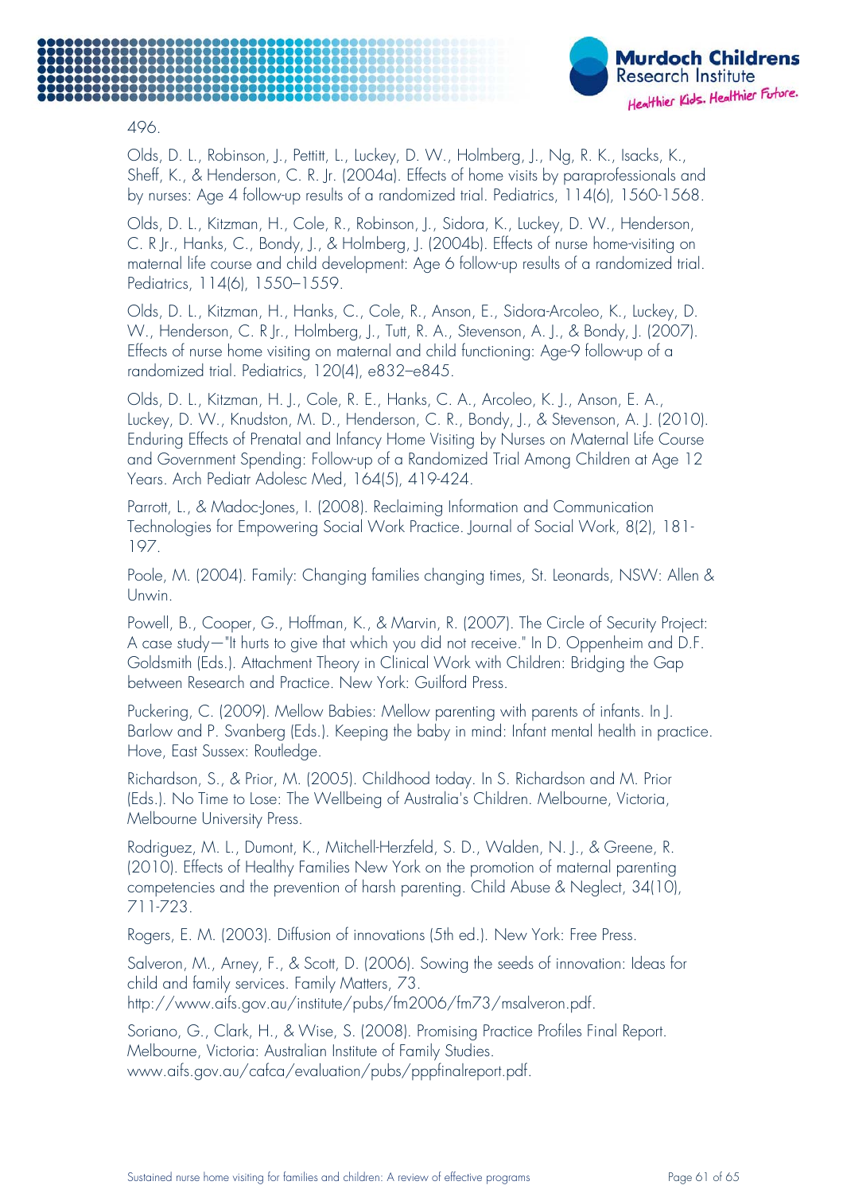496.

Olds, D. L., Robinson, J., Pettitt, L., Luckey, D. W., Holmberg, J., Ng, R. K., Isacks, K., Sheff, K., & Henderson, C. R. Jr. (2004a). Effects of home visits by paraprofessionals and by nurses: Age 4 follow-up results of a randomized trial. Pediatrics, 114(6), 1560-1568.

Olds, D. L., Kitzman, H., Cole, R., Robinson, J., Sidora, K., Luckey, D. W., Henderson, C. R Jr., Hanks, C., Bondy, J., & Holmberg, J. (2004b). Effects of nurse home-visiting on maternal life course and child development: Age 6 follow-up results of a randomized trial. Pediatrics, 114(6), 1550–1559.

Olds, D. L., Kitzman, H., Hanks, C., Cole, R., Anson, E., Sidora-Arcoleo, K., Luckey, D. W., Henderson, C. R Jr., Holmberg, J., Tutt, R. A., Stevenson, A. J., & Bondy, J. (2007). Effects of nurse home visiting on maternal and child functioning: Age-9 follow-up of a randomized trial. Pediatrics, 120(4), e832–e845.

Olds, D. L., Kitzman, H. J., Cole, R. E., Hanks, C. A., Arcoleo, K. J., Anson, E. A., Luckey, D. W., Knudston, M. D., Henderson, C. R., Bondy, J., & Stevenson, A. J. (2010). Enduring Effects of Prenatal and Infancy Home Visiting by Nurses on Maternal Life Course and Government Spending: Follow-up of a Randomized Trial Among Children at Age 12 Years. Arch Pediatr Adolesc Med, 164(5), 419-424.

Parrott, L., & Madoc-Jones, I. (2008). Reclaiming Information and Communication Technologies for Empowering Social Work Practice. Journal of Social Work, 8(2), 181-197.

Poole, M. (2004). Family: Changing families changing times, St. Leonards, NSW: Allen & Unwin.

Powell, B., Cooper, G., Hoffman, K., & Marvin, R. (2007). The Circle of Security Project: A case study—"It hurts to give that which you did not receive." In D. Oppenheim and D.F. Goldsmith (Eds.). Attachment Theory in Clinical Work with Children: Bridging the Gap between Research and Practice. New York: Guilford Press.

Puckering, C. (2009). Mellow Babies: Mellow parenting with parents of infants. In J. Barlow and P. Svanberg (Eds.). Keeping the baby in mind: Infant mental health in practice. Hove, East Sussex: Routledge.

Richardson, S., & Prior, M. (2005). Childhood today. In S. Richardson and M. Prior (Eds.). No Time to Lose: The Wellbeing of Australia's Children. Melbourne, Victoria, Melbourne University Press.

Rodriguez, M. L., Dumont, K., Mitchell-Herzfeld, S. D., Walden, N. J., & Greene, R. (2010). Effects of Healthy Families New York on the promotion of maternal parenting competencies and the prevention of harsh parenting. Child Abuse & Neglect, 34(10), 711-723.

Rogers, E. M. (2003). Diffusion of innovations (5th ed.). New York: Free Press.

Salveron, M., Arney, F., & Scott, D. (2006). Sowing the seeds of innovation: Ideas for child and family services. Family Matters, 73. http://www.aifs.gov.au/institute/pubs/fm2006/fm73/msalveron.pdf.

Soriano, G., Clark, H., & Wise, S. (2008). Promising Practice Profiles Final Report. Melbourne, Victoria: Australian Institute of Family Studies. www.aifs.gov.au/cafca/evaluation/pubs/pppfinalreport.pdf.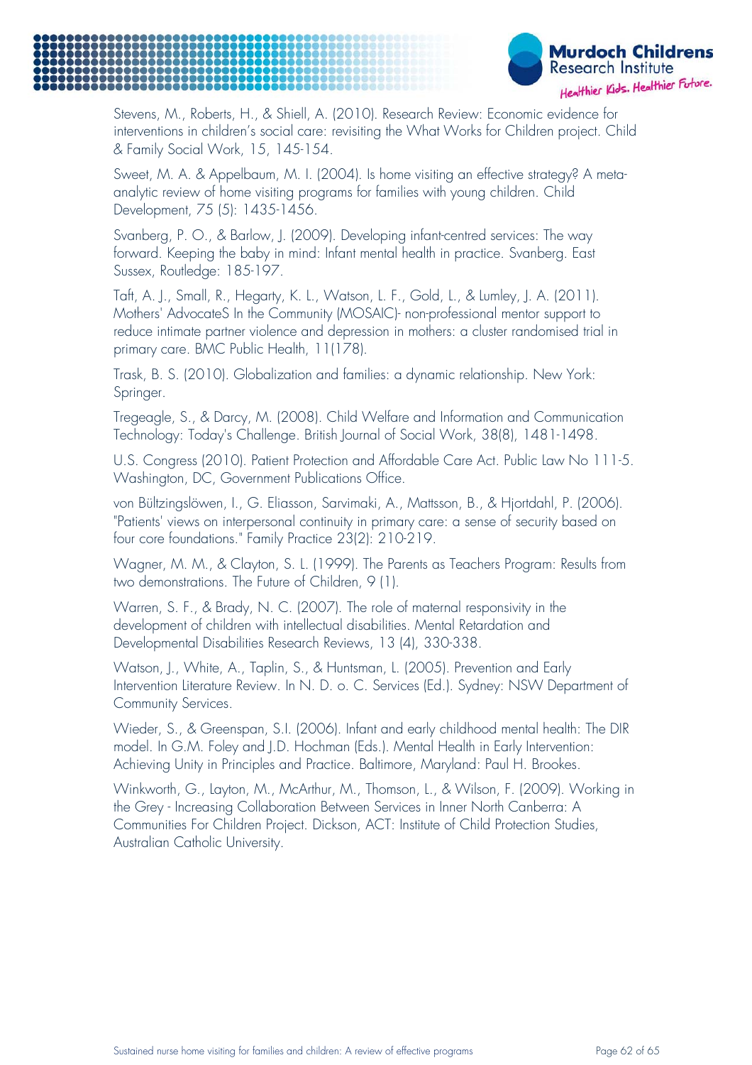Stevens, M., Roberts, H., & Shiell, A. (2010). Research Review: Economic evidence for interventions in children's social care: revisiting the What Works for Children project. Child & Family Social Work, 15, 145-154.

Sweet, M. A. & Appelbaum, M. I. (2004). Is home visiting an effective strategy? A meta-analytic review of home visiting programs for families with young children. Child Development, 75 (5): 1435-1456.

Svanberg, P. O., & Barlow, J. (2009). Developing infant-centred services: The way forward. Keeping the baby in mind: Infant mental health in practice. Svanberg. East Sussex, Routledge: 185-197.

Taft, A. J., Small, R., Hegarty, K. L., Watson, L. F., Gold, L., & Lumley, J. A. (2011). Mothers' AdvocateS In the Community (MOSAIC)- non-professional mentor support to reduce intimate partner violence and depression in mothers: a cluster randomised trial in primary care. BMC Public Health, 11(178).

Trask, B. S. (2010). Globalization and families: a dynamic relationship. New York: Springer.

Tregeagle, S., & Darcy, M. (2008). Child Welfare and Information and Communication Technology: Today's Challenge. British Journal of Social Work, 38(8), 1481-1498.

U.S. Congress (2010). Patient Protection and Affordable Care Act. Public Law No 111-5. Washington, DC, Government Publications Office.

von Bültzingslöwen, I., G. Eliasson, Sarvimaki, A., Mattsson, B., & Hjortdahl, P. (2006). "Patients' views on interpersonal continuity in primary care: a sense of security based on four core foundations." Family Practice 23(2): 210-219.

Wagner, M. M., & Clayton, S. L. (1999). The Parents as Teachers Program: Results from two demonstrations. The Future of Children, 9 (1).

Warren, S. F., & Brady, N. C. (2007). The role of maternal responsivity in the development of children with intellectual disabilities. Mental Retardation and Developmental Disabilities Research Reviews, 13 (4), 330-338.

Watson, J., White, A., Taplin, S., & Huntsman, L. (2005). Prevention and Early Intervention Literature Review. In N. D. o. C. Services (Ed.). Sydney: NSW Department of Community Services.

Wieder, S., & Greenspan, S.I. (2006). Infant and early childhood mental health: The DIR model. In G.M. Foley and J.D. Hochman (Eds.). Mental Health in Early Intervention: Achieving Unity in Principles and Practice. Baltimore, Maryland: Paul H. Brookes.

Winkworth, G., Layton, M., McArthur, M., Thomson, L., & Wilson, F. (2009). Working in the Grey - Increasing Collaboration Between Services in Inner North Canberra: A Communities For Children Project. Dickson, ACT: Institute of Child Protection Studies, Australian Catholic University.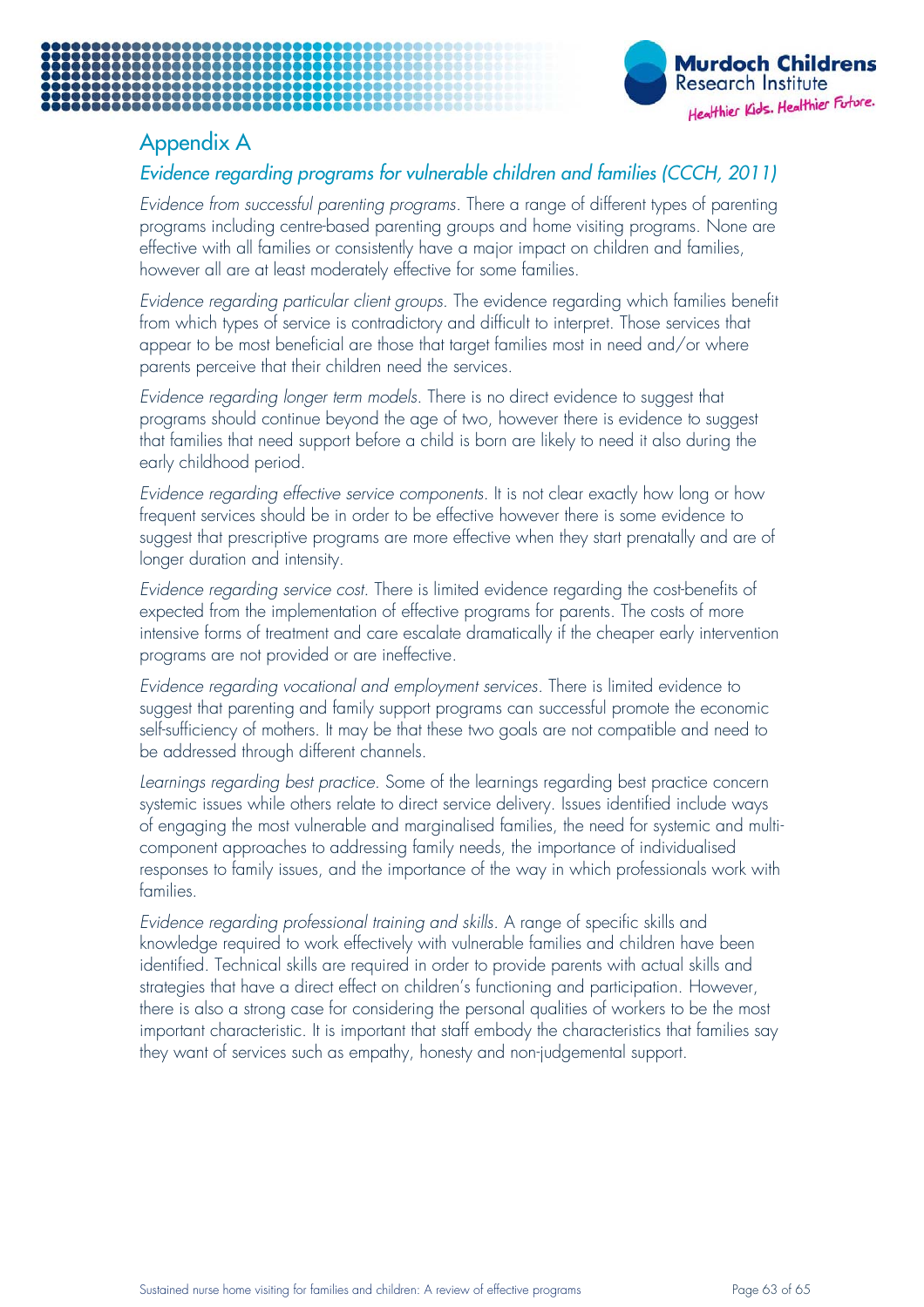# Appendix A

## *Evidence regarding programs for vulnerable children and families (CCCH, 2011)*

*Evidence from successful parenting programs*. There a range of different types of parenting programs including centre-based parenting groups and home visiting programs. None are effective with all families or consistently have a major impact on children and families, however all are at least moderately effective for some families.

*Evidence regarding particular client groups*. The evidence regarding which families benefit from which types of service is contradictory and difficult to interpret. Those services that appear to be most beneficial are those that target families most in need and/or where parents perceive that their children need the services.

*Evidence regarding longer term models*. There is no direct evidence to suggest that programs should continue beyond the age of two, however there is evidence to suggest that families that need support before a child is born are likely to need it also during the early childhood period.

*Evidence regarding effective service components*. It is not clear exactly how long or how frequent services should be in order to be effective however there is some evidence to suggest that prescriptive programs are more effective when they start prenatally and are of longer duration and intensity.

*Evidence regarding service cost*. There is limited evidence regarding the cost-benefits of expected from the implementation of effective programs for parents. The costs of more intensive forms of treatment and care escalate dramatically if the cheaper early intervention programs are not provided or are ineffective.

*Evidence regarding vocational and employment services*. There is limited evidence to suggest that parenting and family support programs can successful promote the economic self-sufficiency of mothers. It may be that these two goals are not compatible and need to be addressed through different channels.

*Learnings regarding best practice*. Some of the learnings regarding best practice concern systemic issues while others relate to direct service delivery. Issues identified include ways of engaging the most vulnerable and marginalised families, the need for systemic and multi-component approaches to addressing family needs, the importance of individualised responses to family issues, and the importance of the way in which professionals work with families.

*Evidence regarding professional training and skills*. A range of specific skills and knowledge required to work effectively with vulnerable families and children have been identified. Technical skills are required in order to provide parents with actual skills and strategies that have a direct effect on children's functioning and participation. However, there is also a strong case for considering the personal qualities of workers to be the most important characteristic. It is important that staff embody the characteristics that families say they want of services such as empathy, honesty and non-judgemental support.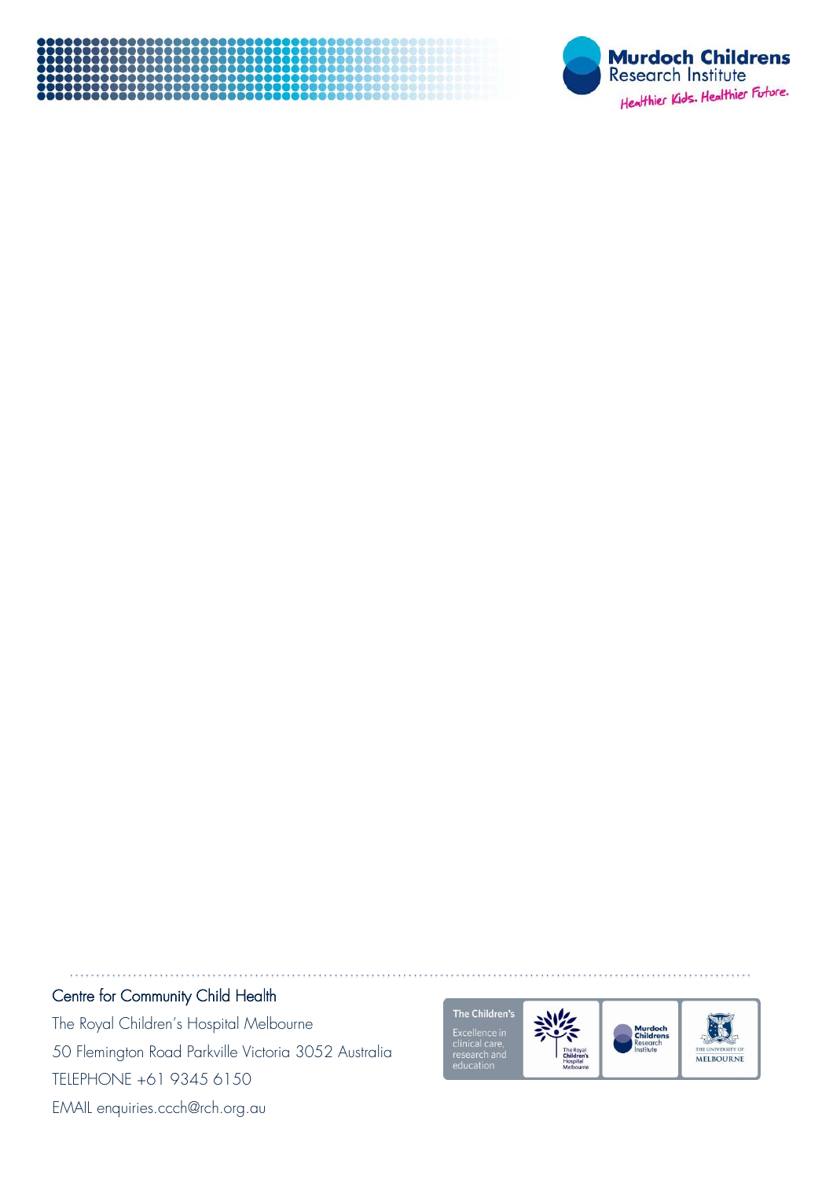Centre for Community Child Health

The Royal Children's Hospital Melbourne

50 Flemington Road Parkville Victoria 3052 Australia

TELEPHONE +61 9345 6150

EMAIL enquiries.ccch@rch.org.au